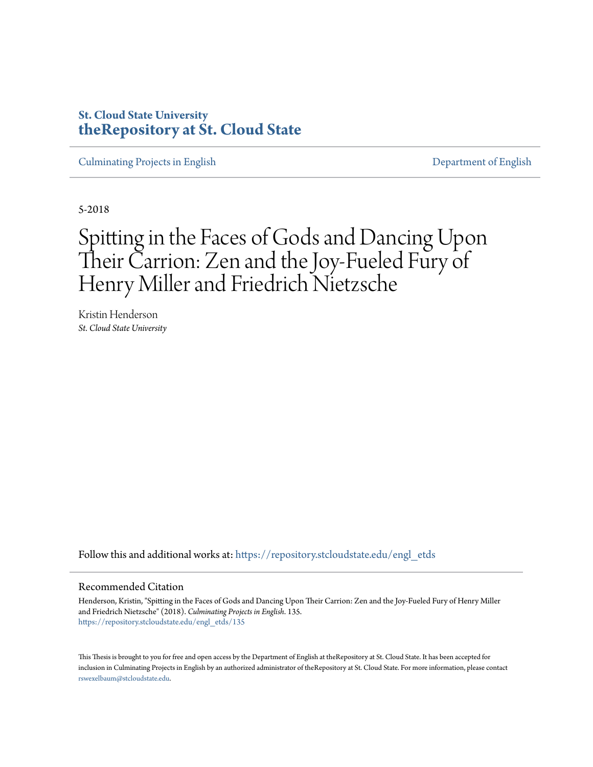St. Cloud State University
**theRepository at St. Cloud State**

Culminating Projects in English | Department of English

5-2018

# Spitting in the Faces of Gods and Dancing Upon Their Carrion: Zen and the Joy-Fueled Fury of Henry Miller and Friedrich Nietzsche

Kristin Henderson
*St. Cloud State University*

Follow this and additional works at: https://repository.stcloudstate.edu/engl_etds

## Recommended Citation

Henderson, Kristin, "Spitting in the Faces of Gods and Dancing Upon Their Carrion: Zen and the Joy-Fueled Fury of Henry Miller and Friedrich Nietzsche" (2018). *Culminating Projects in English*. 135.
https://repository.stcloudstate.edu/engl_etds/135

This Thesis is brought to you for free and open access by the Department of English at theRepository at St. Cloud State. It has been accepted for inclusion in Culminating Projects in English by an authorized administrator of theRepository at St. Cloud State. For more information, please contact rswexelbaum@stcloudstate.edu.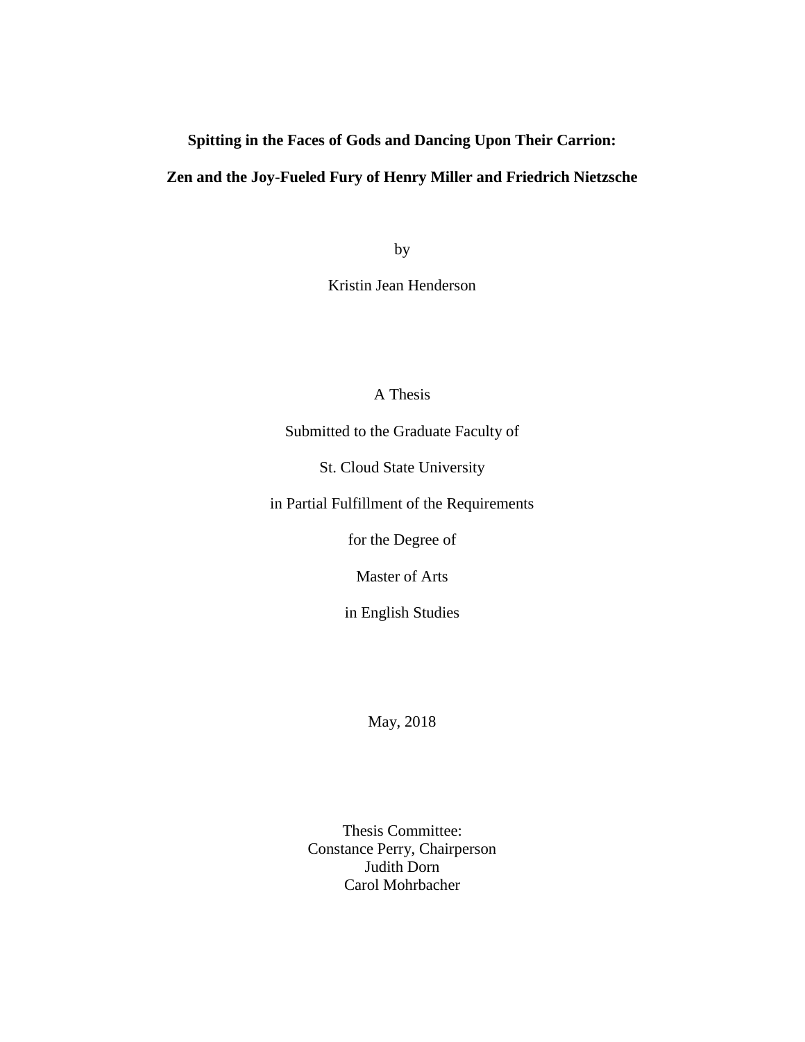**Spitting in the Faces of Gods and Dancing Upon Their Carrion:**

**Zen and the Joy-Fueled Fury of Henry Miller and Friedrich Nietzsche**

by

Kristin Jean Henderson

A Thesis

Submitted to the Graduate Faculty of

St. Cloud State University

in Partial Fulfillment of the Requirements

for the Degree of

Master of Arts

in English Studies

May, 2018

Thesis Committee:
Constance Perry, Chairperson
Judith Dorn
Carol Mohrbacher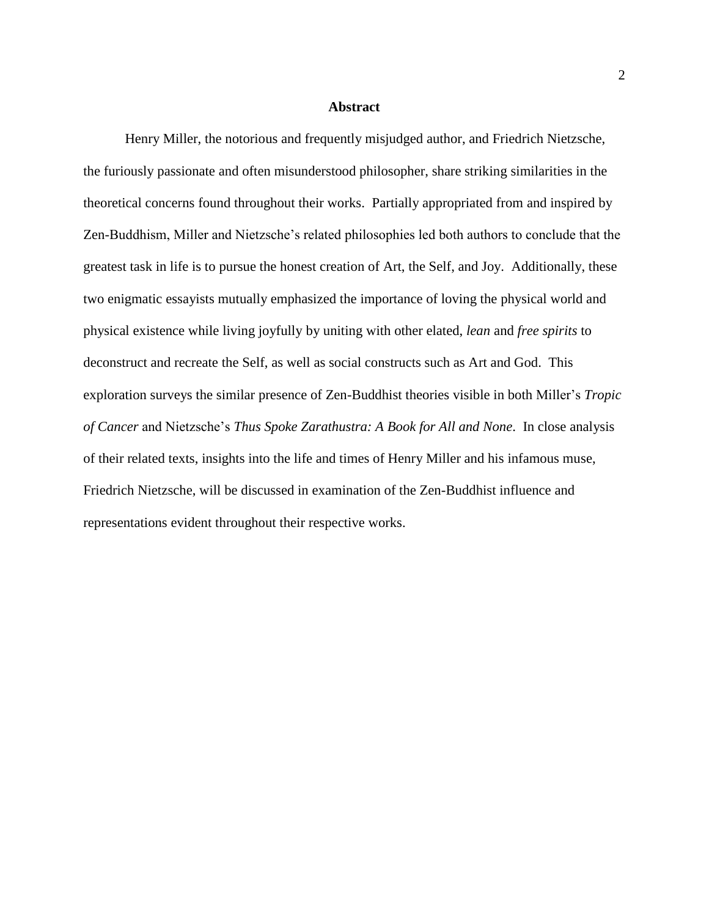**Abstract**

Henry Miller, the notorious and frequently misjudged author, and Friedrich Nietzsche, the furiously passionate and often misunderstood philosopher, share striking similarities in the theoretical concerns found throughout their works. Partially appropriated from and inspired by Zen-Buddhism, Miller and Nietzsche's related philosophies led both authors to conclude that the greatest task in life is to pursue the honest creation of Art, the Self, and Joy. Additionally, these two enigmatic essayists mutually emphasized the importance of loving the physical world and physical existence while living joyfully by uniting with other elated, *lean* and *free spirits* to deconstruct and recreate the Self, as well as social constructs such as Art and God. This exploration surveys the similar presence of Zen-Buddhist theories visible in both Miller's *Tropic of Cancer* and Nietzsche's *Thus Spoke Zarathustra: A Book for All and None*. In close analysis of their related texts, insights into the life and times of Henry Miller and his infamous muse, Friedrich Nietzsche, will be discussed in examination of the Zen-Buddhist influence and representations evident throughout their respective works.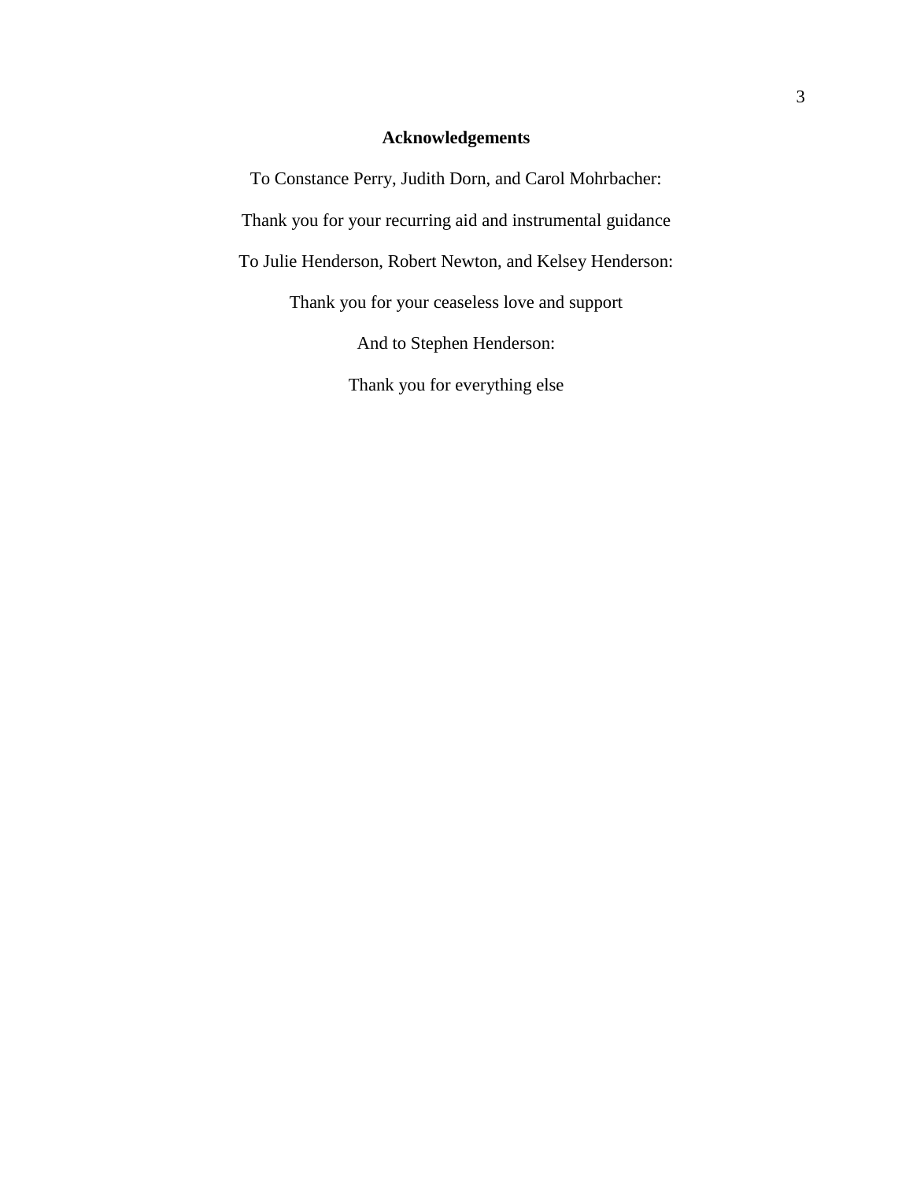## Acknowledgements

To Constance Perry, Judith Dorn, and Carol Mohrbacher:

Thank you for your recurring aid and instrumental guidance

To Julie Henderson, Robert Newton, and Kelsey Henderson:

Thank you for your ceaseless love and support

And to Stephen Henderson:

Thank you for everything else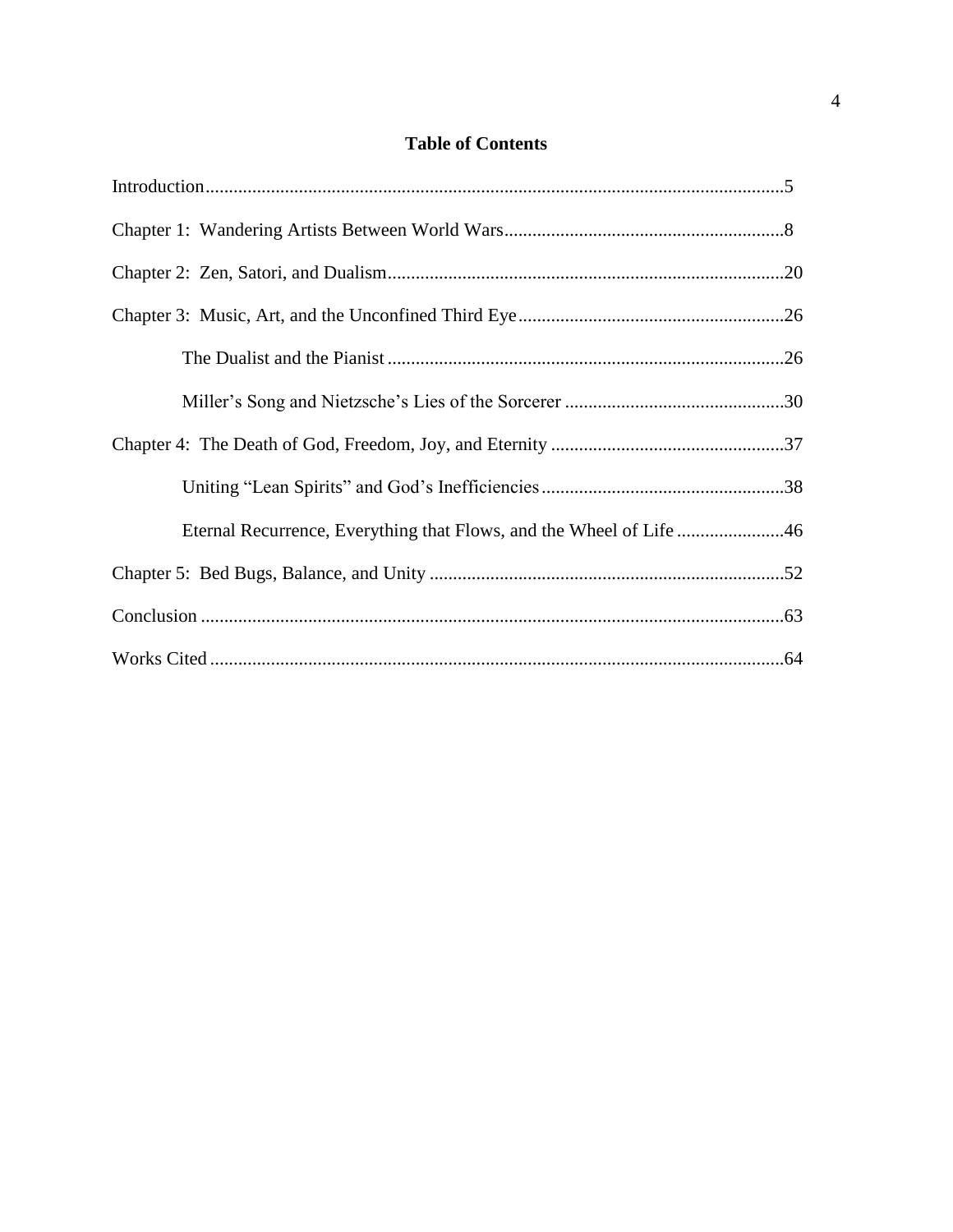# Table of Contents

Introduction..........................................................................................................................5

Chapter 1: Wandering Artists Between World Wars............................................................8

Chapter 2: Zen, Satori, and Dualism....................................................................................20

Chapter 3: Music, Art, and the Unconfined Third Eye.........................................................26

- The Dualist and the Pianist....................................................................................26
- Miller's Song and Nietzsche's Lies of the Sorcerer...............................................30

Chapter 4: The Death of God, Freedom, Joy, and Eternity..................................................37

- Uniting "Lean Spirits" and God's Inefficiencies....................................................38
- Eternal Recurrence, Everything that Flows, and the Wheel of Life.......................46

Chapter 5: Bed Bugs, Balance, and Unity............................................................................52

Conclusion............................................................................................................................63

Works Cited..........................................................................................................................64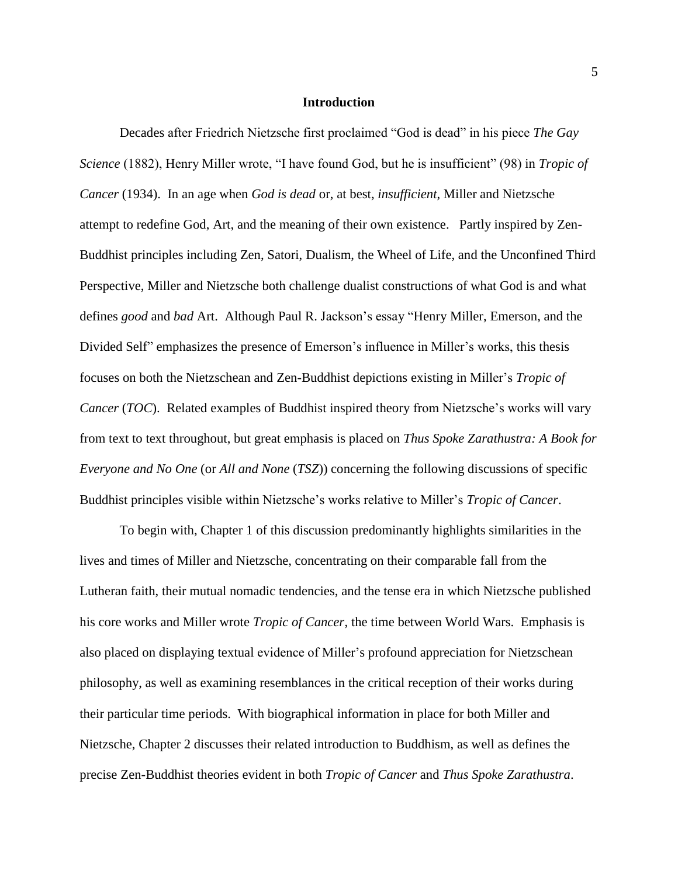## Introduction

Decades after Friedrich Nietzsche first proclaimed "God is dead" in his piece *The Gay Science* (1882), Henry Miller wrote, "I have found God, but he is insufficient" (98) in *Tropic of Cancer* (1934). In an age when *God is dead* or, at best, *insufficient*, Miller and Nietzsche attempt to redefine God, Art, and the meaning of their own existence. Partly inspired by Zen-Buddhist principles including Zen, Satori, Dualism, the Wheel of Life, and the Unconfined Third Perspective, Miller and Nietzsche both challenge dualist constructions of what God is and what defines *good* and *bad* Art. Although Paul R. Jackson's essay "Henry Miller, Emerson, and the Divided Self" emphasizes the presence of Emerson's influence in Miller's works, this thesis focuses on both the Nietzschean and Zen-Buddhist depictions existing in Miller's *Tropic of Cancer* (*TOC*). Related examples of Buddhist inspired theory from Nietzsche's works will vary from text to text throughout, but great emphasis is placed on *Thus Spoke Zarathustra: A Book for Everyone and No One* (or *All and None* (*TSZ*)) concerning the following discussions of specific Buddhist principles visible within Nietzsche's works relative to Miller's *Tropic of Cancer*.

To begin with, Chapter 1 of this discussion predominantly highlights similarities in the lives and times of Miller and Nietzsche, concentrating on their comparable fall from the Lutheran faith, their mutual nomadic tendencies, and the tense era in which Nietzsche published his core works and Miller wrote *Tropic of Cancer*, the time between World Wars. Emphasis is also placed on displaying textual evidence of Miller's profound appreciation for Nietzschean philosophy, as well as examining resemblances in the critical reception of their works during their particular time periods. With biographical information in place for both Miller and Nietzsche, Chapter 2 discusses their related introduction to Buddhism, as well as defines the precise Zen-Buddhist theories evident in both *Tropic of Cancer* and *Thus Spoke Zarathustra*.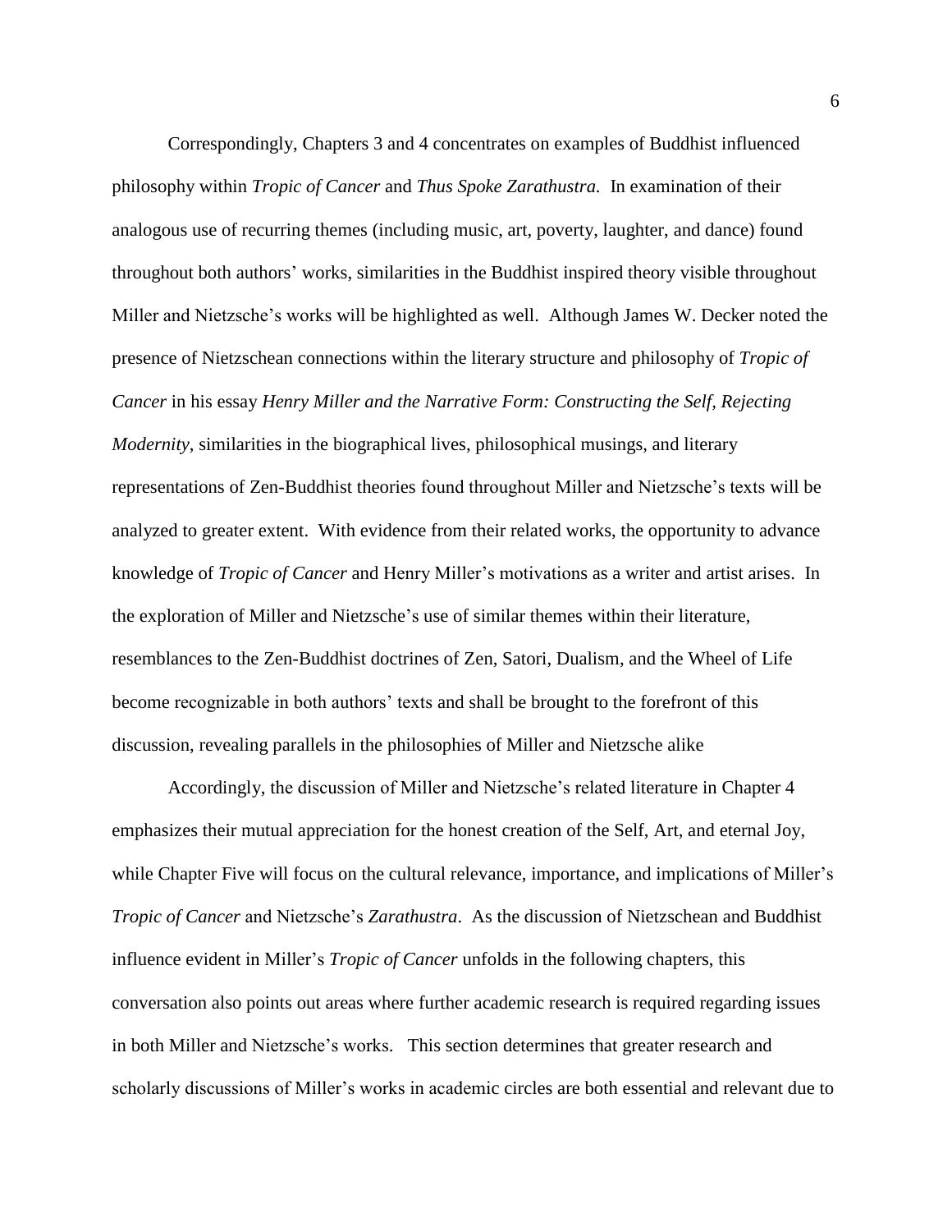Correspondingly, Chapters 3 and 4 concentrates on examples of Buddhist influenced philosophy within *Tropic of Cancer* and *Thus Spoke Zarathustra.* In examination of their analogous use of recurring themes (including music, art, poverty, laughter, and dance) found throughout both authors' works, similarities in the Buddhist inspired theory visible throughout Miller and Nietzsche's works will be highlighted as well. Although James W. Decker noted the presence of Nietzschean connections within the literary structure and philosophy of *Tropic of Cancer* in his essay *Henry Miller and the Narrative Form: Constructing the Self, Rejecting Modernity*, similarities in the biographical lives, philosophical musings, and literary representations of Zen-Buddhist theories found throughout Miller and Nietzsche's texts will be analyzed to greater extent. With evidence from their related works, the opportunity to advance knowledge of *Tropic of Cancer* and Henry Miller's motivations as a writer and artist arises. In the exploration of Miller and Nietzsche's use of similar themes within their literature, resemblances to the Zen-Buddhist doctrines of Zen, Satori, Dualism, and the Wheel of Life become recognizable in both authors' texts and shall be brought to the forefront of this discussion, revealing parallels in the philosophies of Miller and Nietzsche alike

Accordingly, the discussion of Miller and Nietzsche's related literature in Chapter 4 emphasizes their mutual appreciation for the honest creation of the Self, Art, and eternal Joy, while Chapter Five will focus on the cultural relevance, importance, and implications of Miller's *Tropic of Cancer* and Nietzsche's *Zarathustra*. As the discussion of Nietzschean and Buddhist influence evident in Miller's *Tropic of Cancer* unfolds in the following chapters, this conversation also points out areas where further academic research is required regarding issues in both Miller and Nietzsche's works. This section determines that greater research and scholarly discussions of Miller's works in academic circles are both essential and relevant due to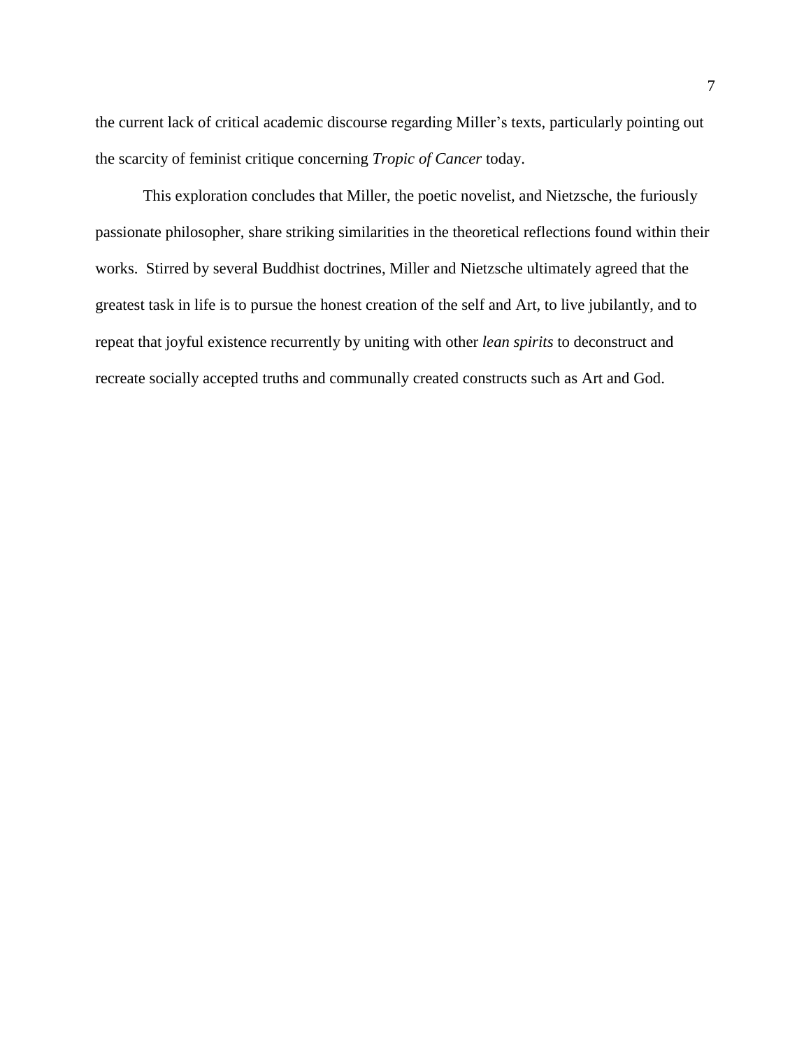the current lack of critical academic discourse regarding Miller's texts, particularly pointing out the scarcity of feminist critique concerning *Tropic of Cancer* today.

This exploration concludes that Miller, the poetic novelist, and Nietzsche, the furiously passionate philosopher, share striking similarities in the theoretical reflections found within their works. Stirred by several Buddhist doctrines, Miller and Nietzsche ultimately agreed that the greatest task in life is to pursue the honest creation of the self and Art, to live jubilantly, and to repeat that joyful existence recurrently by uniting with other *lean spirits* to deconstruct and recreate socially accepted truths and communally created constructs such as Art and God.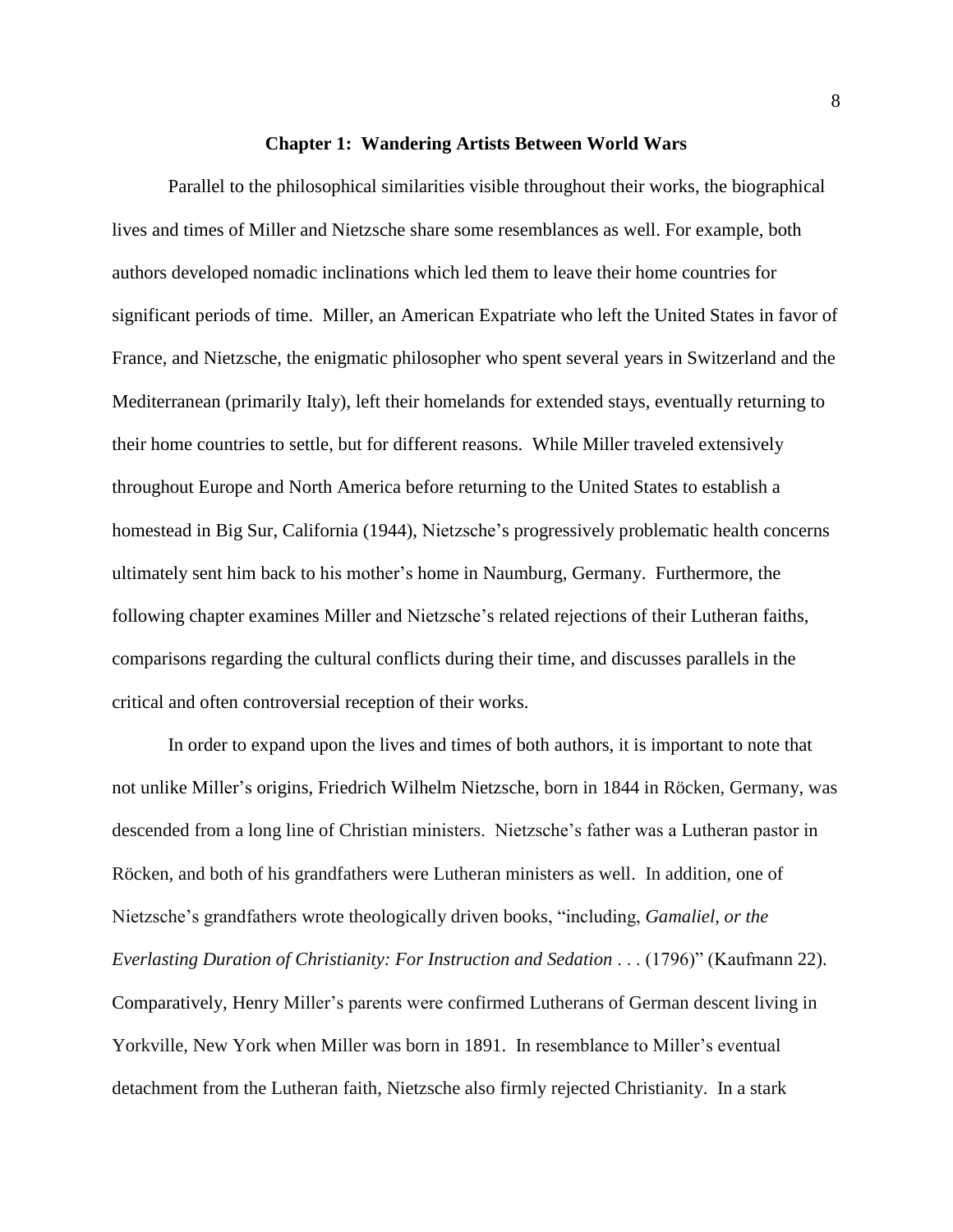## Chapter 1: Wandering Artists Between World Wars

Parallel to the philosophical similarities visible throughout their works, the biographical lives and times of Miller and Nietzsche share some resemblances as well. For example, both authors developed nomadic inclinations which led them to leave their home countries for significant periods of time. Miller, an American Expatriate who left the United States in favor of France, and Nietzsche, the enigmatic philosopher who spent several years in Switzerland and the Mediterranean (primarily Italy), left their homelands for extended stays, eventually returning to their home countries to settle, but for different reasons. While Miller traveled extensively throughout Europe and North America before returning to the United States to establish a homestead in Big Sur, California (1944), Nietzsche's progressively problematic health concerns ultimately sent him back to his mother's home in Naumburg, Germany. Furthermore, the following chapter examines Miller and Nietzsche's related rejections of their Lutheran faiths, comparisons regarding the cultural conflicts during their time, and discusses parallels in the critical and often controversial reception of their works.

In order to expand upon the lives and times of both authors, it is important to note that not unlike Miller's origins, Friedrich Wilhelm Nietzsche, born in 1844 in Röcken, Germany, was descended from a long line of Christian ministers. Nietzsche's father was a Lutheran pastor in Röcken, and both of his grandfathers were Lutheran ministers as well. In addition, one of Nietzsche's grandfathers wrote theologically driven books, "including, *Gamaliel, or the Everlasting Duration of Christianity: For Instruction and Sedation* . . . (1796)" (Kaufmann 22). Comparatively, Henry Miller's parents were confirmed Lutherans of German descent living in Yorkville, New York when Miller was born in 1891. In resemblance to Miller's eventual detachment from the Lutheran faith, Nietzsche also firmly rejected Christianity. In a stark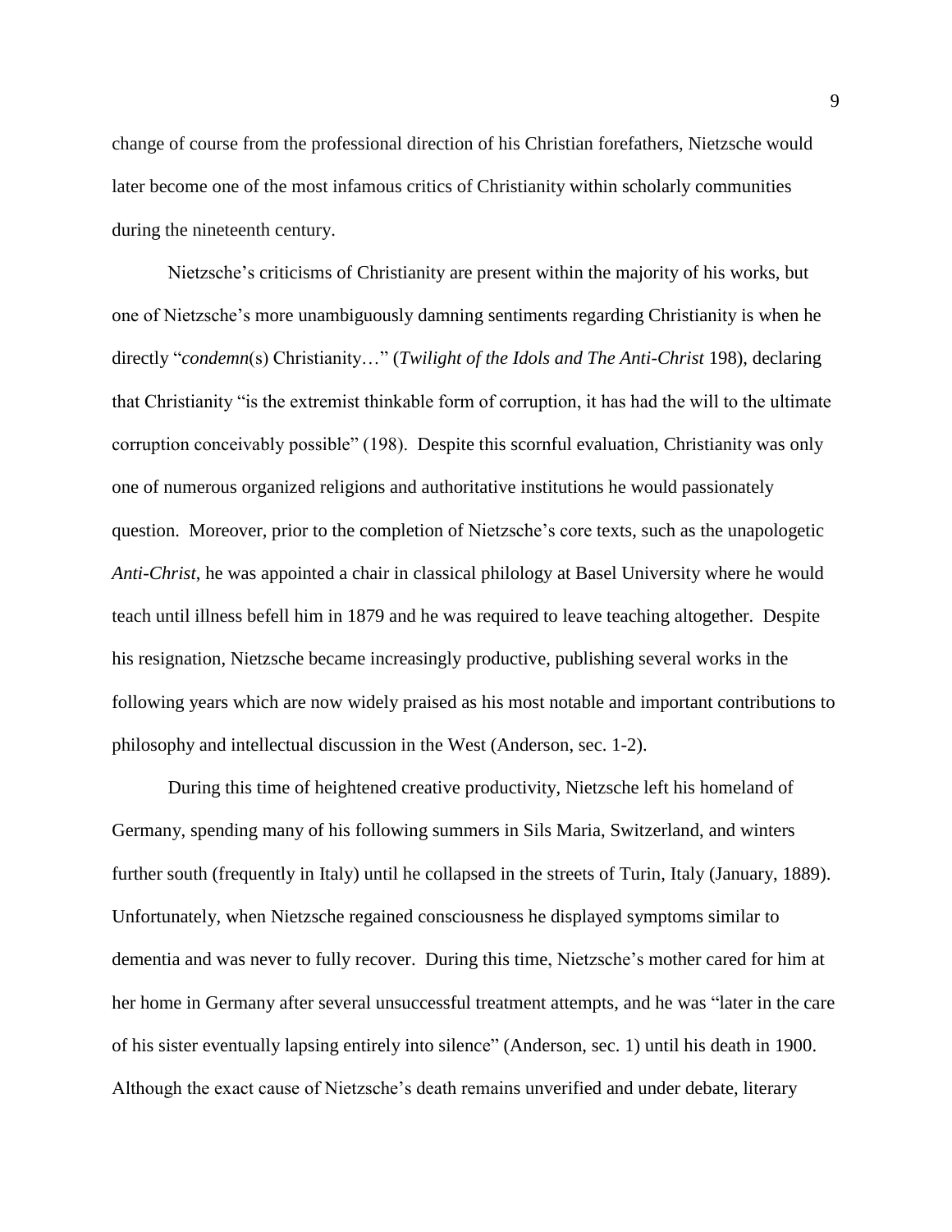change of course from the professional direction of his Christian forefathers, Nietzsche would later become one of the most infamous critics of Christianity within scholarly communities during the nineteenth century.

Nietzsche's criticisms of Christianity are present within the majority of his works, but one of Nietzsche's more unambiguously damning sentiments regarding Christianity is when he directly "*condemn*(s) Christianity…" (*Twilight of the Idols and The Anti-Christ* 198), declaring that Christianity "is the extremist thinkable form of corruption, it has had the will to the ultimate corruption conceivably possible" (198). Despite this scornful evaluation, Christianity was only one of numerous organized religions and authoritative institutions he would passionately question. Moreover, prior to the completion of Nietzsche's core texts, such as the unapologetic *Anti-Christ*, he was appointed a chair in classical philology at Basel University where he would teach until illness befell him in 1879 and he was required to leave teaching altogether. Despite his resignation, Nietzsche became increasingly productive, publishing several works in the following years which are now widely praised as his most notable and important contributions to philosophy and intellectual discussion in the West (Anderson, sec. 1-2).

During this time of heightened creative productivity, Nietzsche left his homeland of Germany, spending many of his following summers in Sils Maria, Switzerland, and winters further south (frequently in Italy) until he collapsed in the streets of Turin, Italy (January, 1889). Unfortunately, when Nietzsche regained consciousness he displayed symptoms similar to dementia and was never to fully recover. During this time, Nietzsche's mother cared for him at her home in Germany after several unsuccessful treatment attempts, and he was "later in the care of his sister eventually lapsing entirely into silence" (Anderson, sec. 1) until his death in 1900. Although the exact cause of Nietzsche's death remains unverified and under debate, literary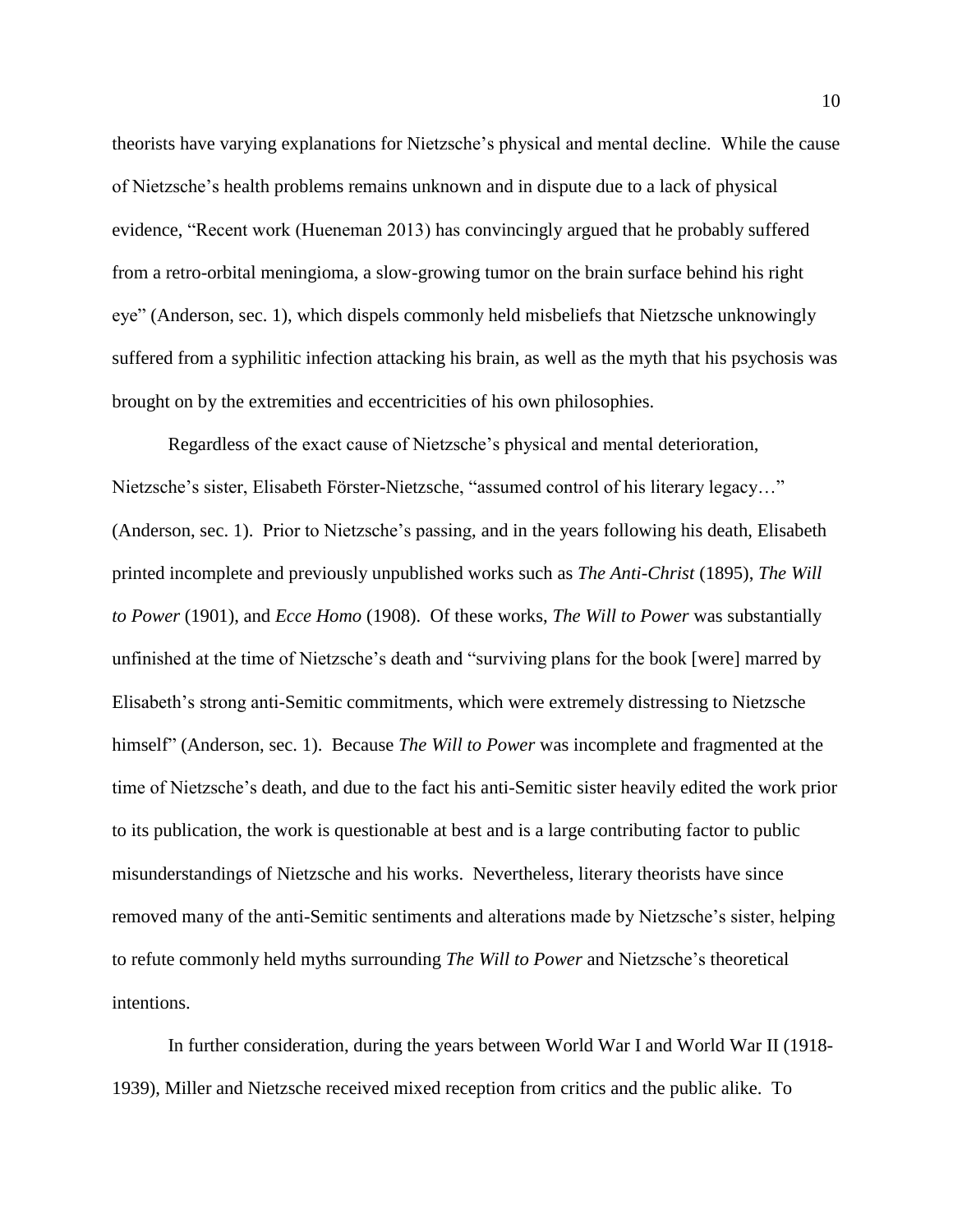theorists have varying explanations for Nietzsche's physical and mental decline. While the cause of Nietzsche's health problems remains unknown and in dispute due to a lack of physical evidence, "Recent work (Hueneman 2013) has convincingly argued that he probably suffered from a retro-orbital meningioma, a slow-growing tumor on the brain surface behind his right eye" (Anderson, sec. 1), which dispels commonly held misbeliefs that Nietzsche unknowingly suffered from a syphilitic infection attacking his brain, as well as the myth that his psychosis was brought on by the extremities and eccentricities of his own philosophies.

Regardless of the exact cause of Nietzsche's physical and mental deterioration, Nietzsche's sister, Elisabeth Förster-Nietzsche, "assumed control of his literary legacy…" (Anderson, sec. 1). Prior to Nietzsche's passing, and in the years following his death, Elisabeth printed incomplete and previously unpublished works such as *The Anti-Christ* (1895), *The Will to Power* (1901), and *Ecce Homo* (1908). Of these works, *The Will to Power* was substantially unfinished at the time of Nietzsche's death and "surviving plans for the book [were] marred by Elisabeth's strong anti-Semitic commitments, which were extremely distressing to Nietzsche himself" (Anderson, sec. 1). Because *The Will to Power* was incomplete and fragmented at the time of Nietzsche's death, and due to the fact his anti-Semitic sister heavily edited the work prior to its publication, the work is questionable at best and is a large contributing factor to public misunderstandings of Nietzsche and his works. Nevertheless, literary theorists have since removed many of the anti-Semitic sentiments and alterations made by Nietzsche's sister, helping to refute commonly held myths surrounding *The Will to Power* and Nietzsche's theoretical intentions.

In further consideration, during the years between World War I and World War II (1918-1939), Miller and Nietzsche received mixed reception from critics and the public alike. To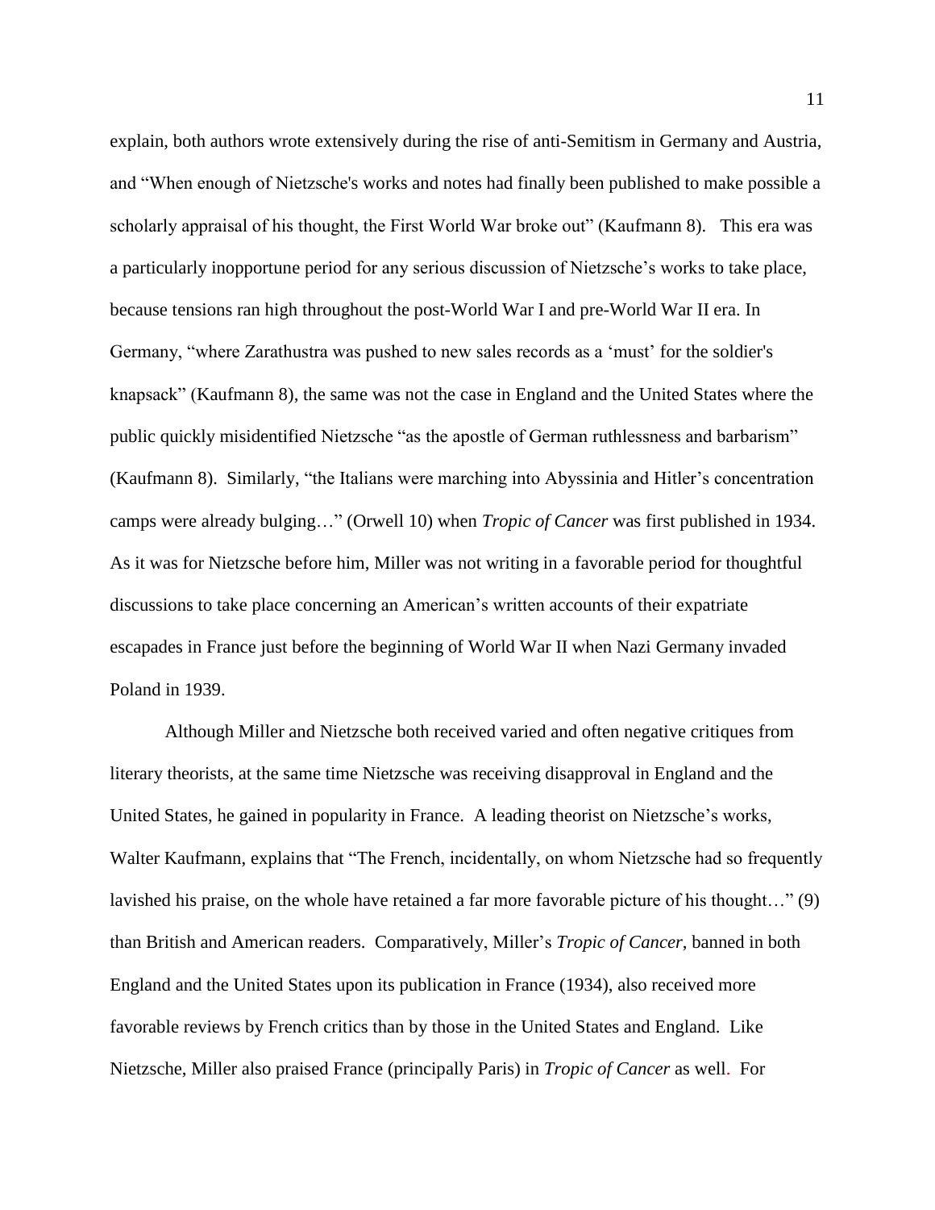explain, both authors wrote extensively during the rise of anti-Semitism in Germany and Austria, and "When enough of Nietzsche's works and notes had finally been published to make possible a scholarly appraisal of his thought, the First World War broke out" (Kaufmann 8). This era was a particularly inopportune period for any serious discussion of Nietzsche's works to take place, because tensions ran high throughout the post-World War I and pre-World War II era. In Germany, "where Zarathustra was pushed to new sales records as a 'must' for the soldier's knapsack" (Kaufmann 8), the same was not the case in England and the United States where the public quickly misidentified Nietzsche "as the apostle of German ruthlessness and barbarism" (Kaufmann 8). Similarly, "the Italians were marching into Abyssinia and Hitler's concentration camps were already bulging…" (Orwell 10) when *Tropic of Cancer* was first published in 1934. As it was for Nietzsche before him, Miller was not writing in a favorable period for thoughtful discussions to take place concerning an American's written accounts of their expatriate escapades in France just before the beginning of World War II when Nazi Germany invaded Poland in 1939.

Although Miller and Nietzsche both received varied and often negative critiques from literary theorists, at the same time Nietzsche was receiving disapproval in England and the United States, he gained in popularity in France. A leading theorist on Nietzsche's works, Walter Kaufmann, explains that "The French, incidentally, on whom Nietzsche had so frequently lavished his praise, on the whole have retained a far more favorable picture of his thought…" (9) than British and American readers. Comparatively, Miller's *Tropic of Cancer*, banned in both England and the United States upon its publication in France (1934), also received more favorable reviews by French critics than by those in the United States and England. Like Nietzsche, Miller also praised France (principally Paris) in *Tropic of Cancer* as well. For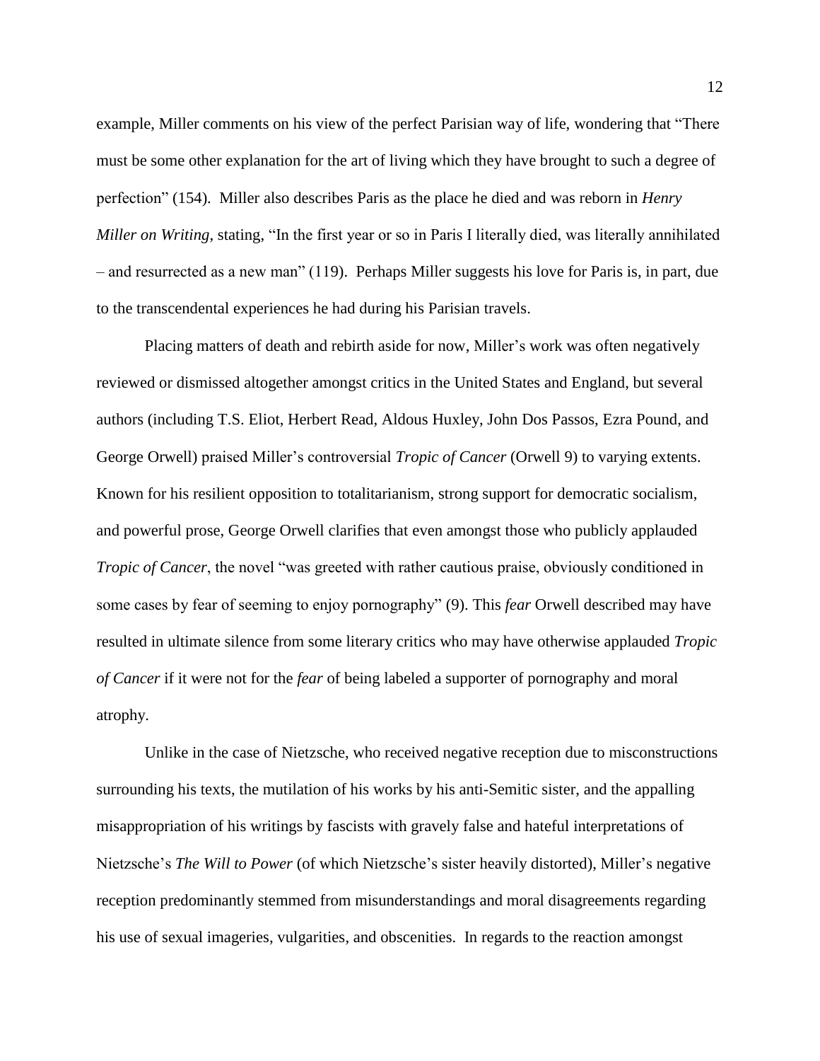example, Miller comments on his view of the perfect Parisian way of life, wondering that "There must be some other explanation for the art of living which they have brought to such a degree of perfection" (154). Miller also describes Paris as the place he died and was reborn in *Henry Miller on Writing*, stating, "In the first year or so in Paris I literally died, was literally annihilated – and resurrected as a new man" (119). Perhaps Miller suggests his love for Paris is, in part, due to the transcendental experiences he had during his Parisian travels.

Placing matters of death and rebirth aside for now, Miller's work was often negatively reviewed or dismissed altogether amongst critics in the United States and England, but several authors (including T.S. Eliot, Herbert Read, Aldous Huxley, John Dos Passos, Ezra Pound, and George Orwell) praised Miller's controversial *Tropic of Cancer* (Orwell 9) to varying extents. Known for his resilient opposition to totalitarianism, strong support for democratic socialism, and powerful prose, George Orwell clarifies that even amongst those who publicly applauded *Tropic of Cancer*, the novel "was greeted with rather cautious praise, obviously conditioned in some cases by fear of seeming to enjoy pornography" (9). This *fear* Orwell described may have resulted in ultimate silence from some literary critics who may have otherwise applauded *Tropic of Cancer* if it were not for the *fear* of being labeled a supporter of pornography and moral atrophy.

Unlike in the case of Nietzsche, who received negative reception due to misconstructions surrounding his texts, the mutilation of his works by his anti-Semitic sister, and the appalling misappropriation of his writings by fascists with gravely false and hateful interpretations of Nietzsche's *The Will to Power* (of which Nietzsche's sister heavily distorted), Miller's negative reception predominantly stemmed from misunderstandings and moral disagreements regarding his use of sexual imageries, vulgarities, and obscenities. In regards to the reaction amongst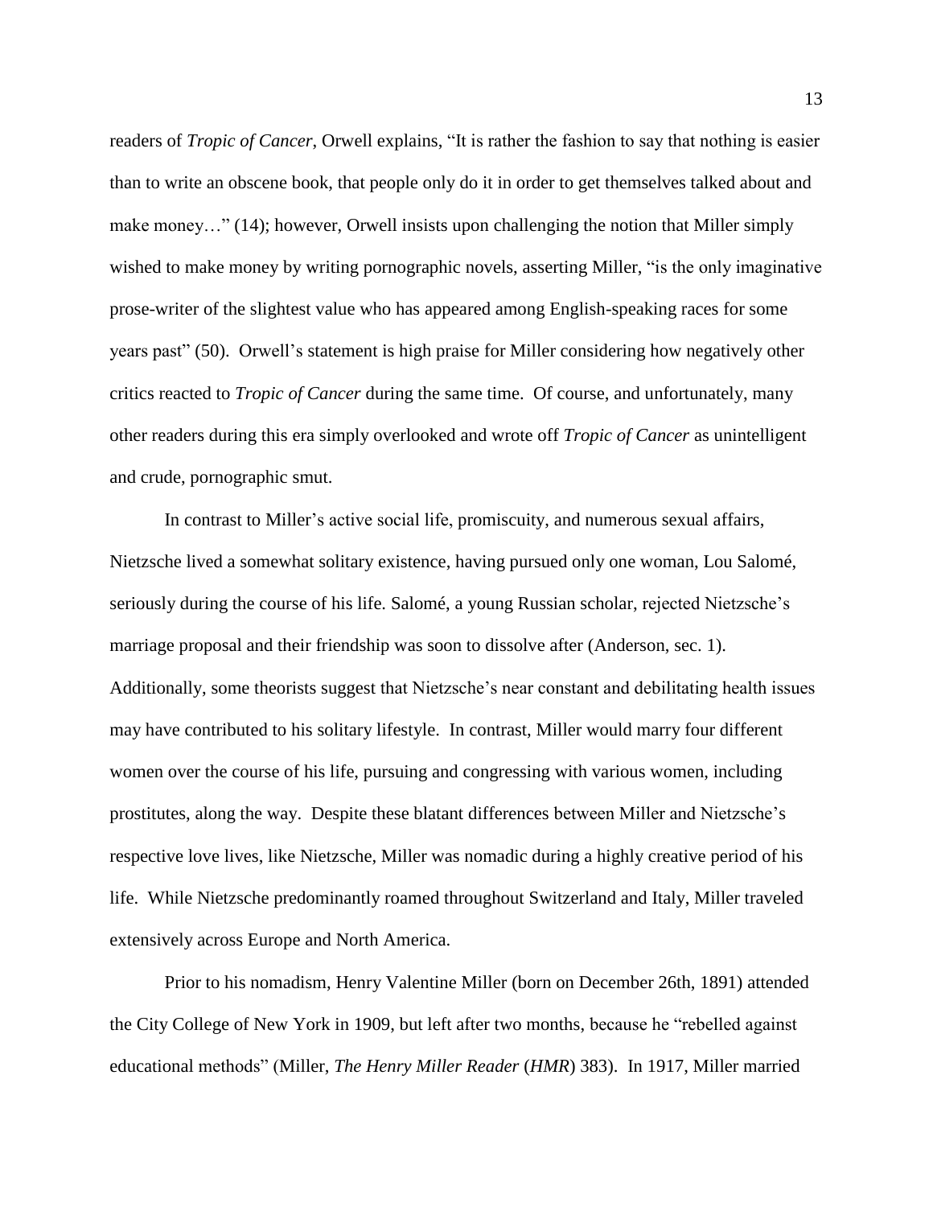readers of *Tropic of Cancer*, Orwell explains, "It is rather the fashion to say that nothing is easier than to write an obscene book, that people only do it in order to get themselves talked about and make money…" (14); however, Orwell insists upon challenging the notion that Miller simply wished to make money by writing pornographic novels, asserting Miller, "is the only imaginative prose-writer of the slightest value who has appeared among English-speaking races for some years past" (50). Orwell's statement is high praise for Miller considering how negatively other critics reacted to *Tropic of Cancer* during the same time. Of course, and unfortunately, many other readers during this era simply overlooked and wrote off *Tropic of Cancer* as unintelligent and crude, pornographic smut.

In contrast to Miller's active social life, promiscuity, and numerous sexual affairs, Nietzsche lived a somewhat solitary existence, having pursued only one woman, Lou Salomé, seriously during the course of his life. Salomé, a young Russian scholar, rejected Nietzsche's marriage proposal and their friendship was soon to dissolve after (Anderson, sec. 1). Additionally, some theorists suggest that Nietzsche's near constant and debilitating health issues may have contributed to his solitary lifestyle. In contrast, Miller would marry four different women over the course of his life, pursuing and congressing with various women, including prostitutes, along the way. Despite these blatant differences between Miller and Nietzsche's respective love lives, like Nietzsche, Miller was nomadic during a highly creative period of his life. While Nietzsche predominantly roamed throughout Switzerland and Italy, Miller traveled extensively across Europe and North America.

Prior to his nomadism, Henry Valentine Miller (born on December 26th, 1891) attended the City College of New York in 1909, but left after two months, because he "rebelled against educational methods" (Miller, *The Henry Miller Reader* (*HMR*) 383). In 1917, Miller married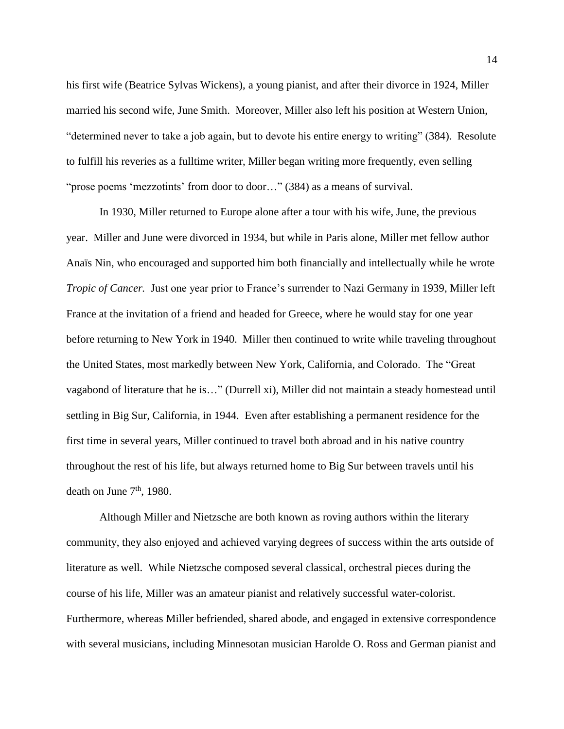his first wife (Beatrice Sylvas Wickens), a young pianist, and after their divorce in 1924, Miller married his second wife, June Smith. Moreover, Miller also left his position at Western Union, "determined never to take a job again, but to devote his entire energy to writing" (384). Resolute to fulfill his reveries as a fulltime writer, Miller began writing more frequently, even selling "prose poems 'mezzotints' from door to door…" (384) as a means of survival.

In 1930, Miller returned to Europe alone after a tour with his wife, June, the previous year. Miller and June were divorced in 1934, but while in Paris alone, Miller met fellow author Anaïs Nin, who encouraged and supported him both financially and intellectually while he wrote *Tropic of Cancer.* Just one year prior to France's surrender to Nazi Germany in 1939, Miller left France at the invitation of a friend and headed for Greece, where he would stay for one year before returning to New York in 1940. Miller then continued to write while traveling throughout the United States, most markedly between New York, California, and Colorado. The "Great vagabond of literature that he is…" (Durrell xi), Miller did not maintain a steady homestead until settling in Big Sur, California, in 1944. Even after establishing a permanent residence for the first time in several years, Miller continued to travel both abroad and in his native country throughout the rest of his life, but always returned home to Big Sur between travels until his death on June 7th, 1980.

Although Miller and Nietzsche are both known as roving authors within the literary community, they also enjoyed and achieved varying degrees of success within the arts outside of literature as well. While Nietzsche composed several classical, orchestral pieces during the course of his life, Miller was an amateur pianist and relatively successful water-colorist. Furthermore, whereas Miller befriended, shared abode, and engaged in extensive correspondence with several musicians, including Minnesotan musician Harolde O. Ross and German pianist and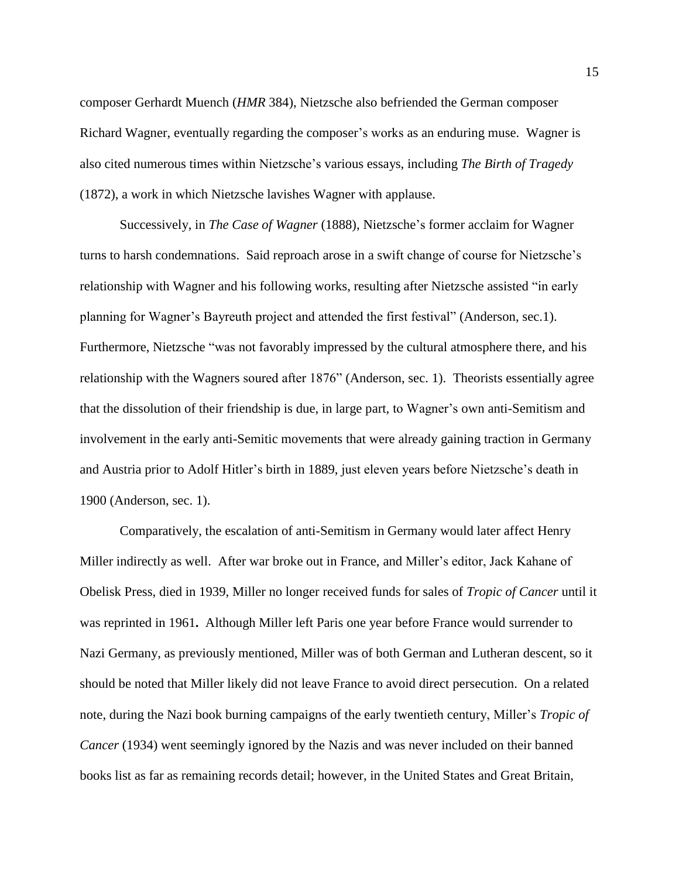composer Gerhardt Muench (*HMR* 384), Nietzsche also befriended the German composer Richard Wagner, eventually regarding the composer's works as an enduring muse. Wagner is also cited numerous times within Nietzsche's various essays, including *The Birth of Tragedy* (1872), a work in which Nietzsche lavishes Wagner with applause.

Successively, in *The Case of Wagner* (1888), Nietzsche's former acclaim for Wagner turns to harsh condemnations. Said reproach arose in a swift change of course for Nietzsche's relationship with Wagner and his following works, resulting after Nietzsche assisted "in early planning for Wagner's Bayreuth project and attended the first festival" (Anderson, sec.1). Furthermore, Nietzsche "was not favorably impressed by the cultural atmosphere there, and his relationship with the Wagners soured after 1876" (Anderson, sec. 1). Theorists essentially agree that the dissolution of their friendship is due, in large part, to Wagner's own anti-Semitism and involvement in the early anti-Semitic movements that were already gaining traction in Germany and Austria prior to Adolf Hitler's birth in 1889, just eleven years before Nietzsche's death in 1900 (Anderson, sec. 1).

Comparatively, the escalation of anti-Semitism in Germany would later affect Henry Miller indirectly as well. After war broke out in France, and Miller's editor, Jack Kahane of Obelisk Press, died in 1939, Miller no longer received funds for sales of *Tropic of Cancer* until it was reprinted in 1961**.** Although Miller left Paris one year before France would surrender to Nazi Germany, as previously mentioned, Miller was of both German and Lutheran descent, so it should be noted that Miller likely did not leave France to avoid direct persecution. On a related note, during the Nazi book burning campaigns of the early twentieth century, Miller's *Tropic of Cancer* (1934) went seemingly ignored by the Nazis and was never included on their banned books list as far as remaining records detail; however, in the United States and Great Britain,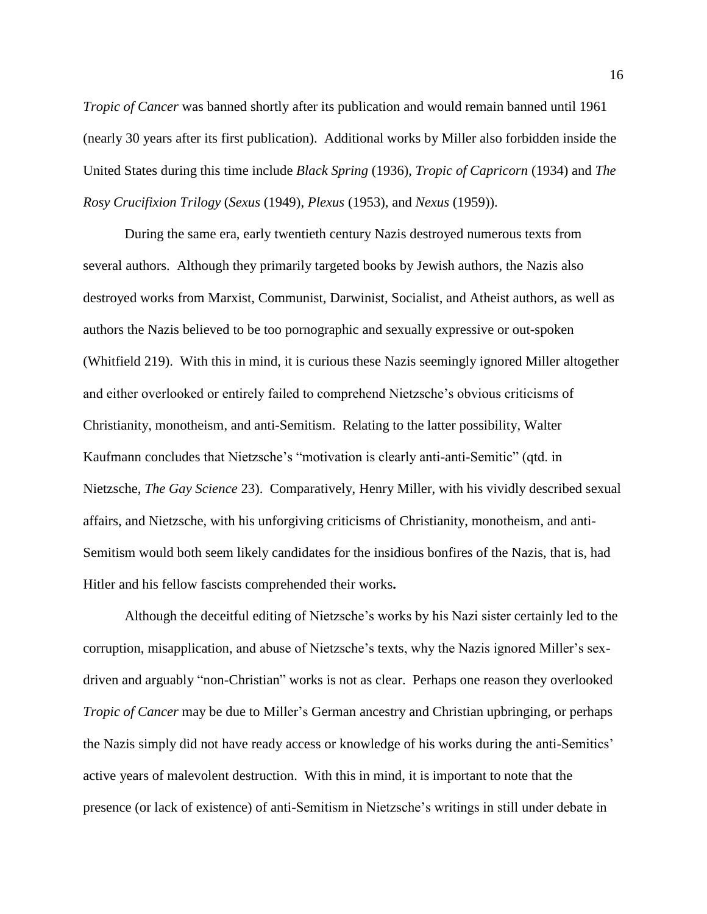*Tropic of Cancer* was banned shortly after its publication and would remain banned until 1961 (nearly 30 years after its first publication). Additional works by Miller also forbidden inside the United States during this time include *Black Spring* (1936), *Tropic of Capricorn* (1934) and *The Rosy Crucifixion Trilogy* (*Sexus* (1949), *Plexus* (1953), and *Nexus* (1959)).

During the same era, early twentieth century Nazis destroyed numerous texts from several authors. Although they primarily targeted books by Jewish authors, the Nazis also destroyed works from Marxist, Communist, Darwinist, Socialist, and Atheist authors, as well as authors the Nazis believed to be too pornographic and sexually expressive or out-spoken (Whitfield 219). With this in mind, it is curious these Nazis seemingly ignored Miller altogether and either overlooked or entirely failed to comprehend Nietzsche's obvious criticisms of Christianity, monotheism, and anti-Semitism. Relating to the latter possibility, Walter Kaufmann concludes that Nietzsche's "motivation is clearly anti-anti-Semitic" (qtd. in Nietzsche, *The Gay Science* 23). Comparatively, Henry Miller, with his vividly described sexual affairs, and Nietzsche, with his unforgiving criticisms of Christianity, monotheism, and anti-Semitism would both seem likely candidates for the insidious bonfires of the Nazis, that is, had Hitler and his fellow fascists comprehended their works**.**

Although the deceitful editing of Nietzsche's works by his Nazi sister certainly led to the corruption, misapplication, and abuse of Nietzsche's texts, why the Nazis ignored Miller's sex-driven and arguably "non-Christian" works is not as clear. Perhaps one reason they overlooked *Tropic of Cancer* may be due to Miller's German ancestry and Christian upbringing, or perhaps the Nazis simply did not have ready access or knowledge of his works during the anti-Semitics' active years of malevolent destruction. With this in mind, it is important to note that the presence (or lack of existence) of anti-Semitism in Nietzsche's writings in still under debate in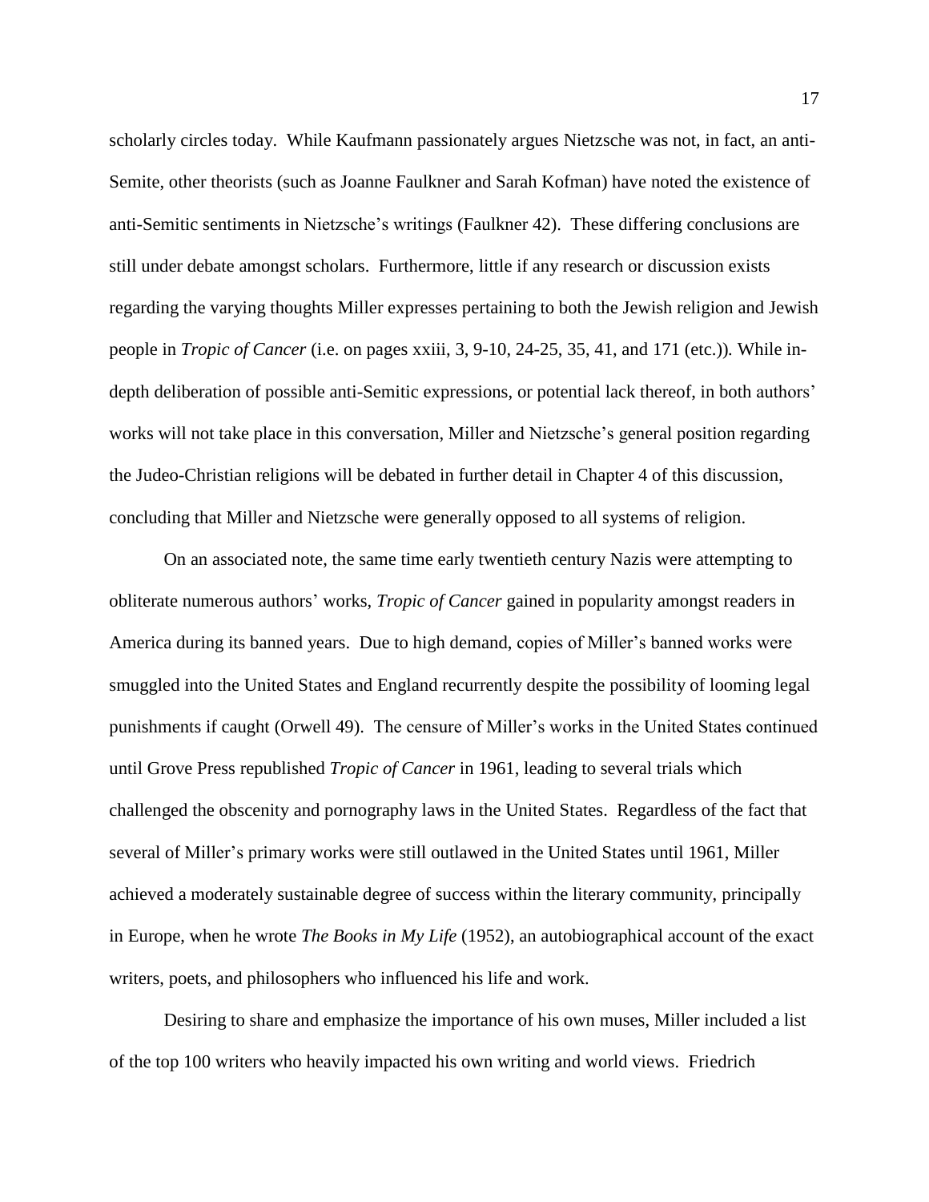scholarly circles today. While Kaufmann passionately argues Nietzsche was not, in fact, an anti-Semite, other theorists (such as Joanne Faulkner and Sarah Kofman) have noted the existence of anti-Semitic sentiments in Nietzsche's writings (Faulkner 42). These differing conclusions are still under debate amongst scholars. Furthermore, little if any research or discussion exists regarding the varying thoughts Miller expresses pertaining to both the Jewish religion and Jewish people in *Tropic of Cancer* (i.e. on pages xxiii, 3, 9-10, 24-25, 35, 41, and 171 (etc.)). While in-depth deliberation of possible anti-Semitic expressions, or potential lack thereof, in both authors' works will not take place in this conversation, Miller and Nietzsche's general position regarding the Judeo-Christian religions will be debated in further detail in Chapter 4 of this discussion, concluding that Miller and Nietzsche were generally opposed to all systems of religion.

On an associated note, the same time early twentieth century Nazis were attempting to obliterate numerous authors' works, *Tropic of Cancer* gained in popularity amongst readers in America during its banned years. Due to high demand, copies of Miller's banned works were smuggled into the United States and England recurrently despite the possibility of looming legal punishments if caught (Orwell 49). The censure of Miller's works in the United States continued until Grove Press republished *Tropic of Cancer* in 1961, leading to several trials which challenged the obscenity and pornography laws in the United States. Regardless of the fact that several of Miller's primary works were still outlawed in the United States until 1961, Miller achieved a moderately sustainable degree of success within the literary community, principally in Europe, when he wrote *The Books in My Life* (1952), an autobiographical account of the exact writers, poets, and philosophers who influenced his life and work.

Desiring to share and emphasize the importance of his own muses, Miller included a list of the top 100 writers who heavily impacted his own writing and world views. Friedrich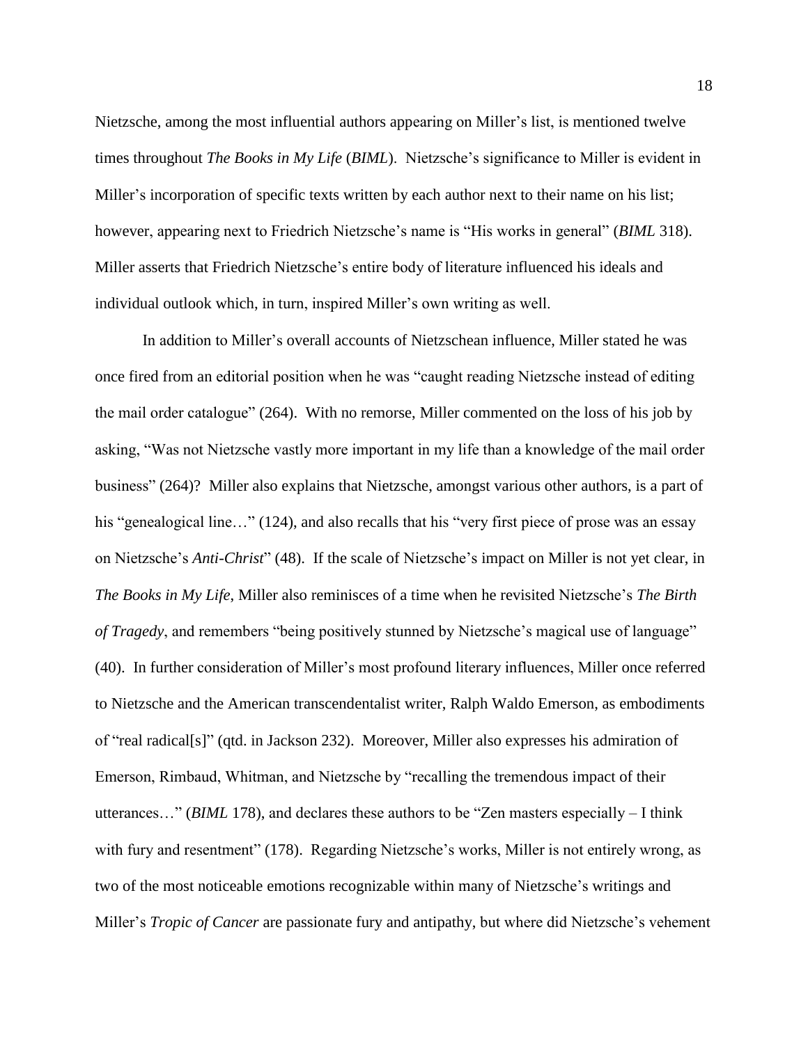Nietzsche, among the most influential authors appearing on Miller's list, is mentioned twelve times throughout *The Books in My Life* (*BIML*). Nietzsche's significance to Miller is evident in Miller's incorporation of specific texts written by each author next to their name on his list; however, appearing next to Friedrich Nietzsche's name is "His works in general" (*BIML* 318). Miller asserts that Friedrich Nietzsche's entire body of literature influenced his ideals and individual outlook which, in turn, inspired Miller's own writing as well.

In addition to Miller's overall accounts of Nietzschean influence, Miller stated he was once fired from an editorial position when he was "caught reading Nietzsche instead of editing the mail order catalogue" (264). With no remorse, Miller commented on the loss of his job by asking, "Was not Nietzsche vastly more important in my life than a knowledge of the mail order business" (264)? Miller also explains that Nietzsche, amongst various other authors, is a part of his "genealogical line…" (124), and also recalls that his "very first piece of prose was an essay on Nietzsche's *Anti-Christ*" (48). If the scale of Nietzsche's impact on Miller is not yet clear, in *The Books in My Life*, Miller also reminisces of a time when he revisited Nietzsche's *The Birth of Tragedy*, and remembers "being positively stunned by Nietzsche's magical use of language" (40). In further consideration of Miller's most profound literary influences, Miller once referred to Nietzsche and the American transcendentalist writer, Ralph Waldo Emerson, as embodiments of "real radical[s]" (qtd. in Jackson 232). Moreover, Miller also expresses his admiration of Emerson, Rimbaud, Whitman, and Nietzsche by "recalling the tremendous impact of their utterances…" (*BIML* 178), and declares these authors to be "Zen masters especially – I think with fury and resentment" (178). Regarding Nietzsche's works, Miller is not entirely wrong, as two of the most noticeable emotions recognizable within many of Nietzsche's writings and Miller's *Tropic of Cancer* are passionate fury and antipathy, but where did Nietzsche's vehement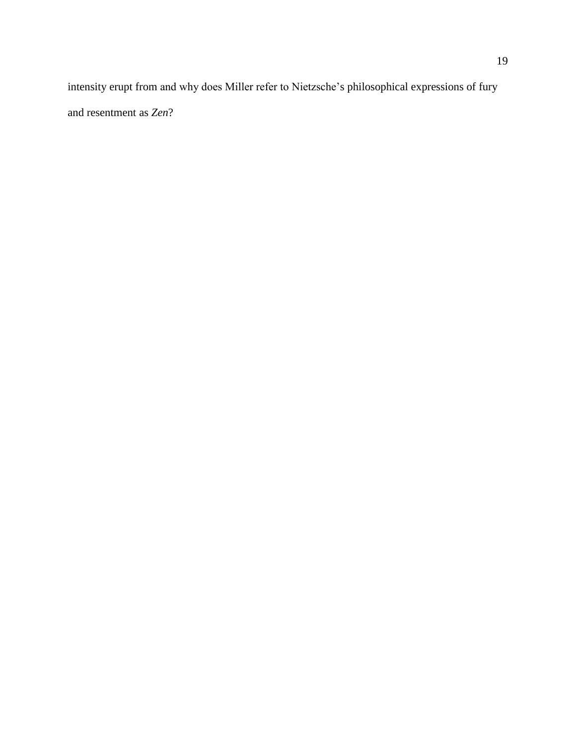intensity erupt from and why does Miller refer to Nietzsche's philosophical expressions of fury and resentment as *Zen*?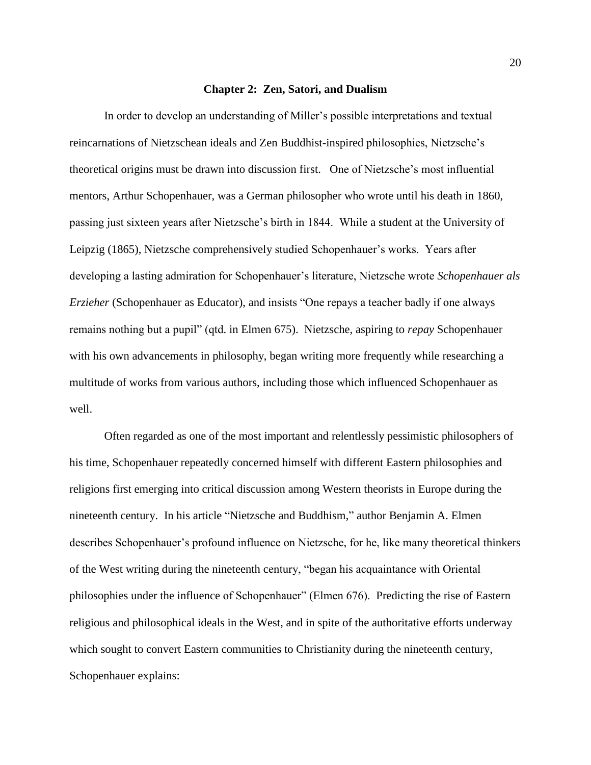## Chapter 2: Zen, Satori, and Dualism

In order to develop an understanding of Miller's possible interpretations and textual reincarnations of Nietzschean ideals and Zen Buddhist-inspired philosophies, Nietzsche's theoretical origins must be drawn into discussion first. One of Nietzsche's most influential mentors, Arthur Schopenhauer, was a German philosopher who wrote until his death in 1860, passing just sixteen years after Nietzsche's birth in 1844. While a student at the University of Leipzig (1865), Nietzsche comprehensively studied Schopenhauer's works. Years after developing a lasting admiration for Schopenhauer's literature, Nietzsche wrote *Schopenhauer als Erzieher* (Schopenhauer as Educator), and insists "One repays a teacher badly if one always remains nothing but a pupil" (qtd. in Elmen 675). Nietzsche, aspiring to *repay* Schopenhauer with his own advancements in philosophy, began writing more frequently while researching a multitude of works from various authors, including those which influenced Schopenhauer as well.

Often regarded as one of the most important and relentlessly pessimistic philosophers of his time, Schopenhauer repeatedly concerned himself with different Eastern philosophies and religions first emerging into critical discussion among Western theorists in Europe during the nineteenth century. In his article "Nietzsche and Buddhism," author Benjamin A. Elmen describes Schopenhauer's profound influence on Nietzsche, for he, like many theoretical thinkers of the West writing during the nineteenth century, "began his acquaintance with Oriental philosophies under the influence of Schopenhauer" (Elmen 676). Predicting the rise of Eastern religious and philosophical ideals in the West, and in spite of the authoritative efforts underway which sought to convert Eastern communities to Christianity during the nineteenth century, Schopenhauer explains: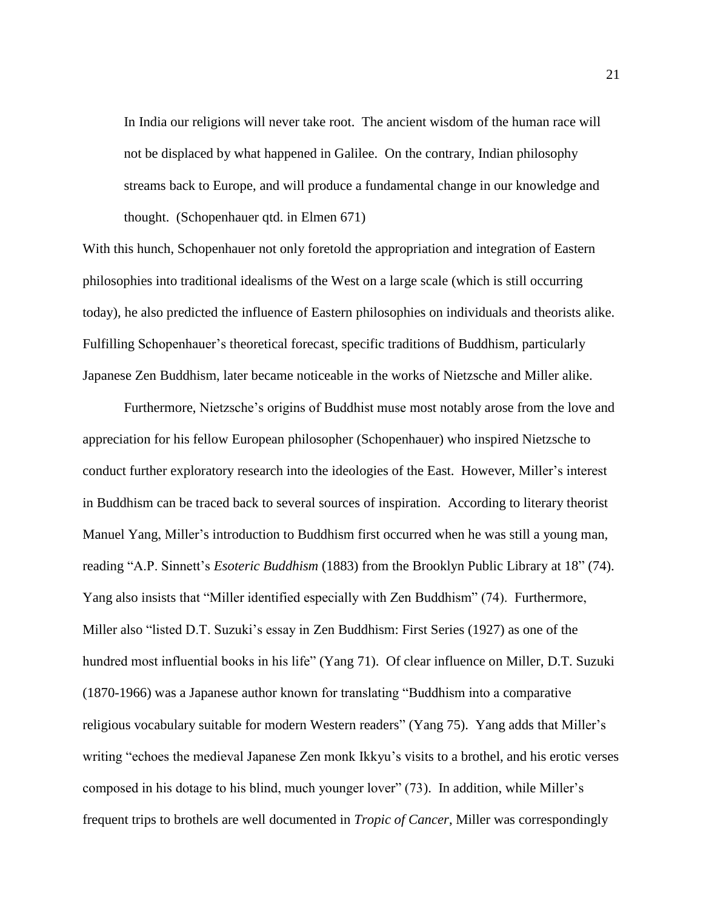> In India our religions will never take root. The ancient wisdom of the human race will not be displaced by what happened in Galilee. On the contrary, Indian philosophy streams back to Europe, and will produce a fundamental change in our knowledge and thought. (Schopenhauer qtd. in Elmen 671)

With this hunch, Schopenhauer not only foretold the appropriation and integration of Eastern philosophies into traditional idealisms of the West on a large scale (which is still occurring today), he also predicted the influence of Eastern philosophies on individuals and theorists alike. Fulfilling Schopenhauer's theoretical forecast, specific traditions of Buddhism, particularly Japanese Zen Buddhism, later became noticeable in the works of Nietzsche and Miller alike.

Furthermore, Nietzsche's origins of Buddhist muse most notably arose from the love and appreciation for his fellow European philosopher (Schopenhauer) who inspired Nietzsche to conduct further exploratory research into the ideologies of the East. However, Miller's interest in Buddhism can be traced back to several sources of inspiration. According to literary theorist Manuel Yang, Miller's introduction to Buddhism first occurred when he was still a young man, reading "A.P. Sinnett's *Esoteric Buddhism* (1883) from the Brooklyn Public Library at 18" (74). Yang also insists that "Miller identified especially with Zen Buddhism" (74). Furthermore, Miller also "listed D.T. Suzuki's essay in Zen Buddhism: First Series (1927) as one of the hundred most influential books in his life" (Yang 71). Of clear influence on Miller, D.T. Suzuki (1870-1966) was a Japanese author known for translating "Buddhism into a comparative religious vocabulary suitable for modern Western readers" (Yang 75). Yang adds that Miller's writing "echoes the medieval Japanese Zen monk Ikkyu's visits to a brothel, and his erotic verses composed in his dotage to his blind, much younger lover" (73). In addition, while Miller's frequent trips to brothels are well documented in *Tropic of Cancer*, Miller was correspondingly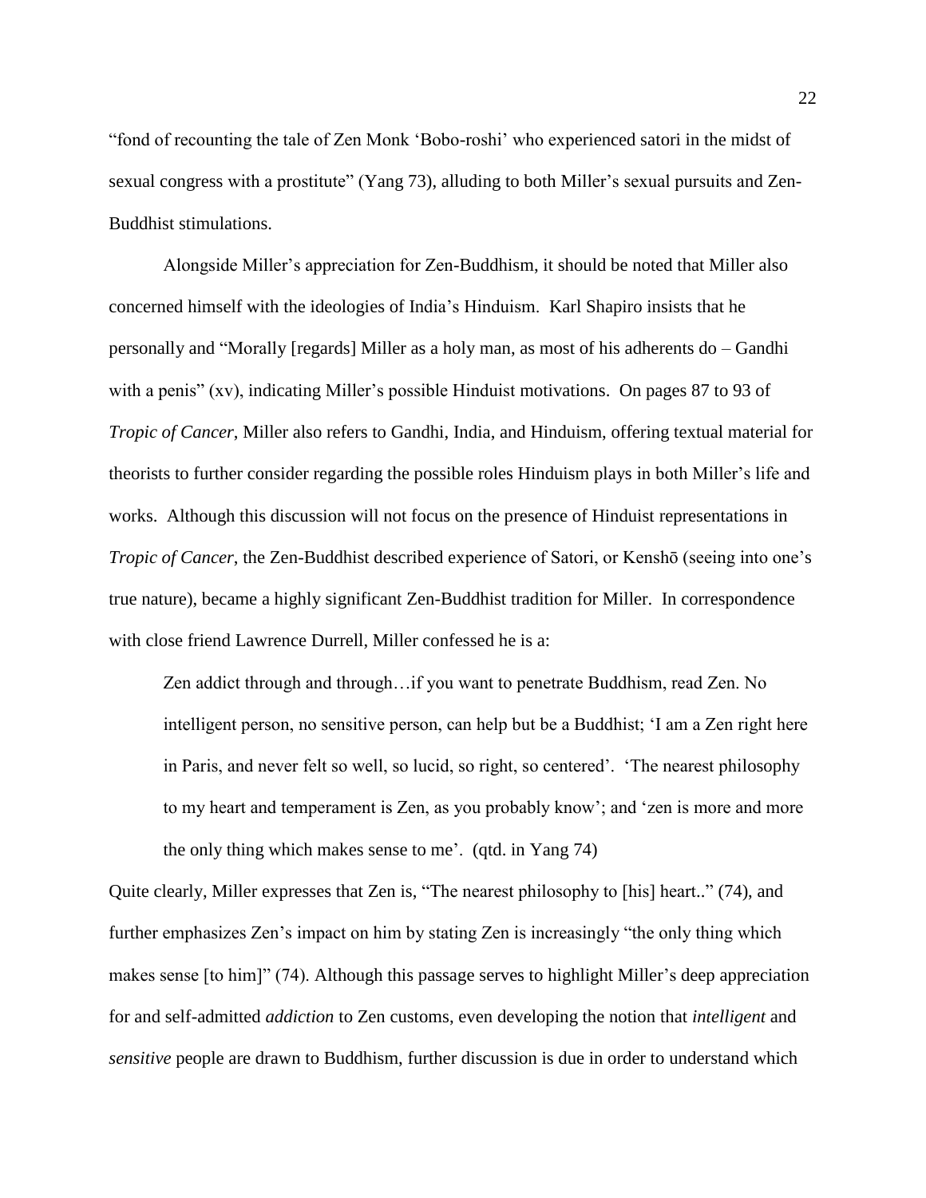"fond of recounting the tale of Zen Monk 'Bobo-roshi' who experienced satori in the midst of sexual congress with a prostitute" (Yang 73), alluding to both Miller's sexual pursuits and Zen-Buddhist stimulations.

Alongside Miller's appreciation for Zen-Buddhism, it should be noted that Miller also concerned himself with the ideologies of India's Hinduism. Karl Shapiro insists that he personally and "Morally [regards] Miller as a holy man, as most of his adherents do – Gandhi with a penis" (xv), indicating Miller's possible Hinduist motivations. On pages 87 to 93 of *Tropic of Cancer,* Miller also refers to Gandhi, India, and Hinduism, offering textual material for theorists to further consider regarding the possible roles Hinduism plays in both Miller's life and works. Although this discussion will not focus on the presence of Hinduist representations in *Tropic of Cancer,* the Zen-Buddhist described experience of Satori, or Kenshō (seeing into one's true nature), became a highly significant Zen-Buddhist tradition for Miller. In correspondence with close friend Lawrence Durrell, Miller confessed he is a:

> Zen addict through and through…if you want to penetrate Buddhism, read Zen. No intelligent person, no sensitive person, can help but be a Buddhist; 'I am a Zen right here in Paris, and never felt so well, so lucid, so right, so centered'. 'The nearest philosophy to my heart and temperament is Zen, as you probably know'; and 'zen is more and more the only thing which makes sense to me'. (qtd. in Yang 74)

Quite clearly, Miller expresses that Zen is, "The nearest philosophy to [his] heart.." (74), and further emphasizes Zen's impact on him by stating Zen is increasingly "the only thing which makes sense [to him]" (74). Although this passage serves to highlight Miller's deep appreciation for and self-admitted *addiction* to Zen customs, even developing the notion that *intelligent* and *sensitive* people are drawn to Buddhism, further discussion is due in order to understand which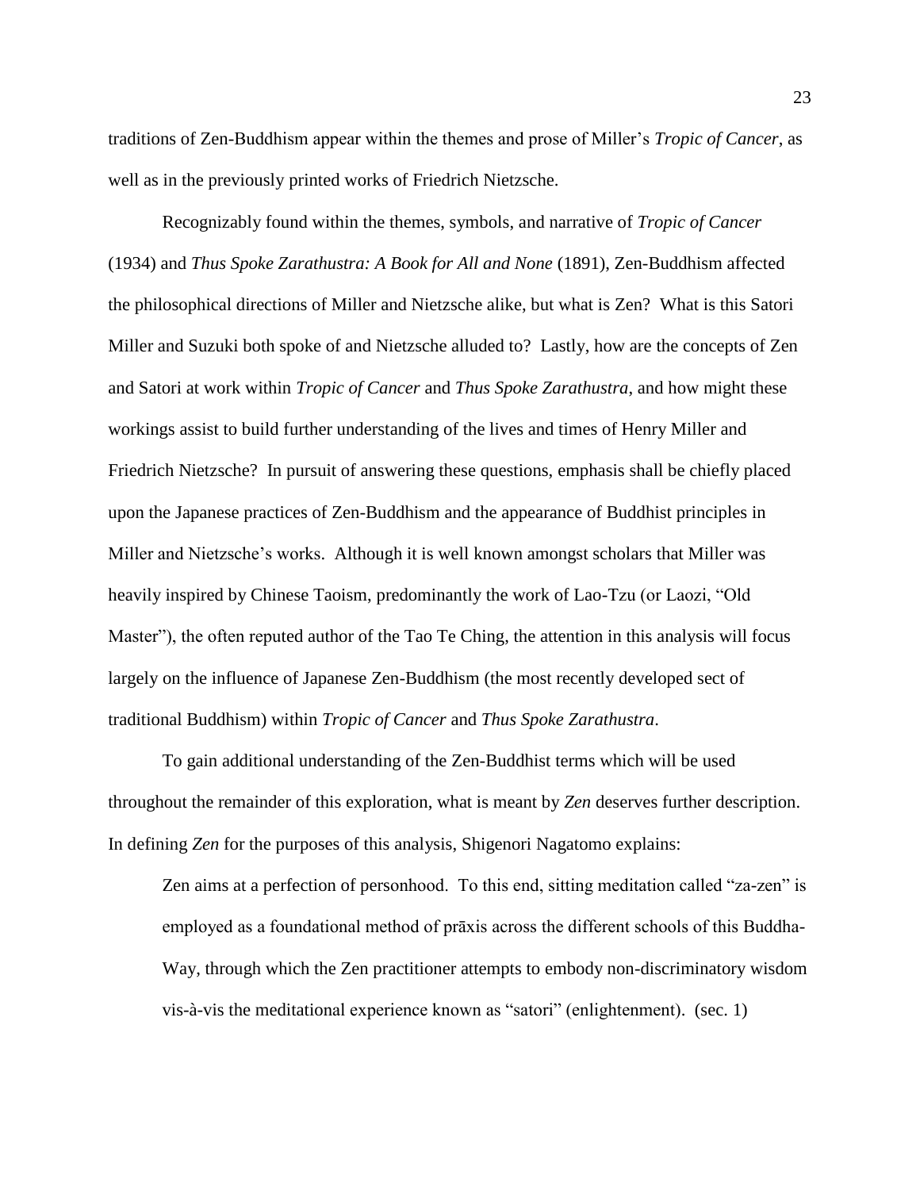traditions of Zen-Buddhism appear within the themes and prose of Miller's *Tropic of Cancer*, as well as in the previously printed works of Friedrich Nietzsche.

Recognizably found within the themes, symbols, and narrative of *Tropic of Cancer* (1934) and *Thus Spoke Zarathustra: A Book for All and None* (1891), Zen-Buddhism affected the philosophical directions of Miller and Nietzsche alike, but what is Zen? What is this Satori Miller and Suzuki both spoke of and Nietzsche alluded to? Lastly, how are the concepts of Zen and Satori at work within *Tropic of Cancer* and *Thus Spoke Zarathustra*, and how might these workings assist to build further understanding of the lives and times of Henry Miller and Friedrich Nietzsche? In pursuit of answering these questions, emphasis shall be chiefly placed upon the Japanese practices of Zen-Buddhism and the appearance of Buddhist principles in Miller and Nietzsche's works. Although it is well known amongst scholars that Miller was heavily inspired by Chinese Taoism, predominantly the work of Lao-Tzu (or Laozi, "Old Master"), the often reputed author of the Tao Te Ching, the attention in this analysis will focus largely on the influence of Japanese Zen-Buddhism (the most recently developed sect of traditional Buddhism) within *Tropic of Cancer* and *Thus Spoke Zarathustra*.

To gain additional understanding of the Zen-Buddhist terms which will be used throughout the remainder of this exploration, what is meant by *Zen* deserves further description. In defining *Zen* for the purposes of this analysis, Shigenori Nagatomo explains:

> Zen aims at a perfection of personhood. To this end, sitting meditation called "za-zen" is employed as a foundational method of prāxis across the different schools of this Buddha-Way, through which the Zen practitioner attempts to embody non-discriminatory wisdom vis-à-vis the meditational experience known as "satori" (enlightenment). (sec. 1)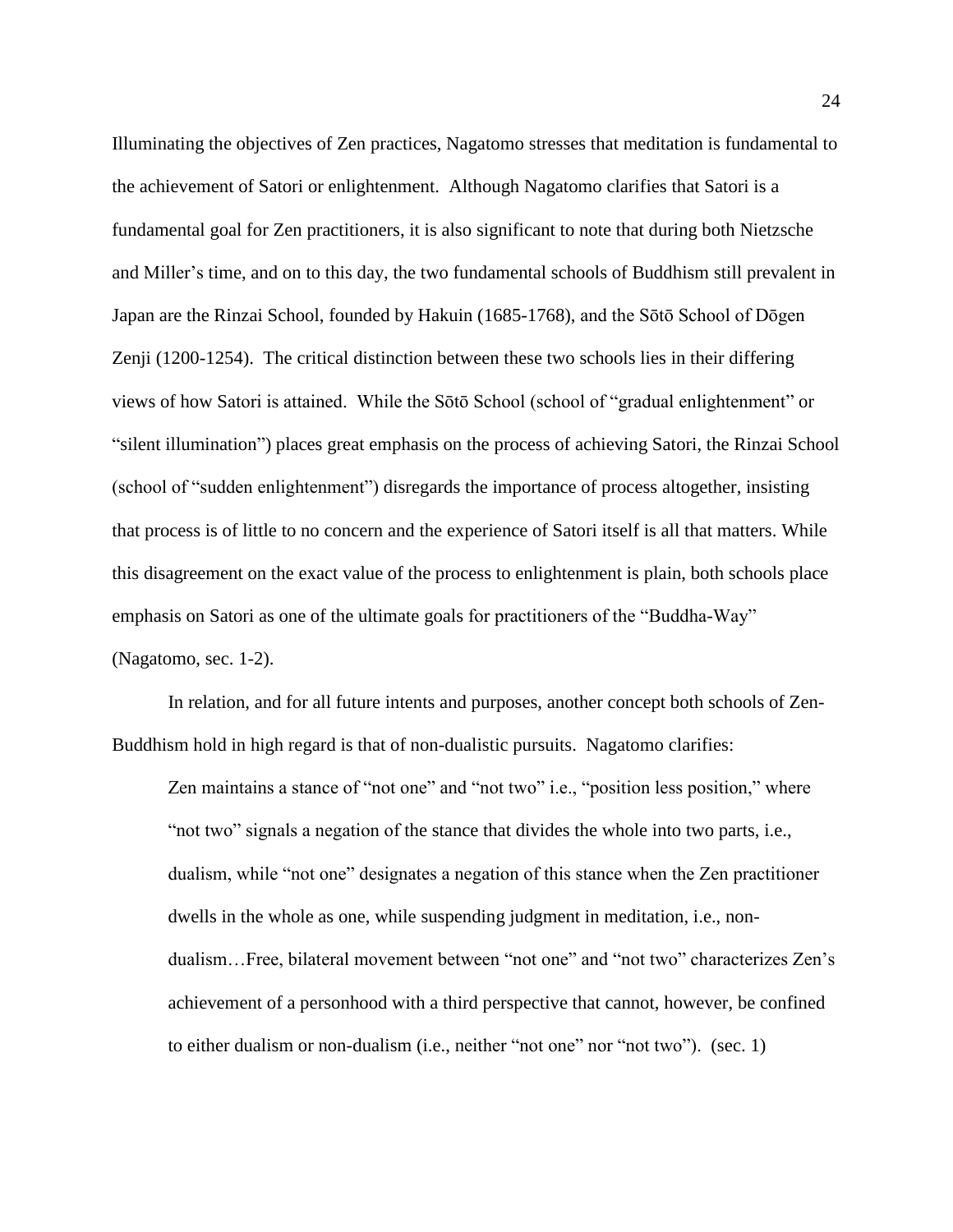Illuminating the objectives of Zen practices, Nagatomo stresses that meditation is fundamental to the achievement of Satori or enlightenment. Although Nagatomo clarifies that Satori is a fundamental goal for Zen practitioners, it is also significant to note that during both Nietzsche and Miller's time, and on to this day, the two fundamental schools of Buddhism still prevalent in Japan are the Rinzai School, founded by Hakuin (1685-1768), and the Sōtō School of Dōgen Zenji (1200-1254). The critical distinction between these two schools lies in their differing views of how Satori is attained. While the Sōtō School (school of "gradual enlightenment" or "silent illumination") places great emphasis on the process of achieving Satori, the Rinzai School (school of "sudden enlightenment") disregards the importance of process altogether, insisting that process is of little to no concern and the experience of Satori itself is all that matters. While this disagreement on the exact value of the process to enlightenment is plain, both schools place emphasis on Satori as one of the ultimate goals for practitioners of the "Buddha-Way" (Nagatomo, sec. 1-2).

In relation, and for all future intents and purposes, another concept both schools of Zen-Buddhism hold in high regard is that of non-dualistic pursuits. Nagatomo clarifies:

> Zen maintains a stance of "not one" and "not two" i.e., "position less position," where "not two" signals a negation of the stance that divides the whole into two parts, i.e., dualism, while "not one" designates a negation of this stance when the Zen practitioner dwells in the whole as one, while suspending judgment in meditation, i.e., non-dualism…Free, bilateral movement between "not one" and "not two" characterizes Zen's achievement of a personhood with a third perspective that cannot, however, be confined to either dualism or non-dualism (i.e., neither "not one" nor "not two"). (sec. 1)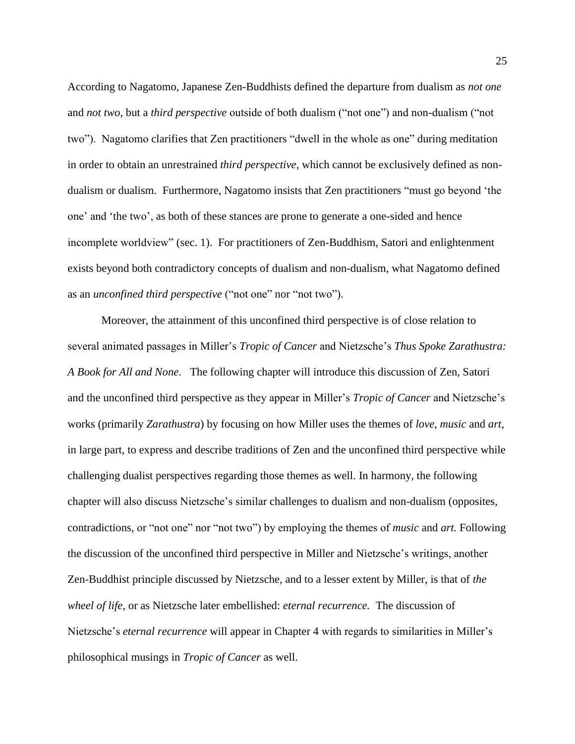According to Nagatomo, Japanese Zen-Buddhists defined the departure from dualism as *not one* and *not two*, but a *third perspective* outside of both dualism ("not one") and non-dualism ("not two"). Nagatomo clarifies that Zen practitioners "dwell in the whole as one" during meditation in order to obtain an unrestrained *third perspective*, which cannot be exclusively defined as non-dualism or dualism. Furthermore, Nagatomo insists that Zen practitioners "must go beyond 'the one' and 'the two', as both of these stances are prone to generate a one-sided and hence incomplete worldview" (sec. 1). For practitioners of Zen-Buddhism, Satori and enlightenment exists beyond both contradictory concepts of dualism and non-dualism, what Nagatomo defined as an *unconfined third perspective* ("not one" nor "not two").

Moreover, the attainment of this unconfined third perspective is of close relation to several animated passages in Miller's *Tropic of Cancer* and Nietzsche's *Thus Spoke Zarathustra: A Book for All and None*. The following chapter will introduce this discussion of Zen, Satori and the unconfined third perspective as they appear in Miller's *Tropic of Cancer* and Nietzsche's works (primarily *Zarathustra*) by focusing on how Miller uses the themes of *love*, *music* and *art*, in large part, to express and describe traditions of Zen and the unconfined third perspective while challenging dualist perspectives regarding those themes as well. In harmony, the following chapter will also discuss Nietzsche's similar challenges to dualism and non-dualism (opposites, contradictions, or "not one" nor "not two") by employing the themes of *music* and *art.* Following the discussion of the unconfined third perspective in Miller and Nietzsche's writings, another Zen-Buddhist principle discussed by Nietzsche, and to a lesser extent by Miller, is that of *the wheel of life*, or as Nietzsche later embellished: *eternal recurrence.* The discussion of Nietzsche's *eternal recurrence* will appear in Chapter 4 with regards to similarities in Miller's philosophical musings in *Tropic of Cancer* as well.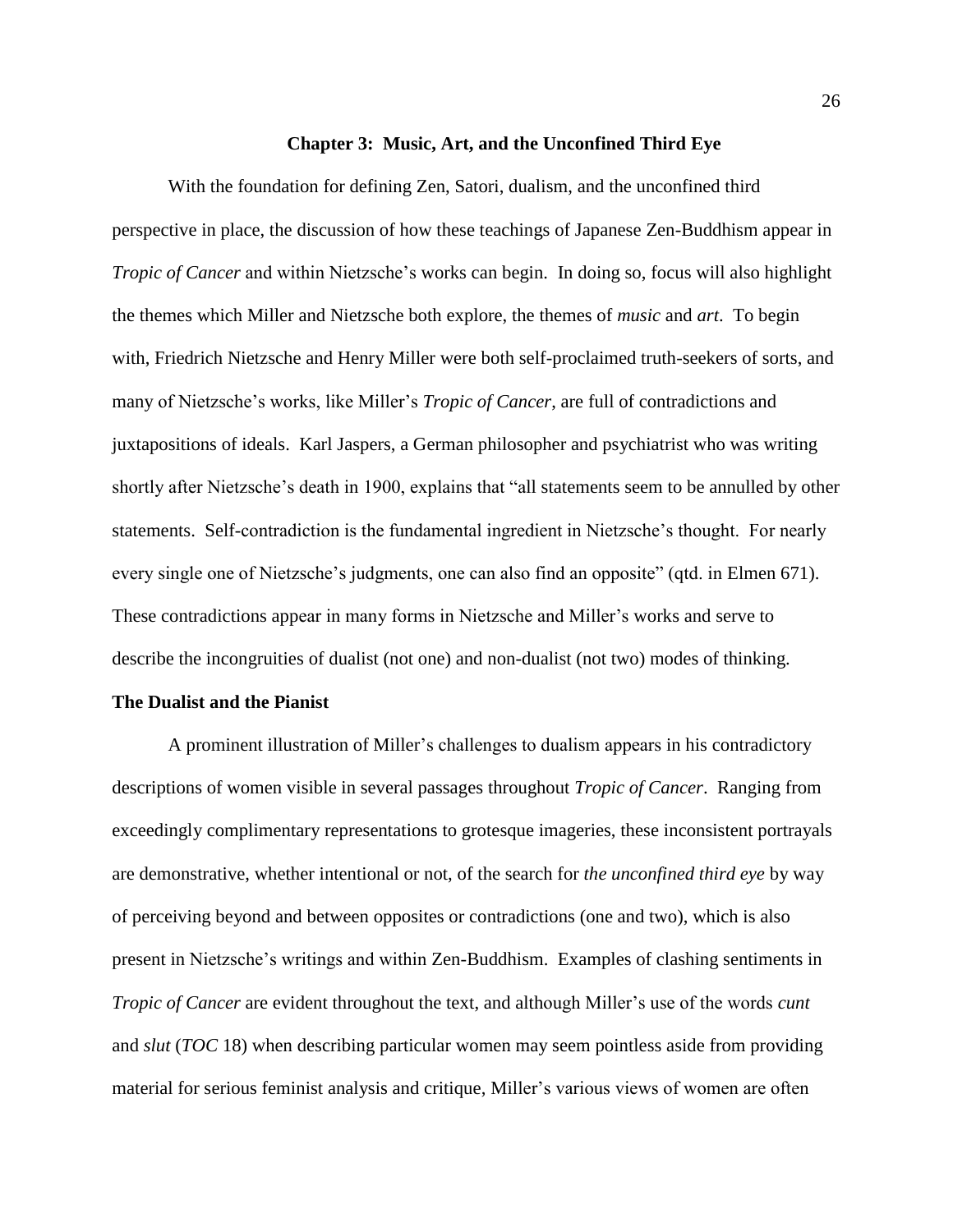## Chapter 3: Music, Art, and the Unconfined Third Eye

With the foundation for defining Zen, Satori, dualism, and the unconfined third perspective in place, the discussion of how these teachings of Japanese Zen-Buddhism appear in *Tropic of Cancer* and within Nietzsche's works can begin. In doing so, focus will also highlight the themes which Miller and Nietzsche both explore, the themes of *music* and *art*. To begin with, Friedrich Nietzsche and Henry Miller were both self-proclaimed truth-seekers of sorts, and many of Nietzsche's works, like Miller's *Tropic of Cancer*, are full of contradictions and juxtapositions of ideals. Karl Jaspers, a German philosopher and psychiatrist who was writing shortly after Nietzsche's death in 1900, explains that "all statements seem to be annulled by other statements. Self-contradiction is the fundamental ingredient in Nietzsche's thought. For nearly every single one of Nietzsche's judgments, one can also find an opposite" (qtd. in Elmen 671). These contradictions appear in many forms in Nietzsche and Miller's works and serve to describe the incongruities of dualist (not one) and non-dualist (not two) modes of thinking.

### The Dualist and the Pianist

A prominent illustration of Miller's challenges to dualism appears in his contradictory descriptions of women visible in several passages throughout *Tropic of Cancer*. Ranging from exceedingly complimentary representations to grotesque imageries, these inconsistent portrayals are demonstrative, whether intentional or not, of the search for *the unconfined third eye* by way of perceiving beyond and between opposites or contradictions (one and two), which is also present in Nietzsche's writings and within Zen-Buddhism. Examples of clashing sentiments in *Tropic of Cancer* are evident throughout the text, and although Miller's use of the words *cunt* and *slut* (*TOC* 18) when describing particular women may seem pointless aside from providing material for serious feminist analysis and critique, Miller's various views of women are often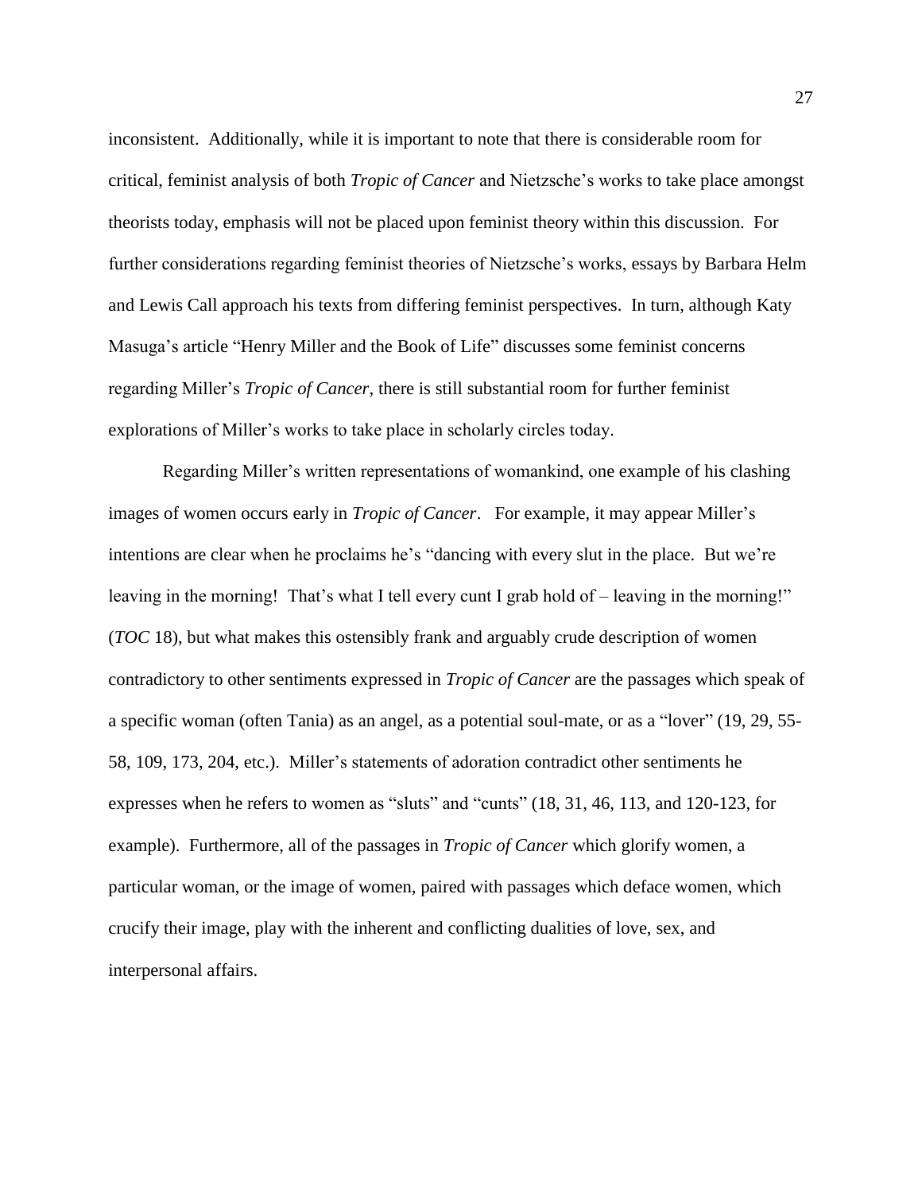inconsistent. Additionally, while it is important to note that there is considerable room for critical, feminist analysis of both *Tropic of Cancer* and Nietzsche's works to take place amongst theorists today, emphasis will not be placed upon feminist theory within this discussion. For further considerations regarding feminist theories of Nietzsche's works, essays by Barbara Helm and Lewis Call approach his texts from differing feminist perspectives. In turn, although Katy Masuga's article "Henry Miller and the Book of Life" discusses some feminist concerns regarding Miller's *Tropic of Cancer*, there is still substantial room for further feminist explorations of Miller's works to take place in scholarly circles today.

Regarding Miller's written representations of womankind, one example of his clashing images of women occurs early in *Tropic of Cancer*. For example, it may appear Miller's intentions are clear when he proclaims he's "dancing with every slut in the place. But we're leaving in the morning! That's what I tell every cunt I grab hold of – leaving in the morning!" (*TOC* 18), but what makes this ostensibly frank and arguably crude description of women contradictory to other sentiments expressed in *Tropic of Cancer* are the passages which speak of a specific woman (often Tania) as an angel, as a potential soul-mate, or as a "lover" (19, 29, 55-58, 109, 173, 204, etc.). Miller's statements of adoration contradict other sentiments he expresses when he refers to women as "sluts" and "cunts" (18, 31, 46, 113, and 120-123, for example). Furthermore, all of the passages in *Tropic of Cancer* which glorify women, a particular woman, or the image of women, paired with passages which deface women, which crucify their image, play with the inherent and conflicting dualities of love, sex, and interpersonal affairs.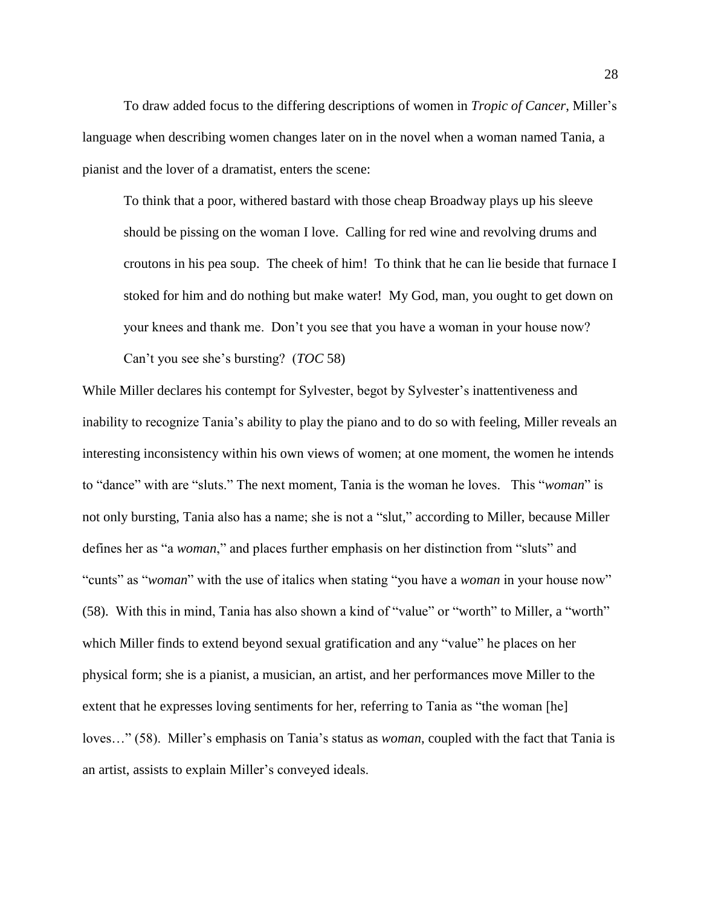To draw added focus to the differing descriptions of women in *Tropic of Cancer*, Miller's language when describing women changes later on in the novel when a woman named Tania, a pianist and the lover of a dramatist, enters the scene:

> To think that a poor, withered bastard with those cheap Broadway plays up his sleeve should be pissing on the woman I love. Calling for red wine and revolving drums and croutons in his pea soup. The cheek of him! To think that he can lie beside that furnace I stoked for him and do nothing but make water! My God, man, you ought to get down on your knees and thank me. Don't you see that you have a woman in your house now? Can't you see she's bursting? (*TOC* 58)

While Miller declares his contempt for Sylvester, begot by Sylvester's inattentiveness and inability to recognize Tania's ability to play the piano and to do so with feeling, Miller reveals an interesting inconsistency within his own views of women; at one moment, the women he intends to "dance" with are "sluts." The next moment, Tania is the woman he loves. This "*woman*" is not only bursting, Tania also has a name; she is not a "slut," according to Miller, because Miller defines her as "a *woman*," and places further emphasis on her distinction from "sluts" and "cunts" as "*woman*" with the use of italics when stating "you have a *woman* in your house now" (58). With this in mind, Tania has also shown a kind of "value" or "worth" to Miller, a "worth" which Miller finds to extend beyond sexual gratification and any "value" he places on her physical form; she is a pianist, a musician, an artist, and her performances move Miller to the extent that he expresses loving sentiments for her, referring to Tania as "the woman [he] loves…" (58). Miller's emphasis on Tania's status as *woman*, coupled with the fact that Tania is an artist, assists to explain Miller's conveyed ideals.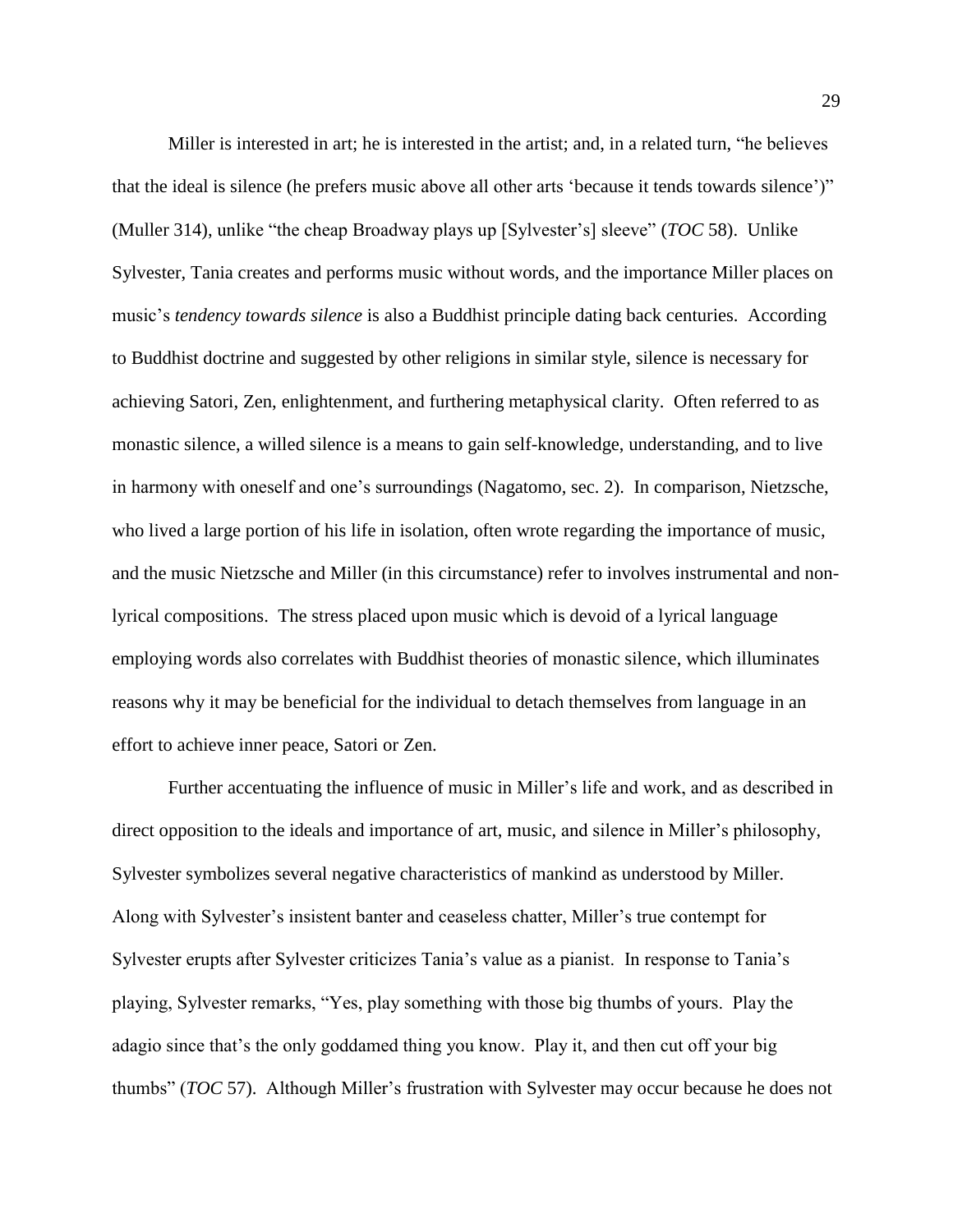Miller is interested in art; he is interested in the artist; and, in a related turn, "he believes that the ideal is silence (he prefers music above all other arts 'because it tends towards silence')" (Muller 314), unlike "the cheap Broadway plays up [Sylvester's] sleeve" (*TOC* 58). Unlike Sylvester, Tania creates and performs music without words, and the importance Miller places on music's *tendency towards silence* is also a Buddhist principle dating back centuries. According to Buddhist doctrine and suggested by other religions in similar style, silence is necessary for achieving Satori, Zen, enlightenment, and furthering metaphysical clarity. Often referred to as monastic silence, a willed silence is a means to gain self-knowledge, understanding, and to live in harmony with oneself and one's surroundings (Nagatomo, sec. 2). In comparison, Nietzsche, who lived a large portion of his life in isolation, often wrote regarding the importance of music, and the music Nietzsche and Miller (in this circumstance) refer to involves instrumental and non-lyrical compositions. The stress placed upon music which is devoid of a lyrical language employing words also correlates with Buddhist theories of monastic silence, which illuminates reasons why it may be beneficial for the individual to detach themselves from language in an effort to achieve inner peace, Satori or Zen.

Further accentuating the influence of music in Miller's life and work, and as described in direct opposition to the ideals and importance of art, music, and silence in Miller's philosophy, Sylvester symbolizes several negative characteristics of mankind as understood by Miller. Along with Sylvester's insistent banter and ceaseless chatter, Miller's true contempt for Sylvester erupts after Sylvester criticizes Tania's value as a pianist. In response to Tania's playing, Sylvester remarks, "Yes, play something with those big thumbs of yours. Play the adagio since that's the only goddamed thing you know. Play it, and then cut off your big thumbs" (*TOC* 57). Although Miller's frustration with Sylvester may occur because he does not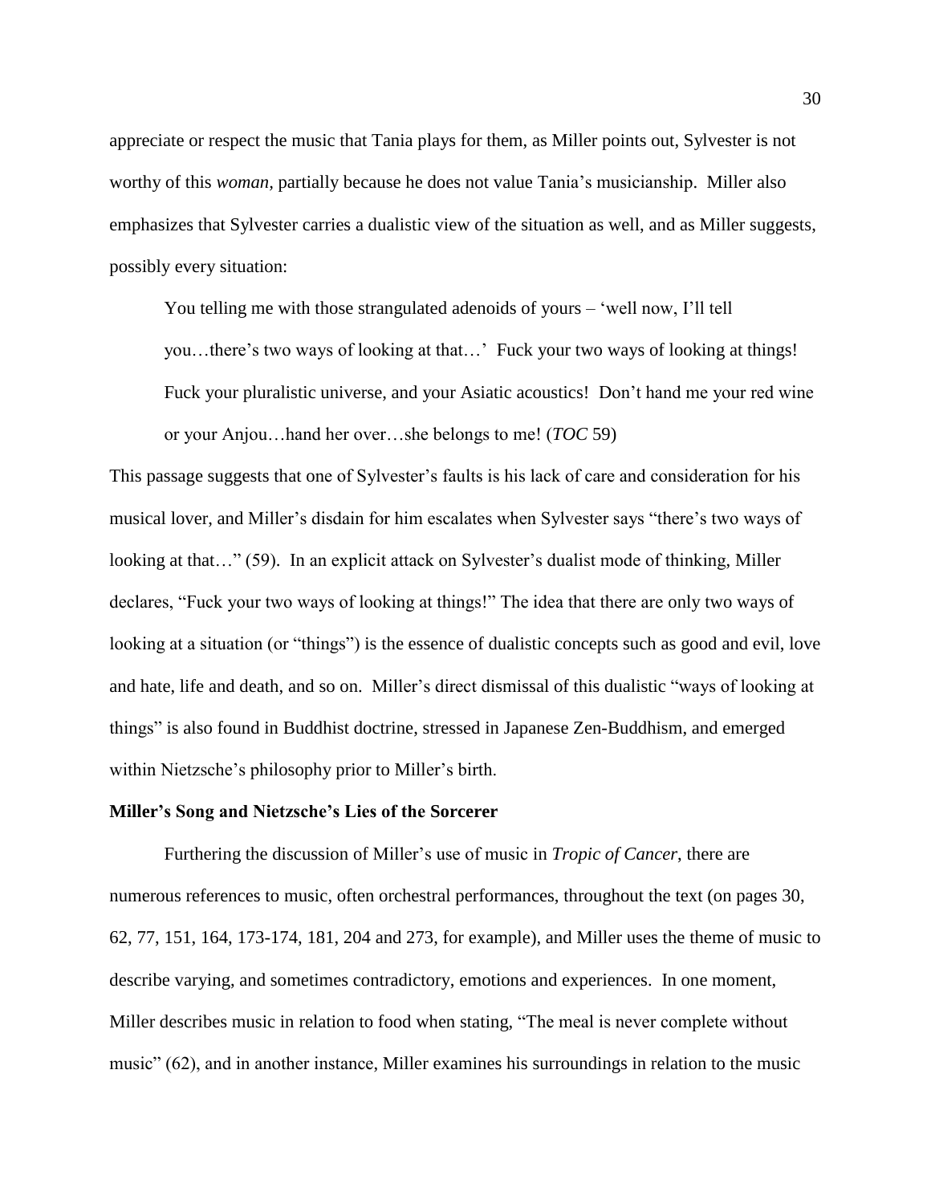appreciate or respect the music that Tania plays for them, as Miller points out, Sylvester is not worthy of this *woman*, partially because he does not value Tania's musicianship. Miller also emphasizes that Sylvester carries a dualistic view of the situation as well, and as Miller suggests, possibly every situation:

> You telling me with those strangulated adenoids of yours – 'well now, I'll tell you…there's two ways of looking at that…' Fuck your two ways of looking at things! Fuck your pluralistic universe, and your Asiatic acoustics! Don't hand me your red wine or your Anjou…hand her over…she belongs to me! (*TOC* 59)

This passage suggests that one of Sylvester's faults is his lack of care and consideration for his musical lover, and Miller's disdain for him escalates when Sylvester says "there's two ways of looking at that…" (59). In an explicit attack on Sylvester's dualist mode of thinking, Miller declares, "Fuck your two ways of looking at things!" The idea that there are only two ways of looking at a situation (or "things") is the essence of dualistic concepts such as good and evil, love and hate, life and death, and so on. Miller's direct dismissal of this dualistic "ways of looking at things" is also found in Buddhist doctrine, stressed in Japanese Zen-Buddhism, and emerged within Nietzsche's philosophy prior to Miller's birth.

**Miller's Song and Nietzsche's Lies of the Sorcerer**

Furthering the discussion of Miller's use of music in *Tropic of Cancer*, there are numerous references to music, often orchestral performances, throughout the text (on pages 30, 62, 77, 151, 164, 173-174, 181, 204 and 273, for example), and Miller uses the theme of music to describe varying, and sometimes contradictory, emotions and experiences. In one moment, Miller describes music in relation to food when stating, "The meal is never complete without music" (62), and in another instance, Miller examines his surroundings in relation to the music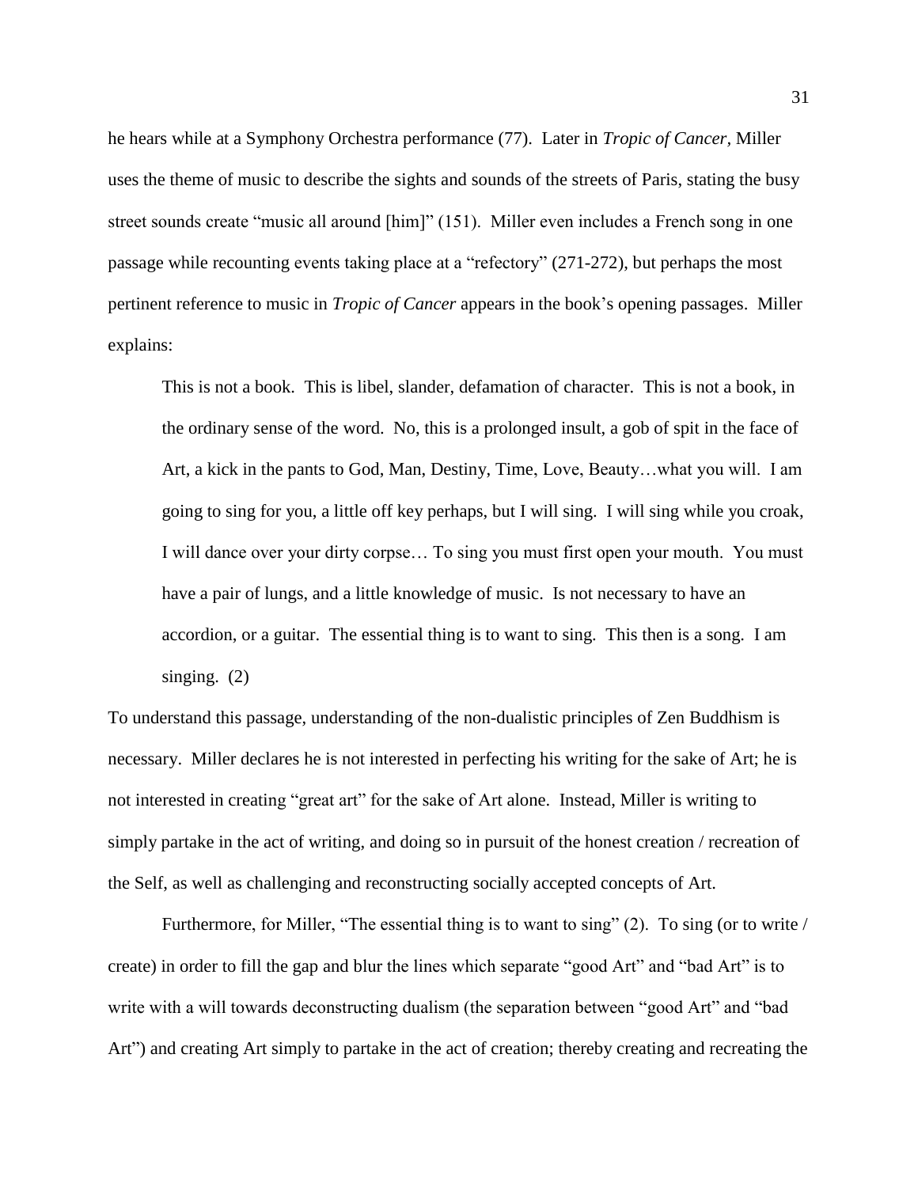he hears while at a Symphony Orchestra performance (77). Later in *Tropic of Cancer*, Miller uses the theme of music to describe the sights and sounds of the streets of Paris, stating the busy street sounds create "music all around [him]" (151). Miller even includes a French song in one passage while recounting events taking place at a "refectory" (271-272), but perhaps the most pertinent reference to music in *Tropic of Cancer* appears in the book's opening passages. Miller explains:

> This is not a book. This is libel, slander, defamation of character. This is not a book, in the ordinary sense of the word. No, this is a prolonged insult, a gob of spit in the face of Art, a kick in the pants to God, Man, Destiny, Time, Love, Beauty…what you will. I am going to sing for you, a little off key perhaps, but I will sing. I will sing while you croak, I will dance over your dirty corpse… To sing you must first open your mouth. You must have a pair of lungs, and a little knowledge of music. Is not necessary to have an accordion, or a guitar. The essential thing is to want to sing. This then is a song. I am singing. (2)

To understand this passage, understanding of the non-dualistic principles of Zen Buddhism is necessary. Miller declares he is not interested in perfecting his writing for the sake of Art; he is not interested in creating "great art" for the sake of Art alone. Instead, Miller is writing to simply partake in the act of writing, and doing so in pursuit of the honest creation / recreation of the Self, as well as challenging and reconstructing socially accepted concepts of Art.

Furthermore, for Miller, "The essential thing is to want to sing" (2). To sing (or to write / create) in order to fill the gap and blur the lines which separate "good Art" and "bad Art" is to write with a will towards deconstructing dualism (the separation between "good Art" and "bad Art") and creating Art simply to partake in the act of creation; thereby creating and recreating the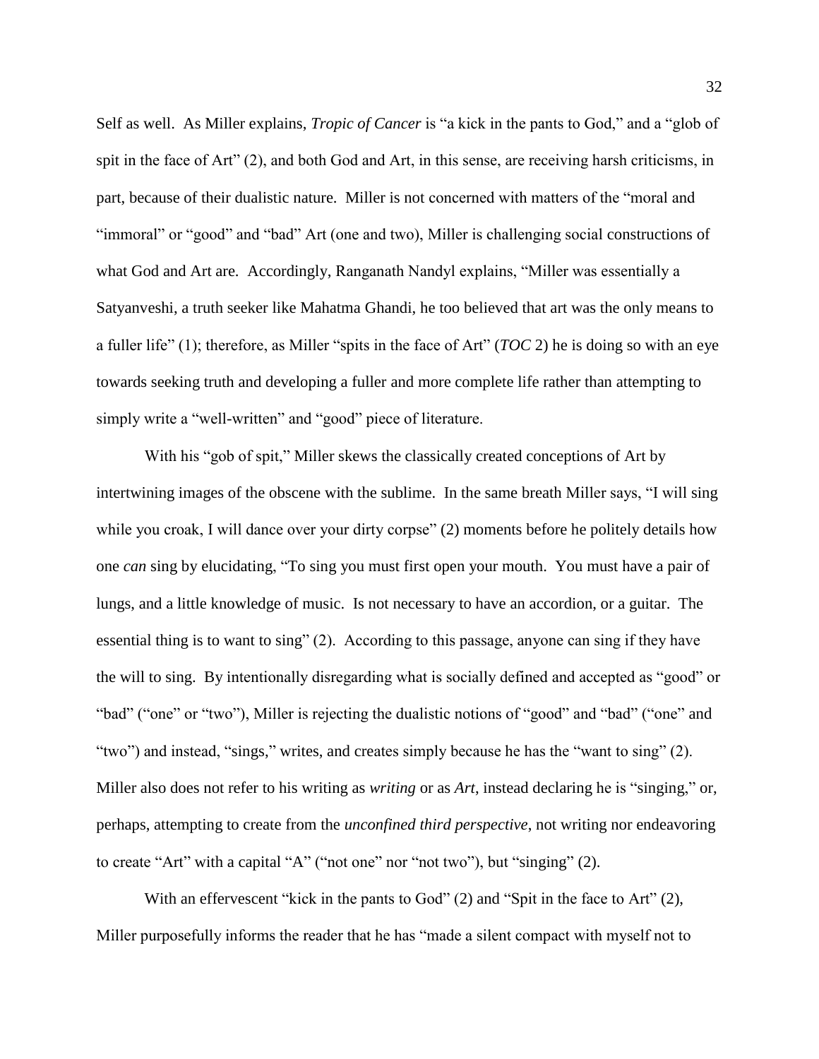Self as well. As Miller explains, *Tropic of Cancer* is "a kick in the pants to God," and a "glob of spit in the face of Art" (2), and both God and Art, in this sense, are receiving harsh criticisms, in part, because of their dualistic nature. Miller is not concerned with matters of the "moral and "immoral" or "good" and "bad" Art (one and two), Miller is challenging social constructions of what God and Art are. Accordingly, Ranganath Nandyl explains, "Miller was essentially a Satyanveshi, a truth seeker like Mahatma Ghandi, he too believed that art was the only means to a fuller life" (1); therefore, as Miller "spits in the face of Art" (*TOC* 2) he is doing so with an eye towards seeking truth and developing a fuller and more complete life rather than attempting to simply write a "well-written" and "good" piece of literature.

With his "gob of spit," Miller skews the classically created conceptions of Art by intertwining images of the obscene with the sublime. In the same breath Miller says, "I will sing while you croak, I will dance over your dirty corpse" (2) moments before he politely details how one *can* sing by elucidating, "To sing you must first open your mouth. You must have a pair of lungs, and a little knowledge of music. Is not necessary to have an accordion, or a guitar. The essential thing is to want to sing" (2). According to this passage, anyone can sing if they have the will to sing. By intentionally disregarding what is socially defined and accepted as "good" or "bad" ("one" or "two"), Miller is rejecting the dualistic notions of "good" and "bad" ("one" and "two") and instead, "sings," writes, and creates simply because he has the "want to sing" (2). Miller also does not refer to his writing as *writing* or as *Art*, instead declaring he is "singing," or, perhaps, attempting to create from the *unconfined third perspective*, not writing nor endeavoring to create "Art" with a capital "A" ("not one" nor "not two"), but "singing" (2).

With an effervescent "kick in the pants to God" (2) and "Spit in the face to Art" (2), Miller purposefully informs the reader that he has "made a silent compact with myself not to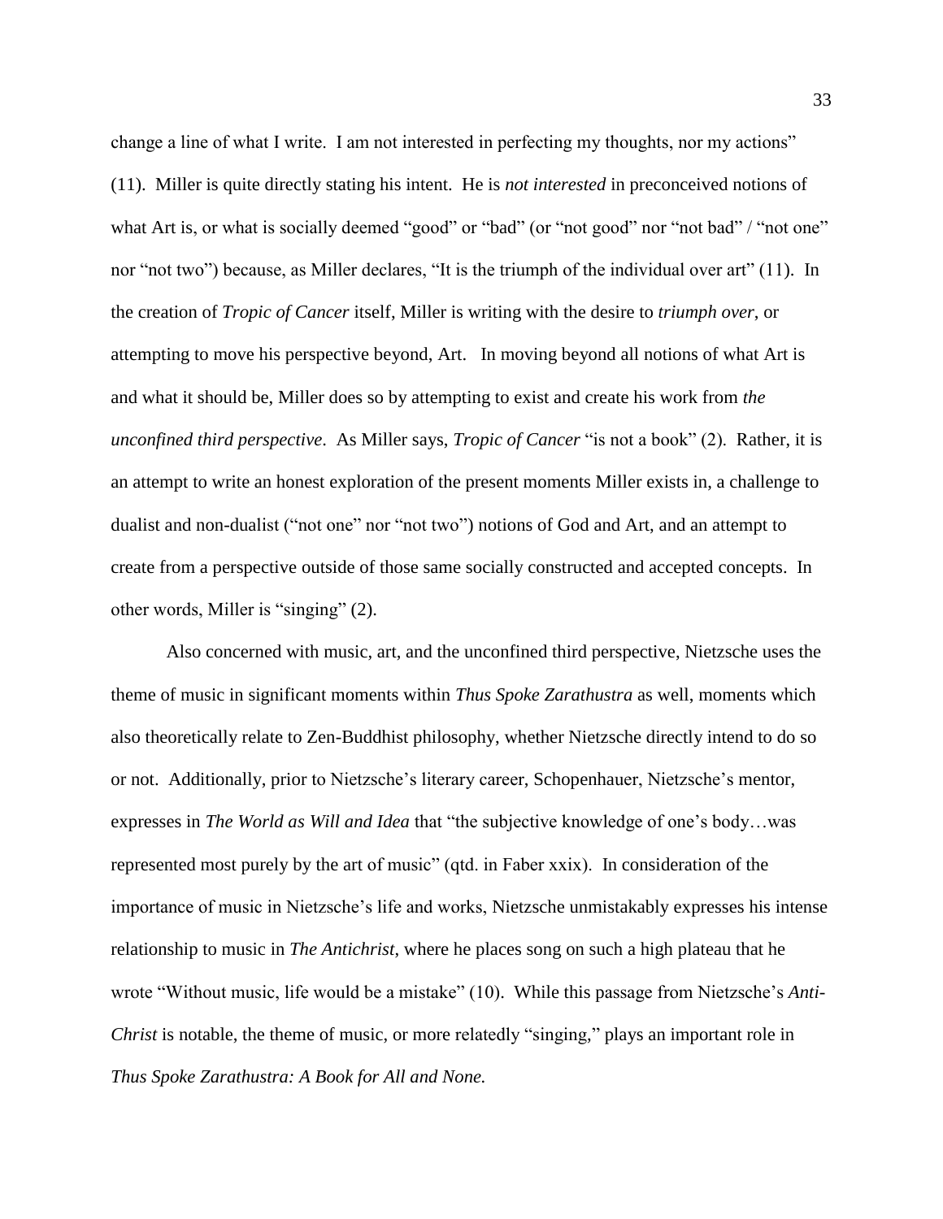change a line of what I write. I am not interested in perfecting my thoughts, nor my actions" (11). Miller is quite directly stating his intent. He is *not interested* in preconceived notions of what Art is, or what is socially deemed "good" or "bad" (or "not good" nor "not bad" / "not one" nor "not two") because, as Miller declares, "It is the triumph of the individual over art" (11). In the creation of *Tropic of Cancer* itself, Miller is writing with the desire to *triumph over*, or attempting to move his perspective beyond, Art. In moving beyond all notions of what Art is and what it should be, Miller does so by attempting to exist and create his work from *the unconfined third perspective*. As Miller says, *Tropic of Cancer* "is not a book" (2). Rather, it is an attempt to write an honest exploration of the present moments Miller exists in, a challenge to dualist and non-dualist ("not one" nor "not two") notions of God and Art, and an attempt to create from a perspective outside of those same socially constructed and accepted concepts. In other words, Miller is "singing" (2).

Also concerned with music, art, and the unconfined third perspective, Nietzsche uses the theme of music in significant moments within *Thus Spoke Zarathustra* as well, moments which also theoretically relate to Zen-Buddhist philosophy, whether Nietzsche directly intend to do so or not. Additionally, prior to Nietzsche's literary career, Schopenhauer, Nietzsche's mentor, expresses in *The World as Will and Idea* that "the subjective knowledge of one's body…was represented most purely by the art of music" (qtd. in Faber xxix). In consideration of the importance of music in Nietzsche's life and works, Nietzsche unmistakably expresses his intense relationship to music in *The Antichrist*, where he places song on such a high plateau that he wrote "Without music, life would be a mistake" (10). While this passage from Nietzsche's *Anti-Christ* is notable, the theme of music, or more relatedly "singing," plays an important role in *Thus Spoke Zarathustra: A Book for All and None.*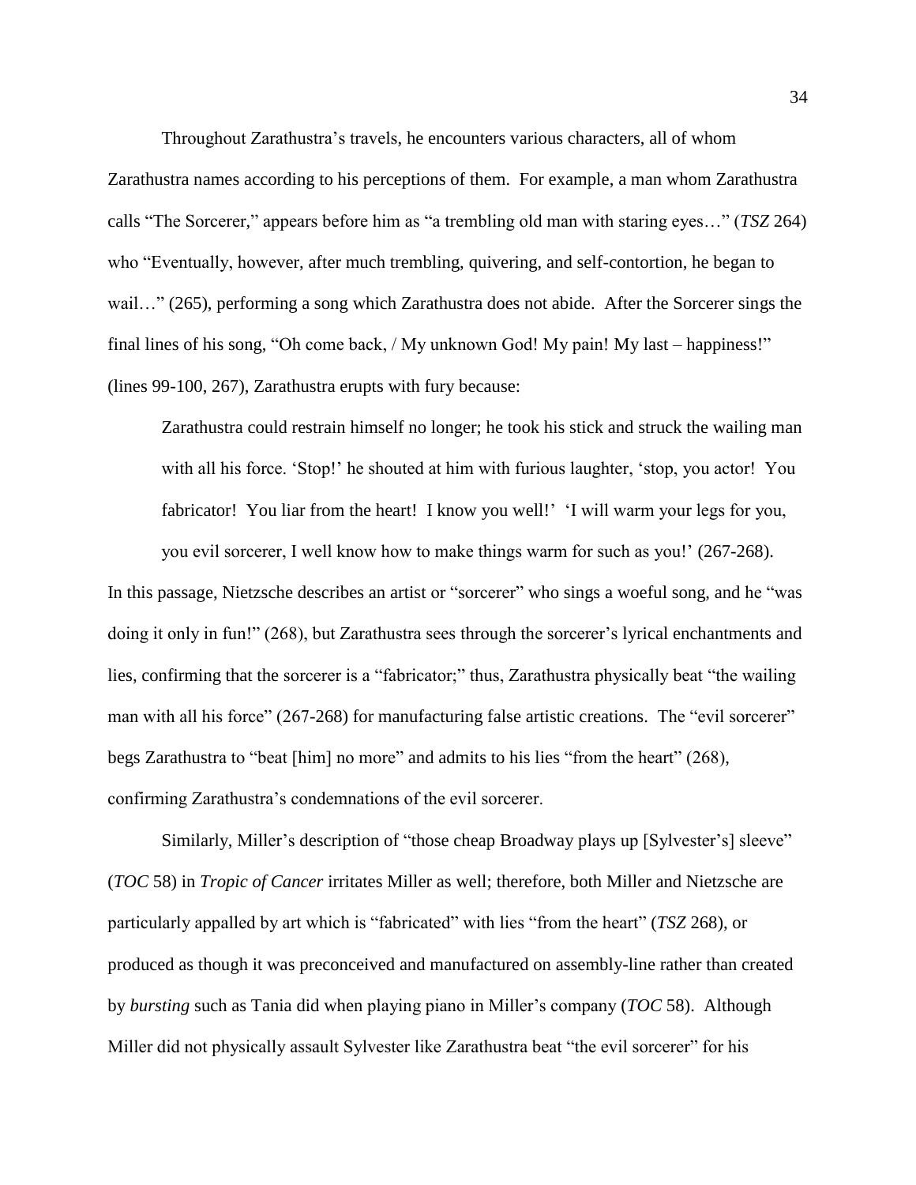Throughout Zarathustra's travels, he encounters various characters, all of whom Zarathustra names according to his perceptions of them. For example, a man whom Zarathustra calls "The Sorcerer," appears before him as "a trembling old man with staring eyes…" (*TSZ* 264) who "Eventually, however, after much trembling, quivering, and self-contortion, he began to wail…" (265), performing a song which Zarathustra does not abide. After the Sorcerer sings the final lines of his song, "Oh come back, / My unknown God! My pain! My last – happiness!" (lines 99-100, 267), Zarathustra erupts with fury because:

> Zarathustra could restrain himself no longer; he took his stick and struck the wailing man with all his force. 'Stop!' he shouted at him with furious laughter, 'stop, you actor! You fabricator! You liar from the heart! I know you well!' 'I will warm your legs for you, you evil sorcerer, I well know how to make things warm for such as you!' (267-268).

In this passage, Nietzsche describes an artist or "sorcerer" who sings a woeful song, and he "was doing it only in fun!" (268), but Zarathustra sees through the sorcerer's lyrical enchantments and lies, confirming that the sorcerer is a "fabricator;" thus, Zarathustra physically beat "the wailing man with all his force" (267-268) for manufacturing false artistic creations. The "evil sorcerer" begs Zarathustra to "beat [him] no more" and admits to his lies "from the heart" (268), confirming Zarathustra's condemnations of the evil sorcerer.

Similarly, Miller's description of "those cheap Broadway plays up [Sylvester's] sleeve" (*TOC* 58) in *Tropic of Cancer* irritates Miller as well; therefore, both Miller and Nietzsche are particularly appalled by art which is "fabricated" with lies "from the heart" (*TSZ* 268), or produced as though it was preconceived and manufactured on assembly-line rather than created by *bursting* such as Tania did when playing piano in Miller's company (*TOC* 58). Although Miller did not physically assault Sylvester like Zarathustra beat "the evil sorcerer" for his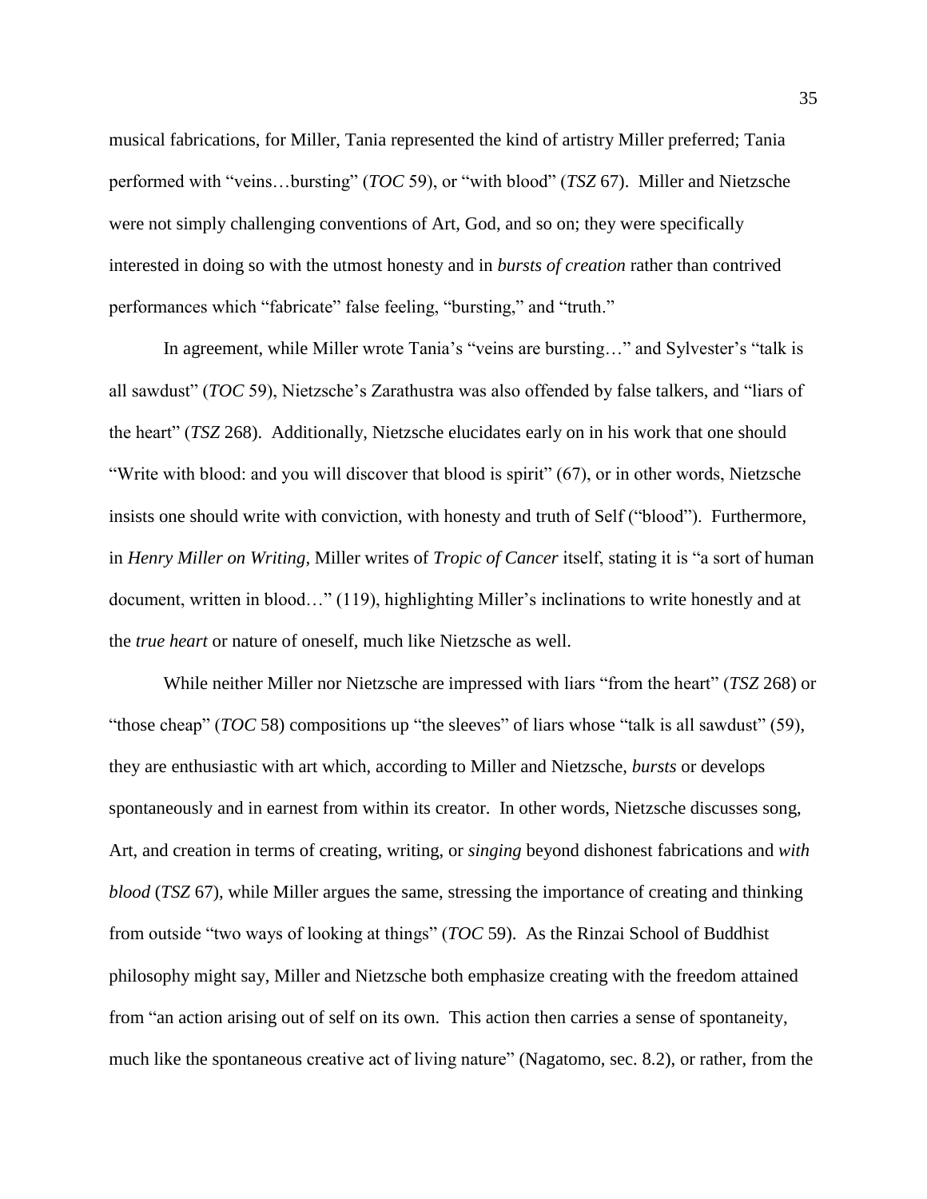musical fabrications, for Miller, Tania represented the kind of artistry Miller preferred; Tania performed with "veins…bursting" (*TOC* 59), or "with blood" (*TSZ* 67). Miller and Nietzsche were not simply challenging conventions of Art, God, and so on; they were specifically interested in doing so with the utmost honesty and in *bursts of creation* rather than contrived performances which "fabricate" false feeling, "bursting," and "truth."

In agreement, while Miller wrote Tania's "veins are bursting…" and Sylvester's "talk is all sawdust" (*TOC* 59), Nietzsche's Zarathustra was also offended by false talkers, and "liars of the heart" (*TSZ* 268). Additionally, Nietzsche elucidates early on in his work that one should "Write with blood: and you will discover that blood is spirit" (67), or in other words, Nietzsche insists one should write with conviction, with honesty and truth of Self ("blood"). Furthermore, in *Henry Miller on Writing*, Miller writes of *Tropic of Cancer* itself, stating it is "a sort of human document, written in blood…" (119), highlighting Miller's inclinations to write honestly and at the *true heart* or nature of oneself, much like Nietzsche as well.

While neither Miller nor Nietzsche are impressed with liars "from the heart" (*TSZ* 268) or "those cheap" (*TOC* 58) compositions up "the sleeves" of liars whose "talk is all sawdust" (59), they are enthusiastic with art which, according to Miller and Nietzsche, *bursts* or develops spontaneously and in earnest from within its creator. In other words, Nietzsche discusses song, Art, and creation in terms of creating, writing, or *singing* beyond dishonest fabrications and *with blood* (*TSZ* 67), while Miller argues the same, stressing the importance of creating and thinking from outside "two ways of looking at things" (*TOC* 59). As the Rinzai School of Buddhist philosophy might say, Miller and Nietzsche both emphasize creating with the freedom attained from "an action arising out of self on its own. This action then carries a sense of spontaneity, much like the spontaneous creative act of living nature" (Nagatomo, sec. 8.2), or rather, from the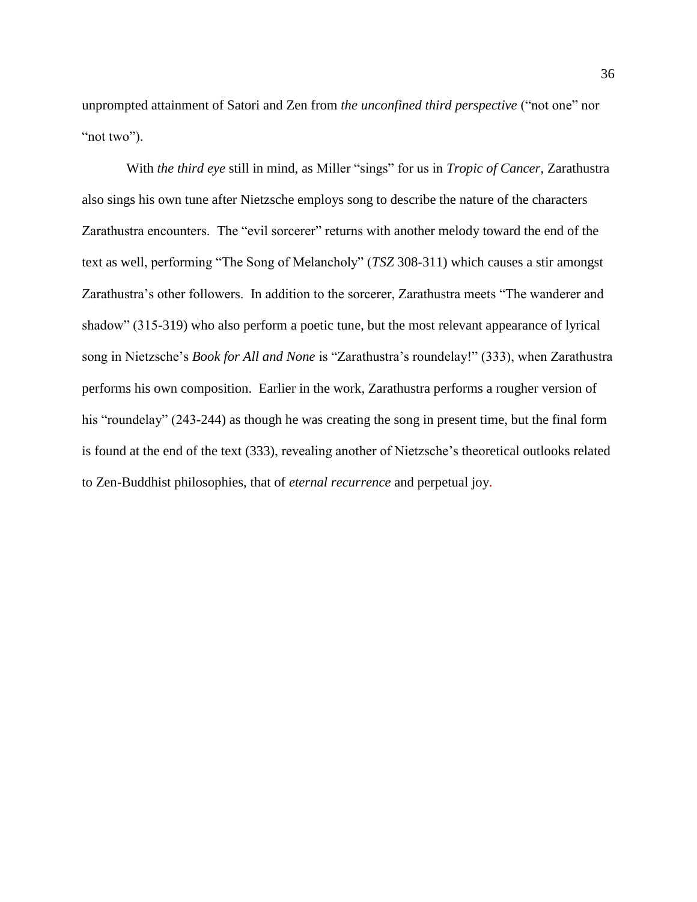unprompted attainment of Satori and Zen from *the unconfined third perspective* (“not one” nor “not two”).

With *the third eye* still in mind, as Miller “sings” for us in *Tropic of Cancer*, Zarathustra also sings his own tune after Nietzsche employs song to describe the nature of the characters Zarathustra encounters. The “evil sorcerer” returns with another melody toward the end of the text as well, performing “The Song of Melancholy” (*TSZ* 308-311) which causes a stir amongst Zarathustra’s other followers. In addition to the sorcerer, Zarathustra meets “The wanderer and shadow” (315-319) who also perform a poetic tune, but the most relevant appearance of lyrical song in Nietzsche’s *Book for All and None* is “Zarathustra’s roundelay!” (333), when Zarathustra performs his own composition. Earlier in the work, Zarathustra performs a rougher version of his “roundelay” (243-244) as though he was creating the song in present time, but the final form is found at the end of the text (333), revealing another of Nietzsche’s theoretical outlooks related to Zen-Buddhist philosophies, that of *eternal recurrence* and perpetual joy.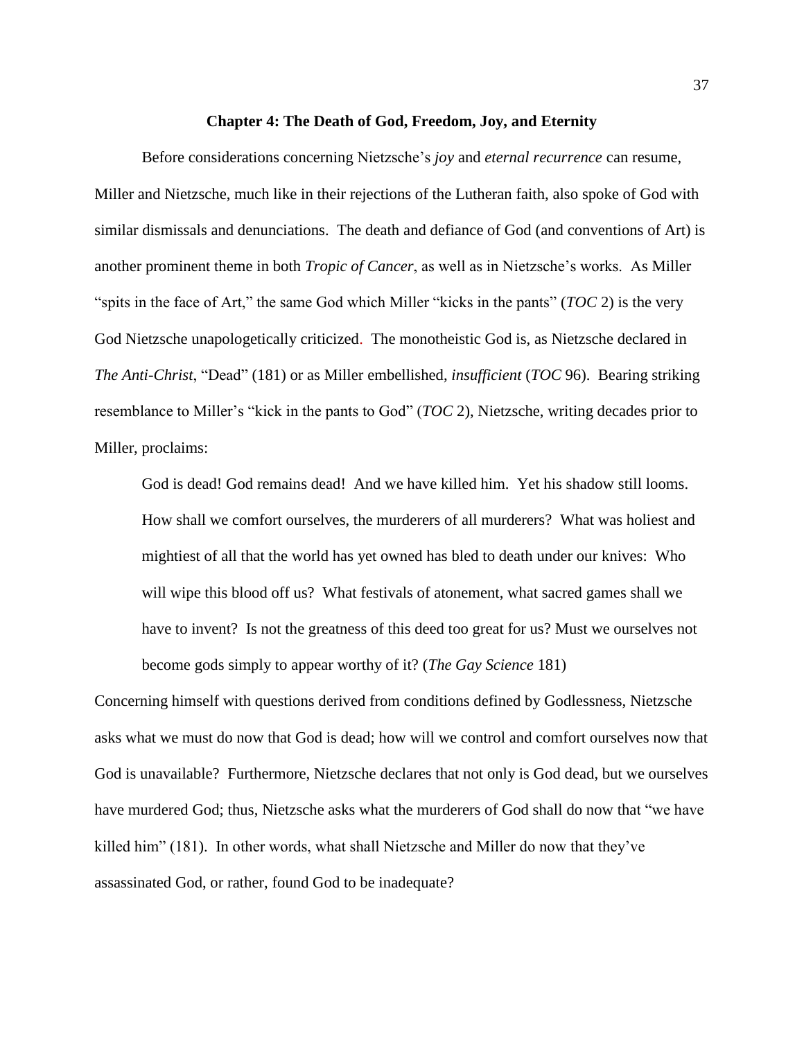## Chapter 4: The Death of God, Freedom, Joy, and Eternity

Before considerations concerning Nietzsche's *joy* and *eternal recurrence* can resume, Miller and Nietzsche, much like in their rejections of the Lutheran faith, also spoke of God with similar dismissals and denunciations. The death and defiance of God (and conventions of Art) is another prominent theme in both *Tropic of Cancer*, as well as in Nietzsche's works. As Miller "spits in the face of Art," the same God which Miller "kicks in the pants" (*TOC* 2) is the very God Nietzsche unapologetically criticized. The monotheistic God is, as Nietzsche declared in *The Anti-Christ*, "Dead" (181) or as Miller embellished, *insufficient* (*TOC* 96). Bearing striking resemblance to Miller's "kick in the pants to God" (*TOC* 2), Nietzsche, writing decades prior to Miller, proclaims:

> God is dead! God remains dead! And we have killed him. Yet his shadow still looms. How shall we comfort ourselves, the murderers of all murderers? What was holiest and mightiest of all that the world has yet owned has bled to death under our knives: Who will wipe this blood off us? What festivals of atonement, what sacred games shall we have to invent? Is not the greatness of this deed too great for us? Must we ourselves not become gods simply to appear worthy of it? (*The Gay Science* 181)

Concerning himself with questions derived from conditions defined by Godlessness, Nietzsche asks what we must do now that God is dead; how will we control and comfort ourselves now that God is unavailable? Furthermore, Nietzsche declares that not only is God dead, but we ourselves have murdered God; thus, Nietzsche asks what the murderers of God shall do now that "we have killed him" (181). In other words, what shall Nietzsche and Miller do now that they've assassinated God, or rather, found God to be inadequate?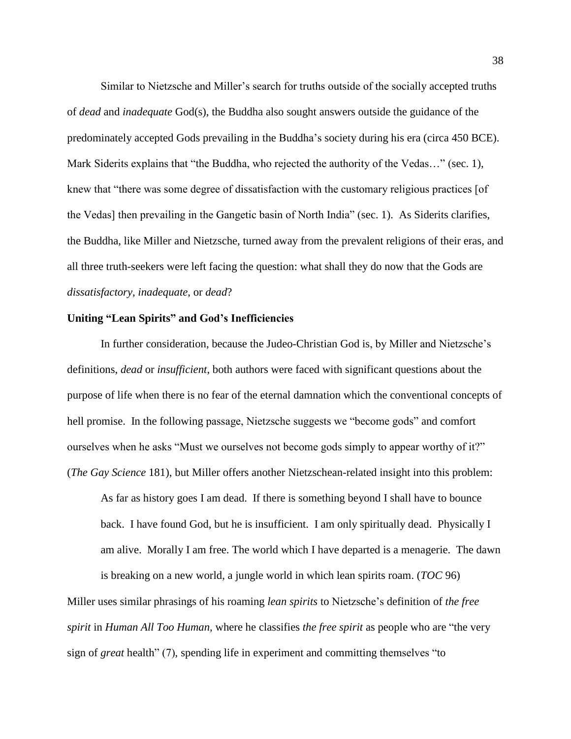Similar to Nietzsche and Miller's search for truths outside of the socially accepted truths of *dead* and *inadequate* God(s), the Buddha also sought answers outside the guidance of the predominately accepted Gods prevailing in the Buddha's society during his era (circa 450 BCE). Mark Siderits explains that "the Buddha, who rejected the authority of the Vedas…" (sec. 1), knew that "there was some degree of dissatisfaction with the customary religious practices [of the Vedas] then prevailing in the Gangetic basin of North India" (sec. 1). As Siderits clarifies, the Buddha, like Miller and Nietzsche, turned away from the prevalent religions of their eras, and all three truth-seekers were left facing the question: what shall they do now that the Gods are *dissatisfactory*, *inadequate*, or *dead*?

**Uniting "Lean Spirits" and God's Inefficiencies**

In further consideration, because the Judeo-Christian God is, by Miller and Nietzsche's definitions, *dead* or *insufficient*, both authors were faced with significant questions about the purpose of life when there is no fear of the eternal damnation which the conventional concepts of hell promise. In the following passage, Nietzsche suggests we "become gods" and comfort ourselves when he asks "Must we ourselves not become gods simply to appear worthy of it?" (*The Gay Science* 181), but Miller offers another Nietzschean-related insight into this problem:

> As far as history goes I am dead. If there is something beyond I shall have to bounce back. I have found God, but he is insufficient. I am only spiritually dead. Physically I am alive. Morally I am free. The world which I have departed is a menagerie. The dawn is breaking on a new world, a jungle world in which lean spirits roam. (*TOC* 96)

Miller uses similar phrasings of his roaming *lean spirits* to Nietzsche's definition of *the free spirit* in *Human All Too Human,* where he classifies *the free spirit* as people who are "the very sign of *great* health" (7), spending life in experiment and committing themselves "to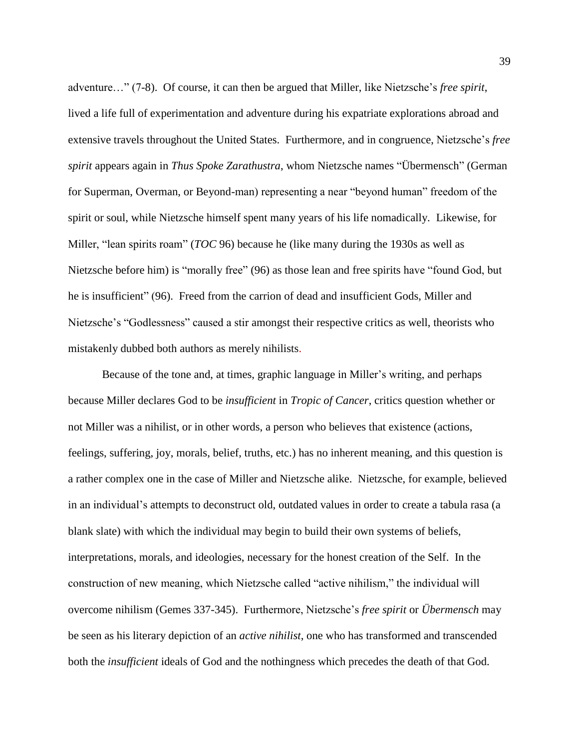adventure…" (7-8). Of course, it can then be argued that Miller, like Nietzsche's *free spirit*, lived a life full of experimentation and adventure during his expatriate explorations abroad and extensive travels throughout the United States. Furthermore, and in congruence, Nietzsche's *free spirit* appears again in *Thus Spoke Zarathustra*, whom Nietzsche names "Übermensch" (German for Superman, Overman, or Beyond-man) representing a near "beyond human" freedom of the spirit or soul, while Nietzsche himself spent many years of his life nomadically. Likewise, for Miller, "lean spirits roam" (*TOC* 96) because he (like many during the 1930s as well as Nietzsche before him) is "morally free" (96) as those lean and free spirits have "found God, but he is insufficient" (96). Freed from the carrion of dead and insufficient Gods, Miller and Nietzsche's "Godlessness" caused a stir amongst their respective critics as well, theorists who mistakenly dubbed both authors as merely nihilists.

Because of the tone and, at times, graphic language in Miller's writing, and perhaps because Miller declares God to be *insufficient* in *Tropic of Cancer*, critics question whether or not Miller was a nihilist, or in other words, a person who believes that existence (actions, feelings, suffering, joy, morals, belief, truths, etc.) has no inherent meaning, and this question is a rather complex one in the case of Miller and Nietzsche alike. Nietzsche, for example, believed in an individual's attempts to deconstruct old, outdated values in order to create a tabula rasa (a blank slate) with which the individual may begin to build their own systems of beliefs, interpretations, morals, and ideologies, necessary for the honest creation of the Self. In the construction of new meaning, which Nietzsche called "active nihilism," the individual will overcome nihilism (Gemes 337-345). Furthermore, Nietzsche's *free spirit* or *Übermensch* may be seen as his literary depiction of an *active nihilist*, one who has transformed and transcended both the *insufficient* ideals of God and the nothingness which precedes the death of that God.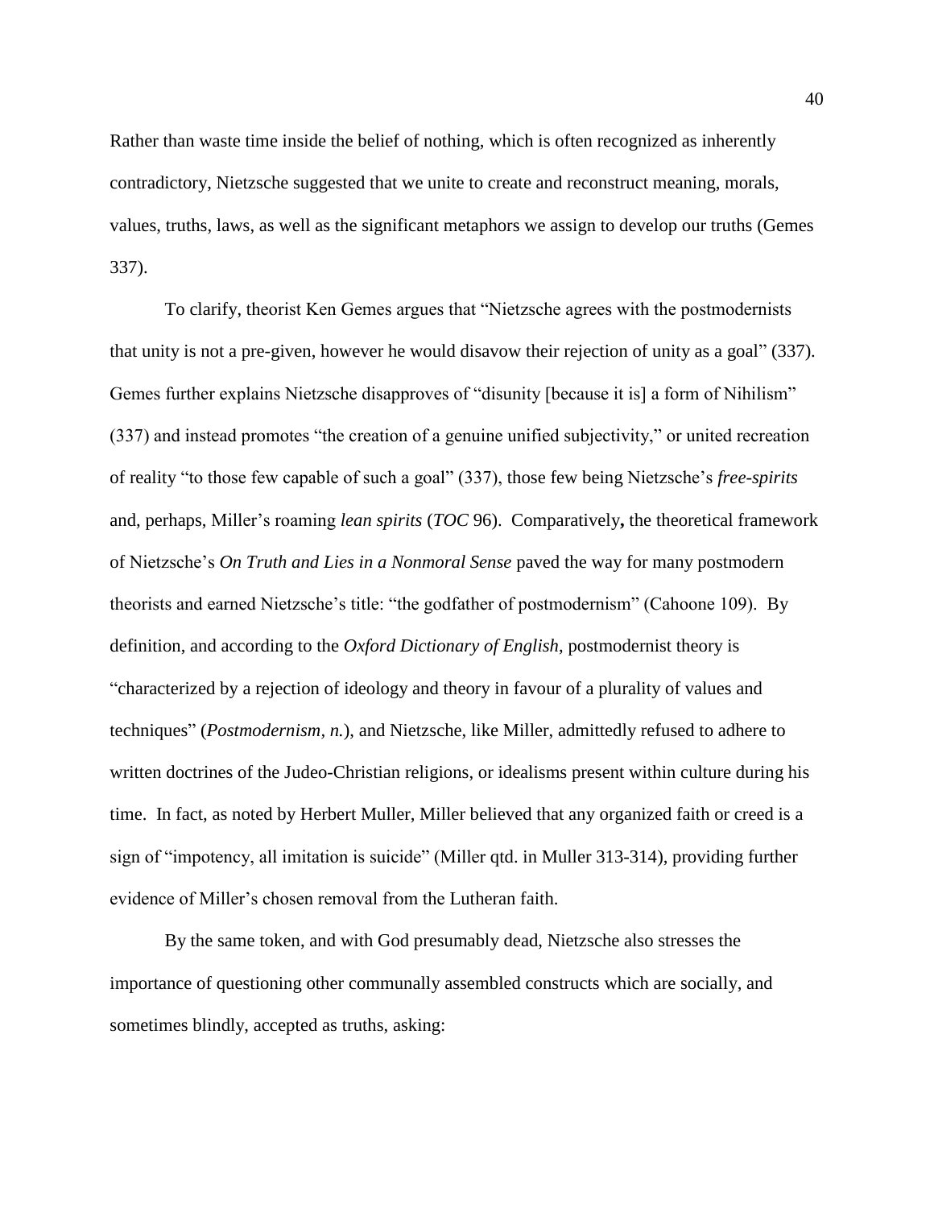Rather than waste time inside the belief of nothing, which is often recognized as inherently contradictory, Nietzsche suggested that we unite to create and reconstruct meaning, morals, values, truths, laws, as well as the significant metaphors we assign to develop our truths (Gemes 337).

To clarify, theorist Ken Gemes argues that "Nietzsche agrees with the postmodernists that unity is not a pre-given, however he would disavow their rejection of unity as a goal" (337). Gemes further explains Nietzsche disapproves of "disunity [because it is] a form of Nihilism" (337) and instead promotes "the creation of a genuine unified subjectivity," or united recreation of reality "to those few capable of such a goal" (337), those few being Nietzsche's *free-spirits* and, perhaps, Miller's roaming *lean spirits* (*TOC* 96). Comparatively**,** the theoretical framework of Nietzsche's *On Truth and Lies in a Nonmoral Sense* paved the way for many postmodern theorists and earned Nietzsche's title: "the godfather of postmodernism" (Cahoone 109). By definition, and according to the *Oxford Dictionary of English*, postmodernist theory is "characterized by a rejection of ideology and theory in favour of a plurality of values and techniques" (*Postmodernism, n.*), and Nietzsche, like Miller, admittedly refused to adhere to written doctrines of the Judeo-Christian religions, or idealisms present within culture during his time. In fact, as noted by Herbert Muller, Miller believed that any organized faith or creed is a sign of "impotency, all imitation is suicide" (Miller qtd. in Muller 313-314), providing further evidence of Miller's chosen removal from the Lutheran faith.

By the same token, and with God presumably dead, Nietzsche also stresses the importance of questioning other communally assembled constructs which are socially, and sometimes blindly, accepted as truths, asking: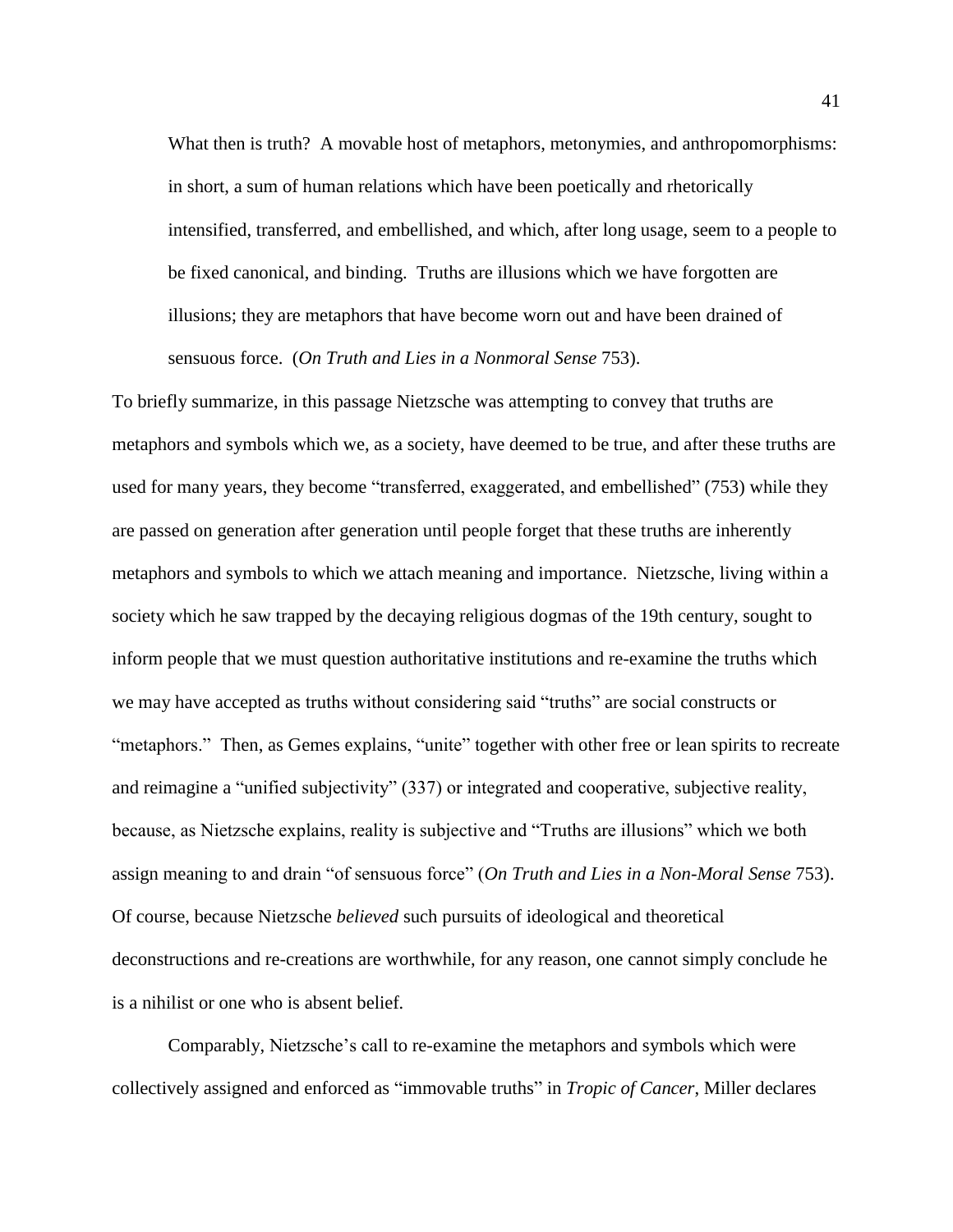> What then is truth? A movable host of metaphors, metonymies, and anthropomorphisms: in short, a sum of human relations which have been poetically and rhetorically intensified, transferred, and embellished, and which, after long usage, seem to a people to be fixed canonical, and binding. Truths are illusions which we have forgotten are illusions; they are metaphors that have become worn out and have been drained of sensuous force. (*On Truth and Lies in a Nonmoral Sense* 753).

To briefly summarize, in this passage Nietzsche was attempting to convey that truths are metaphors and symbols which we, as a society, have deemed to be true, and after these truths are used for many years, they become "transferred, exaggerated, and embellished" (753) while they are passed on generation after generation until people forget that these truths are inherently metaphors and symbols to which we attach meaning and importance. Nietzsche, living within a society which he saw trapped by the decaying religious dogmas of the 19th century, sought to inform people that we must question authoritative institutions and re-examine the truths which we may have accepted as truths without considering said "truths" are social constructs or "metaphors." Then, as Gemes explains, "unite" together with other free or lean spirits to recreate and reimagine a "unified subjectivity" (337) or integrated and cooperative, subjective reality, because, as Nietzsche explains, reality is subjective and "Truths are illusions" which we both assign meaning to and drain "of sensuous force" (*On Truth and Lies in a Non-Moral Sense* 753). Of course, because Nietzsche *believed* such pursuits of ideological and theoretical deconstructions and re-creations are worthwhile, for any reason, one cannot simply conclude he is a nihilist or one who is absent belief.

Comparably, Nietzsche's call to re-examine the metaphors and symbols which were collectively assigned and enforced as "immovable truths" in *Tropic of Cancer*, Miller declares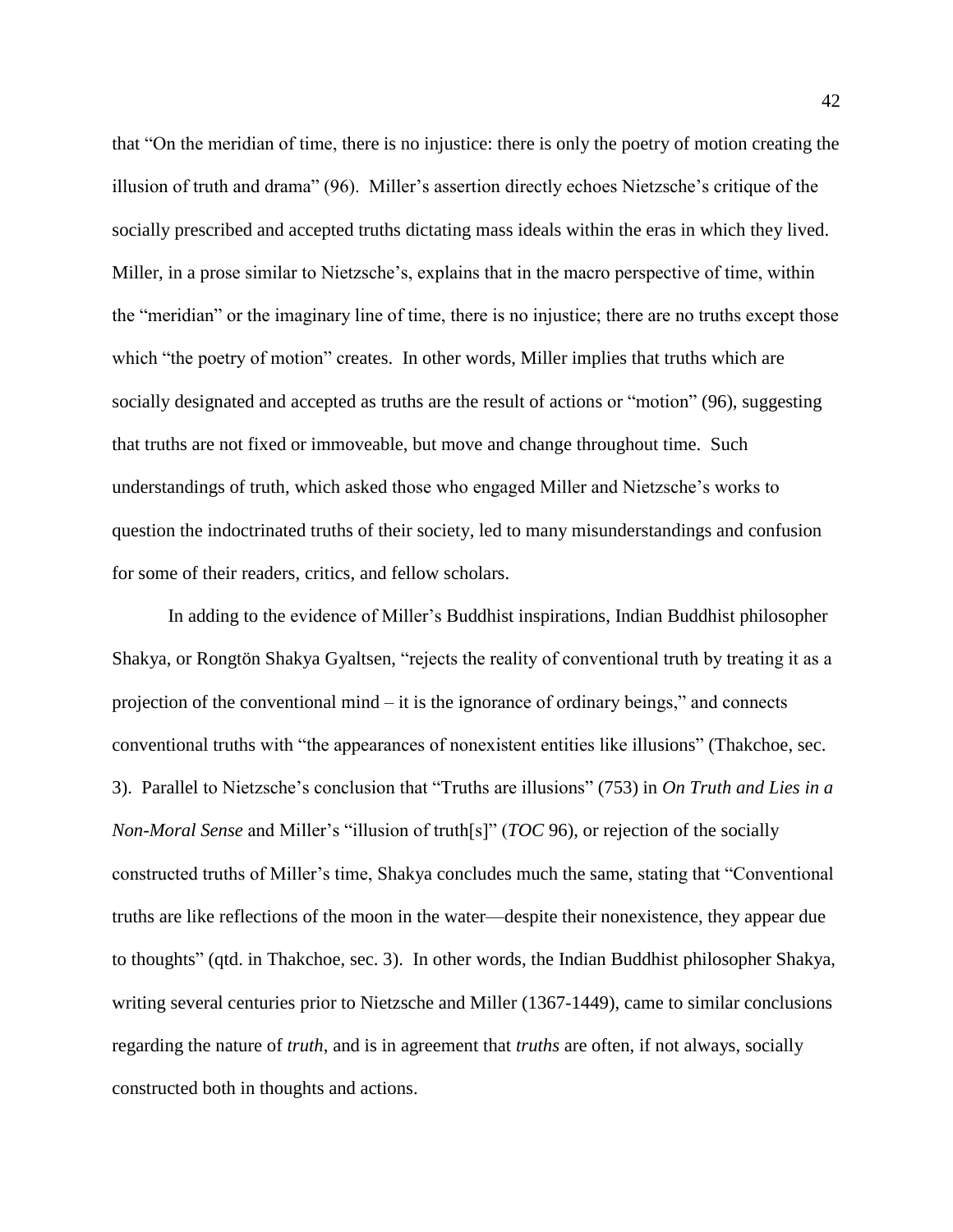that "On the meridian of time, there is no injustice: there is only the poetry of motion creating the illusion of truth and drama" (96). Miller's assertion directly echoes Nietzsche's critique of the socially prescribed and accepted truths dictating mass ideals within the eras in which they lived. Miller, in a prose similar to Nietzsche's, explains that in the macro perspective of time, within the "meridian" or the imaginary line of time, there is no injustice; there are no truths except those which "the poetry of motion" creates. In other words, Miller implies that truths which are socially designated and accepted as truths are the result of actions or "motion" (96), suggesting that truths are not fixed or immoveable, but move and change throughout time. Such understandings of truth, which asked those who engaged Miller and Nietzsche's works to question the indoctrinated truths of their society, led to many misunderstandings and confusion for some of their readers, critics, and fellow scholars.

In adding to the evidence of Miller's Buddhist inspirations, Indian Buddhist philosopher Shakya, or Rongtön Shakya Gyaltsen, "rejects the reality of conventional truth by treating it as a projection of the conventional mind – it is the ignorance of ordinary beings," and connects conventional truths with "the appearances of nonexistent entities like illusions" (Thakchoe, sec. 3). Parallel to Nietzsche's conclusion that "Truths are illusions" (753) in *On Truth and Lies in a Non-Moral Sense* and Miller's "illusion of truth[s]" (*TOC* 96), or rejection of the socially constructed truths of Miller's time, Shakya concludes much the same, stating that "Conventional truths are like reflections of the moon in the water—despite their nonexistence, they appear due to thoughts" (qtd. in Thakchoe, sec. 3). In other words, the Indian Buddhist philosopher Shakya, writing several centuries prior to Nietzsche and Miller (1367-1449), came to similar conclusions regarding the nature of *truth*, and is in agreement that *truths* are often, if not always, socially constructed both in thoughts and actions.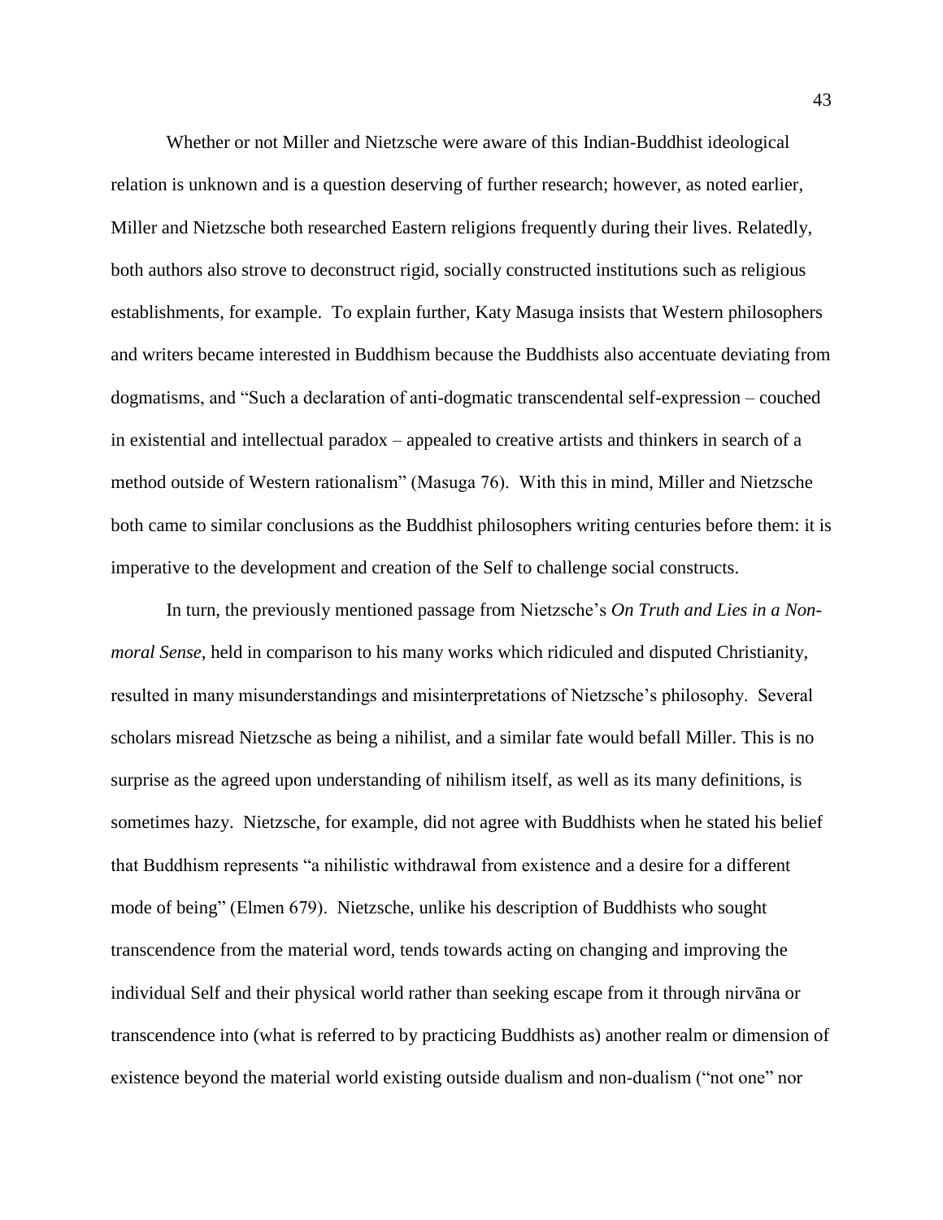Whether or not Miller and Nietzsche were aware of this Indian-Buddhist ideological relation is unknown and is a question deserving of further research; however, as noted earlier, Miller and Nietzsche both researched Eastern religions frequently during their lives. Relatedly, both authors also strove to deconstruct rigid, socially constructed institutions such as religious establishments, for example. To explain further, Katy Masuga insists that Western philosophers and writers became interested in Buddhism because the Buddhists also accentuate deviating from dogmatisms, and "Such a declaration of anti-dogmatic transcendental self-expression – couched in existential and intellectual paradox – appealed to creative artists and thinkers in search of a method outside of Western rationalism" (Masuga 76). With this in mind, Miller and Nietzsche both came to similar conclusions as the Buddhist philosophers writing centuries before them: it is imperative to the development and creation of the Self to challenge social constructs.

In turn, the previously mentioned passage from Nietzsche's *On Truth and Lies in a Non-moral Sense*, held in comparison to his many works which ridiculed and disputed Christianity, resulted in many misunderstandings and misinterpretations of Nietzsche's philosophy. Several scholars misread Nietzsche as being a nihilist, and a similar fate would befall Miller. This is no surprise as the agreed upon understanding of nihilism itself, as well as its many definitions, is sometimes hazy. Nietzsche, for example, did not agree with Buddhists when he stated his belief that Buddhism represents "a nihilistic withdrawal from existence and a desire for a different mode of being" (Elmen 679). Nietzsche, unlike his description of Buddhists who sought transcendence from the material word, tends towards acting on changing and improving the individual Self and their physical world rather than seeking escape from it through nirvāna or transcendence into (what is referred to by practicing Buddhists as) another realm or dimension of existence beyond the material world existing outside dualism and non-dualism ("not one" nor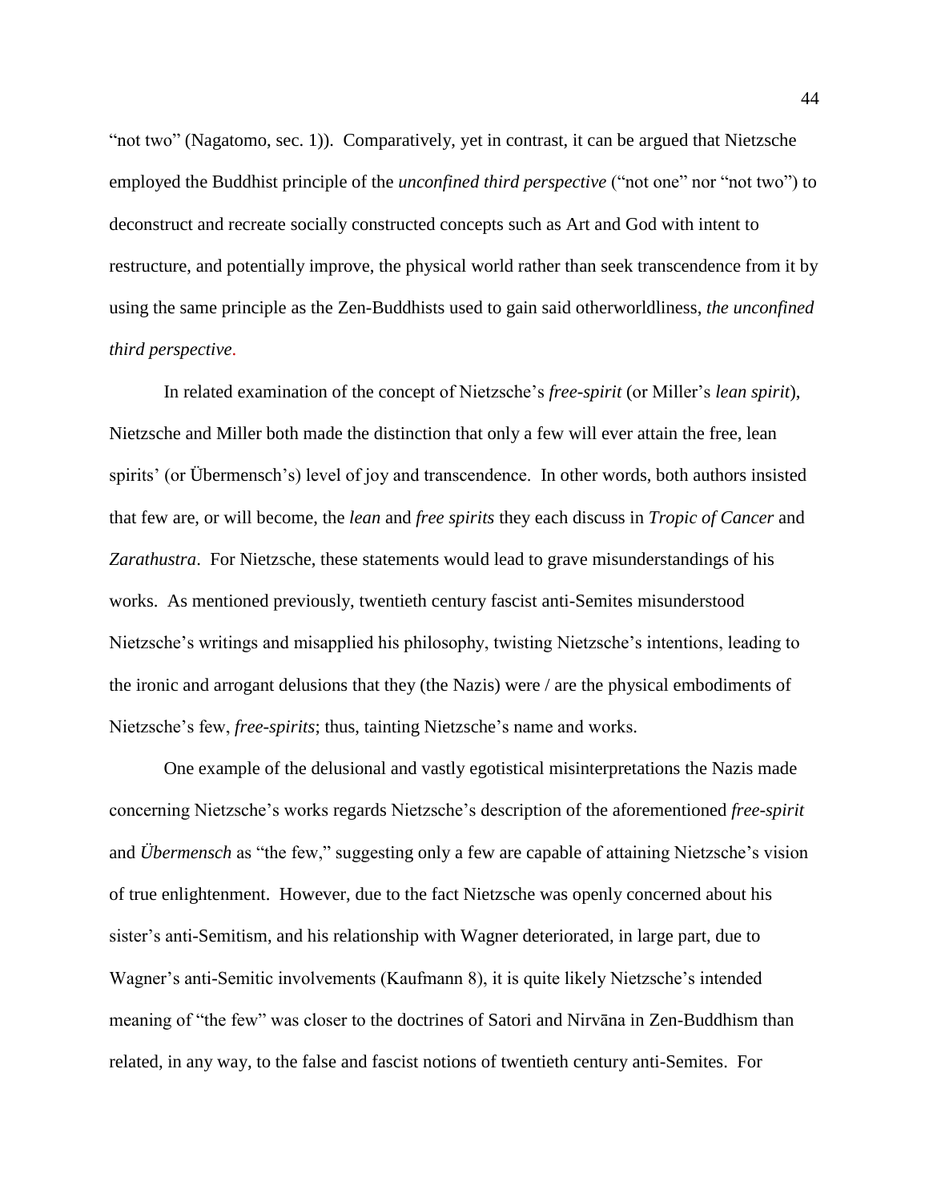"not two" (Nagatomo, sec. 1)). Comparatively, yet in contrast, it can be argued that Nietzsche employed the Buddhist principle of the *unconfined third perspective* ("not one" nor "not two") to deconstruct and recreate socially constructed concepts such as Art and God with intent to restructure, and potentially improve, the physical world rather than seek transcendence from it by using the same principle as the Zen-Buddhists used to gain said otherworldliness, *the unconfined third perspective*.

In related examination of the concept of Nietzsche's *free-spirit* (or Miller's *lean spirit*), Nietzsche and Miller both made the distinction that only a few will ever attain the free, lean spirits' (or Übermensch's) level of joy and transcendence. In other words, both authors insisted that few are, or will become, the *lean* and *free spirits* they each discuss in *Tropic of Cancer* and *Zarathustra*. For Nietzsche, these statements would lead to grave misunderstandings of his works. As mentioned previously, twentieth century fascist anti-Semites misunderstood Nietzsche's writings and misapplied his philosophy, twisting Nietzsche's intentions, leading to the ironic and arrogant delusions that they (the Nazis) were / are the physical embodiments of Nietzsche's few, *free-spirits*; thus, tainting Nietzsche's name and works.

One example of the delusional and vastly egotistical misinterpretations the Nazis made concerning Nietzsche's works regards Nietzsche's description of the aforementioned *free-spirit* and *Übermensch* as "the few," suggesting only a few are capable of attaining Nietzsche's vision of true enlightenment. However, due to the fact Nietzsche was openly concerned about his sister's anti-Semitism, and his relationship with Wagner deteriorated, in large part, due to Wagner's anti-Semitic involvements (Kaufmann 8), it is quite likely Nietzsche's intended meaning of "the few" was closer to the doctrines of Satori and Nirvāna in Zen-Buddhism than related, in any way, to the false and fascist notions of twentieth century anti-Semites. For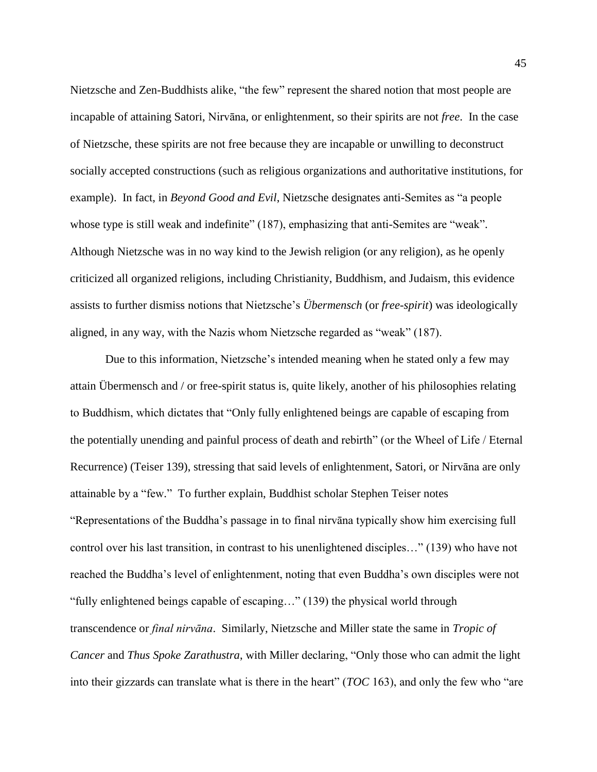Nietzsche and Zen-Buddhists alike, "the few" represent the shared notion that most people are incapable of attaining Satori, Nirvāna, or enlightenment, so their spirits are not *free*. In the case of Nietzsche, these spirits are not free because they are incapable or unwilling to deconstruct socially accepted constructions (such as religious organizations and authoritative institutions, for example). In fact, in *Beyond Good and Evil*, Nietzsche designates anti-Semites as "a people whose type is still weak and indefinite" (187), emphasizing that anti-Semites are "weak". Although Nietzsche was in no way kind to the Jewish religion (or any religion), as he openly criticized all organized religions, including Christianity, Buddhism, and Judaism, this evidence assists to further dismiss notions that Nietzsche's *Übermensch* (or *free-spirit*) was ideologically aligned, in any way, with the Nazis whom Nietzsche regarded as "weak" (187).

Due to this information, Nietzsche's intended meaning when he stated only a few may attain Übermensch and / or free-spirit status is, quite likely, another of his philosophies relating to Buddhism, which dictates that "Only fully enlightened beings are capable of escaping from the potentially unending and painful process of death and rebirth" (or the Wheel of Life / Eternal Recurrence) (Teiser 139), stressing that said levels of enlightenment, Satori, or Nirvāna are only attainable by a "few." To further explain, Buddhist scholar Stephen Teiser notes "Representations of the Buddha's passage in to final nirvāna typically show him exercising full control over his last transition, in contrast to his unenlightened disciples…" (139) who have not reached the Buddha's level of enlightenment, noting that even Buddha's own disciples were not "fully enlightened beings capable of escaping…" (139) the physical world through transcendence or *final nirvāna*. Similarly, Nietzsche and Miller state the same in *Tropic of Cancer* and *Thus Spoke Zarathustra*, with Miller declaring, "Only those who can admit the light into their gizzards can translate what is there in the heart" (*TOC* 163), and only the few who "are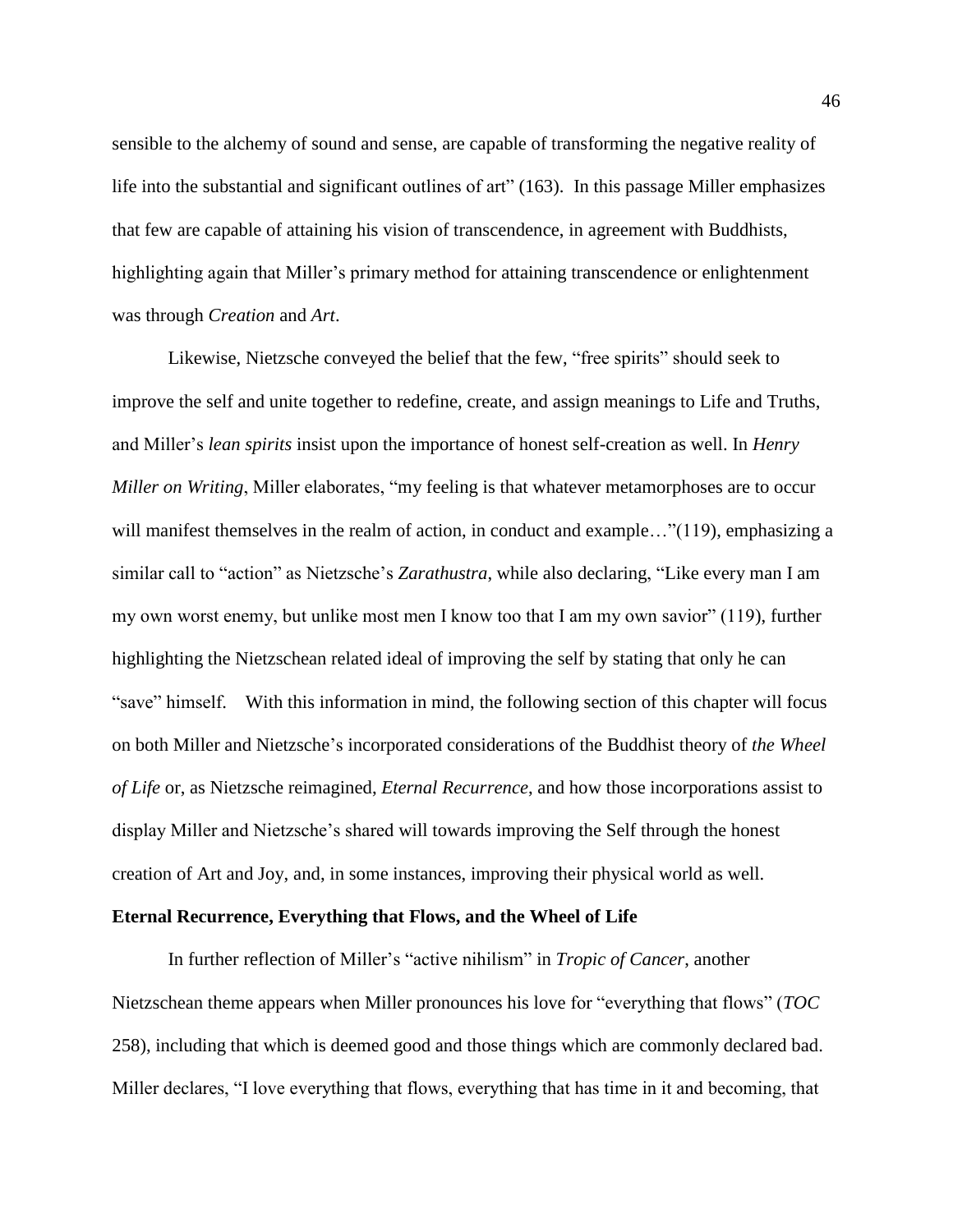sensible to the alchemy of sound and sense, are capable of transforming the negative reality of life into the substantial and significant outlines of art" (163). In this passage Miller emphasizes that few are capable of attaining his vision of transcendence, in agreement with Buddhists, highlighting again that Miller's primary method for attaining transcendence or enlightenment was through *Creation* and *Art*.

Likewise, Nietzsche conveyed the belief that the few, "free spirits" should seek to improve the self and unite together to redefine, create, and assign meanings to Life and Truths, and Miller's *lean spirits* insist upon the importance of honest self-creation as well. In *Henry Miller on Writing*, Miller elaborates, "my feeling is that whatever metamorphoses are to occur will manifest themselves in the realm of action, in conduct and example…"(119), emphasizing a similar call to "action" as Nietzsche's *Zarathustra*, while also declaring, "Like every man I am my own worst enemy, but unlike most men I know too that I am my own savior" (119), further highlighting the Nietzschean related ideal of improving the self by stating that only he can "save" himself. With this information in mind, the following section of this chapter will focus on both Miller and Nietzsche's incorporated considerations of the Buddhist theory of *the Wheel of Life* or, as Nietzsche reimagined, *Eternal Recurrence*, and how those incorporations assist to display Miller and Nietzsche's shared will towards improving the Self through the honest creation of Art and Joy, and, in some instances, improving their physical world as well.

**Eternal Recurrence, Everything that Flows, and the Wheel of Life**

In further reflection of Miller's "active nihilism" in *Tropic of Cancer*, another Nietzschean theme appears when Miller pronounces his love for "everything that flows" (*TOC* 258), including that which is deemed good and those things which are commonly declared bad. Miller declares, "I love everything that flows, everything that has time in it and becoming, that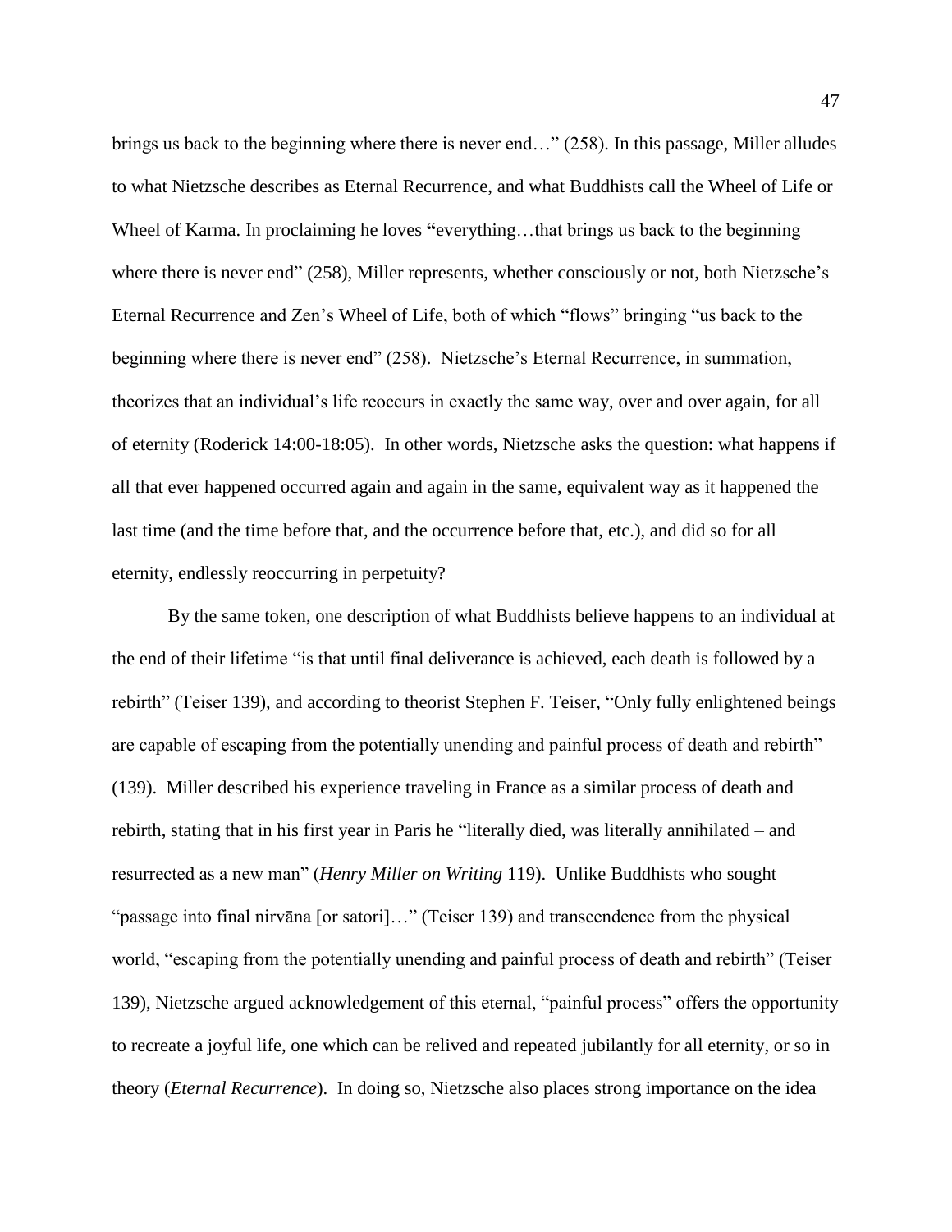brings us back to the beginning where there is never end…" (258). In this passage, Miller alludes to what Nietzsche describes as Eternal Recurrence, and what Buddhists call the Wheel of Life or Wheel of Karma. In proclaiming he loves **"**everything…that brings us back to the beginning where there is never end" (258), Miller represents, whether consciously or not, both Nietzsche's Eternal Recurrence and Zen's Wheel of Life, both of which "flows" bringing "us back to the beginning where there is never end" (258). Nietzsche's Eternal Recurrence, in summation, theorizes that an individual's life reoccurs in exactly the same way, over and over again, for all of eternity (Roderick 14:00-18:05). In other words, Nietzsche asks the question: what happens if all that ever happened occurred again and again in the same, equivalent way as it happened the last time (and the time before that, and the occurrence before that, etc.), and did so for all eternity, endlessly reoccurring in perpetuity?

By the same token, one description of what Buddhists believe happens to an individual at the end of their lifetime "is that until final deliverance is achieved, each death is followed by a rebirth" (Teiser 139), and according to theorist Stephen F. Teiser, "Only fully enlightened beings are capable of escaping from the potentially unending and painful process of death and rebirth" (139). Miller described his experience traveling in France as a similar process of death and rebirth, stating that in his first year in Paris he "literally died, was literally annihilated – and resurrected as a new man" (*Henry Miller on Writing* 119). Unlike Buddhists who sought "passage into final nirvāna [or satori]…" (Teiser 139) and transcendence from the physical world, "escaping from the potentially unending and painful process of death and rebirth" (Teiser 139), Nietzsche argued acknowledgement of this eternal, "painful process" offers the opportunity to recreate a joyful life, one which can be relived and repeated jubilantly for all eternity, or so in theory (*Eternal Recurrence*). In doing so, Nietzsche also places strong importance on the idea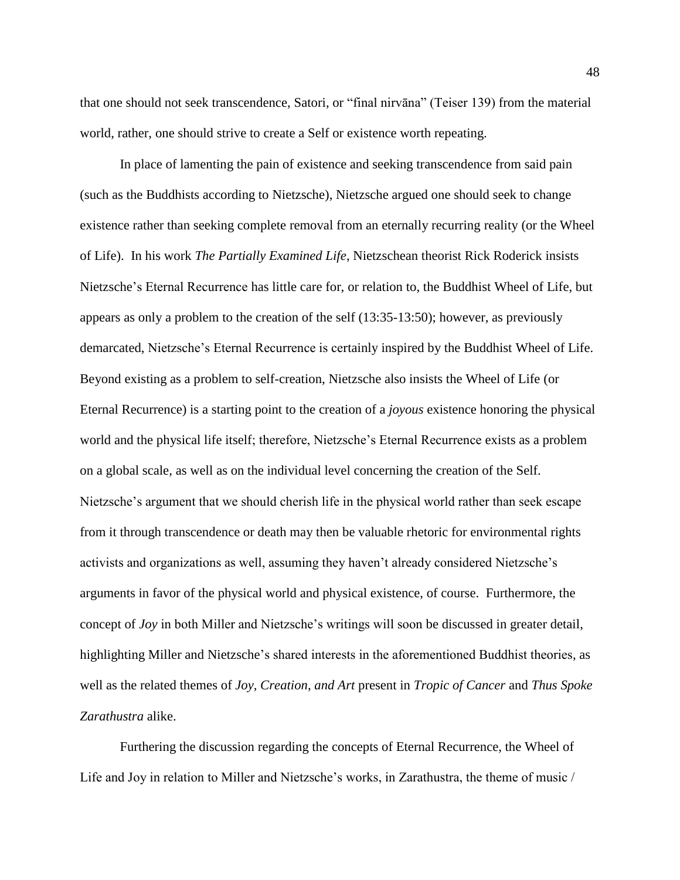that one should not seek transcendence, Satori, or "final nirvāna" (Teiser 139) from the material world, rather, one should strive to create a Self or existence worth repeating.

In place of lamenting the pain of existence and seeking transcendence from said pain (such as the Buddhists according to Nietzsche), Nietzsche argued one should seek to change existence rather than seeking complete removal from an eternally recurring reality (or the Wheel of Life). In his work *The Partially Examined Life*, Nietzschean theorist Rick Roderick insists Nietzsche's Eternal Recurrence has little care for, or relation to, the Buddhist Wheel of Life, but appears as only a problem to the creation of the self (13:35-13:50); however, as previously demarcated, Nietzsche's Eternal Recurrence is certainly inspired by the Buddhist Wheel of Life. Beyond existing as a problem to self-creation, Nietzsche also insists the Wheel of Life (or Eternal Recurrence) is a starting point to the creation of a *joyous* existence honoring the physical world and the physical life itself; therefore, Nietzsche's Eternal Recurrence exists as a problem on a global scale, as well as on the individual level concerning the creation of the Self. Nietzsche's argument that we should cherish life in the physical world rather than seek escape from it through transcendence or death may then be valuable rhetoric for environmental rights activists and organizations as well, assuming they haven't already considered Nietzsche's arguments in favor of the physical world and physical existence, of course. Furthermore, the concept of *Joy* in both Miller and Nietzsche's writings will soon be discussed in greater detail, highlighting Miller and Nietzsche's shared interests in the aforementioned Buddhist theories, as well as the related themes of *Joy, Creation, and Art* present in *Tropic of Cancer* and *Thus Spoke Zarathustra* alike.

Furthering the discussion regarding the concepts of Eternal Recurrence, the Wheel of Life and Joy in relation to Miller and Nietzsche's works, in Zarathustra, the theme of music /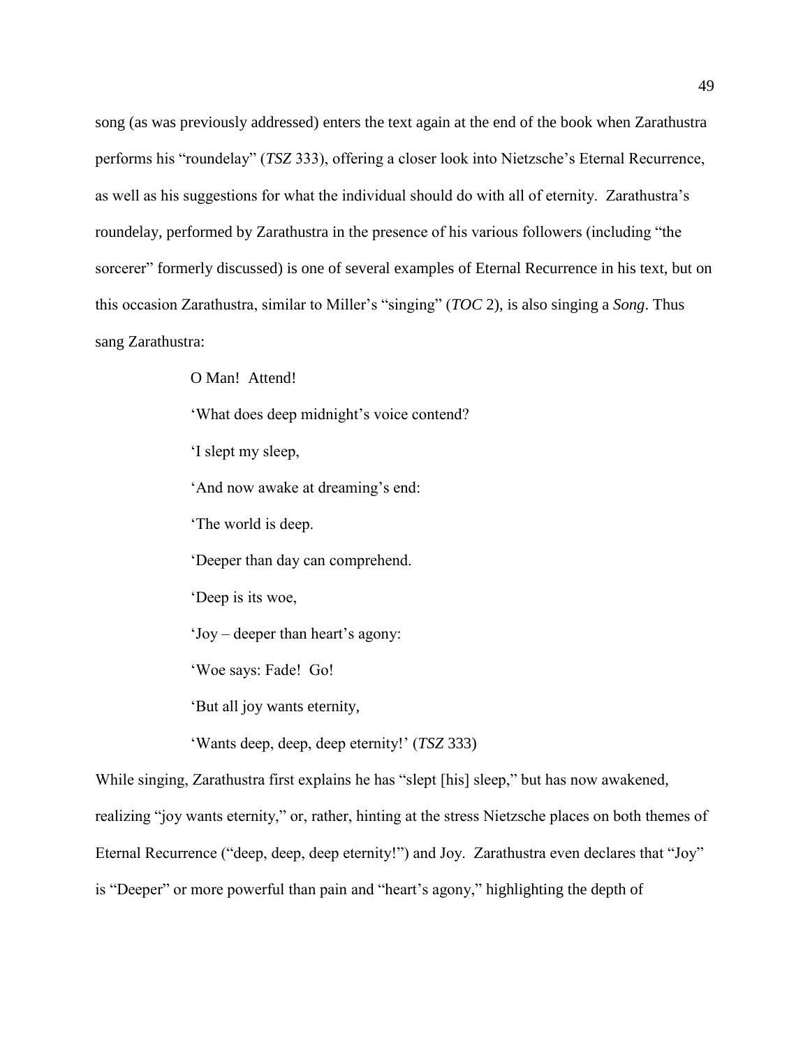song (as was previously addressed) enters the text again at the end of the book when Zarathustra performs his "roundelay" (*TSZ* 333), offering a closer look into Nietzsche's Eternal Recurrence, as well as his suggestions for what the individual should do with all of eternity. Zarathustra's roundelay, performed by Zarathustra in the presence of his various followers (including "the sorcerer" formerly discussed) is one of several examples of Eternal Recurrence in his text, but on this occasion Zarathustra, similar to Miller's "singing" (*TOC* 2), is also singing a *Song*. Thus sang Zarathustra:

> O Man! Attend!
>
> 'What does deep midnight's voice contend?
>
> 'I slept my sleep,
>
> 'And now awake at dreaming's end:
>
> 'The world is deep.
>
> 'Deeper than day can comprehend.
>
> 'Deep is its woe,
>
> 'Joy – deeper than heart's agony:
>
> 'Woe says: Fade! Go!
>
> 'But all joy wants eternity,
>
> 'Wants deep, deep, deep eternity!' (*TSZ* 333)

While singing, Zarathustra first explains he has "slept [his] sleep," but has now awakened, realizing "joy wants eternity," or, rather, hinting at the stress Nietzsche places on both themes of Eternal Recurrence ("deep, deep, deep eternity!") and Joy. Zarathustra even declares that "Joy" is "Deeper" or more powerful than pain and "heart's agony," highlighting the depth of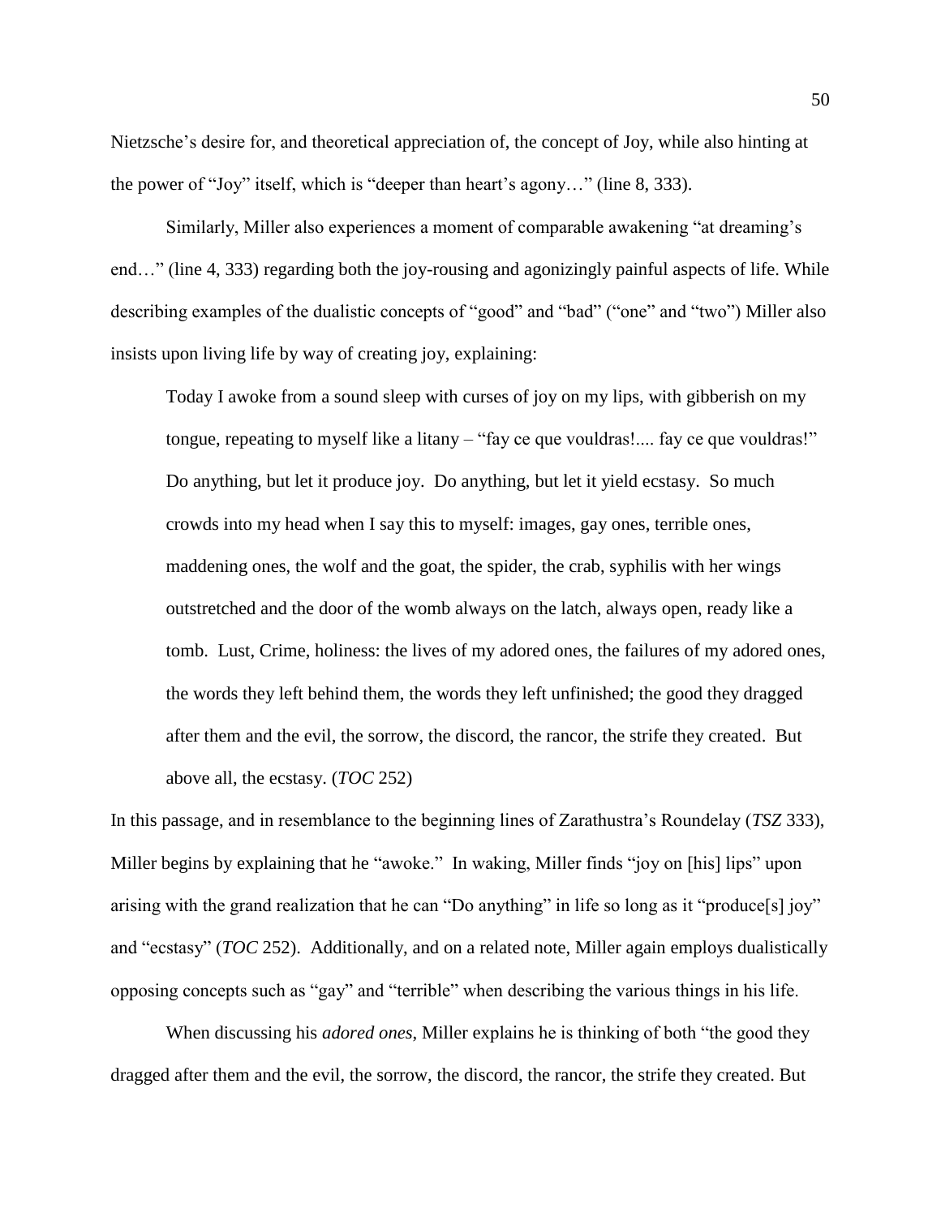Nietzsche's desire for, and theoretical appreciation of, the concept of Joy, while also hinting at the power of "Joy" itself, which is "deeper than heart's agony…" (line 8, 333).

Similarly, Miller also experiences a moment of comparable awakening "at dreaming's end…" (line 4, 333) regarding both the joy-rousing and agonizingly painful aspects of life. While describing examples of the dualistic concepts of "good" and "bad" ("one" and "two") Miller also insists upon living life by way of creating joy, explaining:

> Today I awoke from a sound sleep with curses of joy on my lips, with gibberish on my tongue, repeating to myself like a litany – "fay ce que vouldras!.... fay ce que vouldras!" Do anything, but let it produce joy. Do anything, but let it yield ecstasy. So much crowds into my head when I say this to myself: images, gay ones, terrible ones, maddening ones, the wolf and the goat, the spider, the crab, syphilis with her wings outstretched and the door of the womb always on the latch, always open, ready like a tomb. Lust, Crime, holiness: the lives of my adored ones, the failures of my adored ones, the words they left behind them, the words they left unfinished; the good they dragged after them and the evil, the sorrow, the discord, the rancor, the strife they created. But above all, the ecstasy. (*TOC* 252)

In this passage, and in resemblance to the beginning lines of Zarathustra's Roundelay (*TSZ* 333), Miller begins by explaining that he "awoke." In waking, Miller finds "joy on [his] lips" upon arising with the grand realization that he can "Do anything" in life so long as it "produce[s] joy" and "ecstasy" (*TOC* 252). Additionally, and on a related note, Miller again employs dualistically opposing concepts such as "gay" and "terrible" when describing the various things in his life.

When discussing his *adored ones*, Miller explains he is thinking of both "the good they dragged after them and the evil, the sorrow, the discord, the rancor, the strife they created. But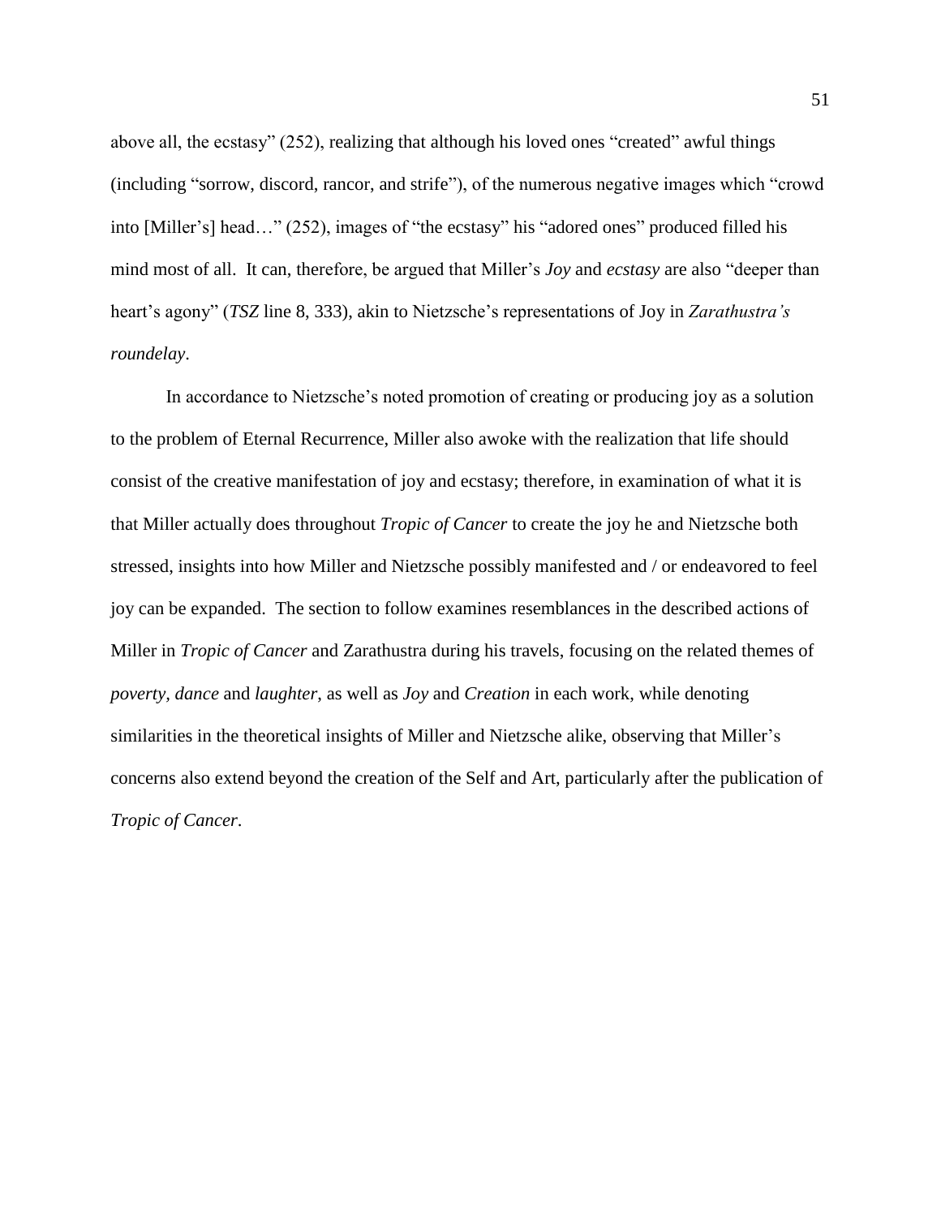above all, the ecstasy" (252), realizing that although his loved ones "created" awful things (including "sorrow, discord, rancor, and strife"), of the numerous negative images which "crowd into [Miller's] head…" (252), images of "the ecstasy" his "adored ones" produced filled his mind most of all. It can, therefore, be argued that Miller's *Joy* and *ecstasy* are also "deeper than heart's agony" (*TSZ* line 8, 333), akin to Nietzsche's representations of Joy in *Zarathustra's roundelay*.

In accordance to Nietzsche's noted promotion of creating or producing joy as a solution to the problem of Eternal Recurrence, Miller also awoke with the realization that life should consist of the creative manifestation of joy and ecstasy; therefore, in examination of what it is that Miller actually does throughout *Tropic of Cancer* to create the joy he and Nietzsche both stressed, insights into how Miller and Nietzsche possibly manifested and / or endeavored to feel joy can be expanded. The section to follow examines resemblances in the described actions of Miller in *Tropic of Cancer* and Zarathustra during his travels, focusing on the related themes of *poverty, dance* and *laughter*, as well as *Joy* and *Creation* in each work, while denoting similarities in the theoretical insights of Miller and Nietzsche alike, observing that Miller's concerns also extend beyond the creation of the Self and Art, particularly after the publication of *Tropic of Cancer*.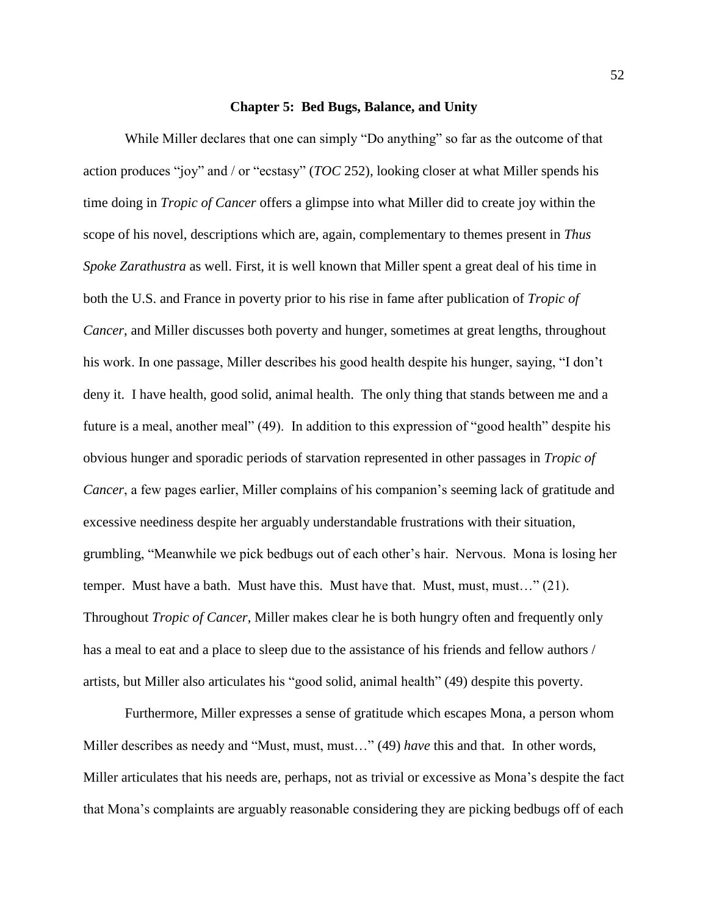## Chapter 5: Bed Bugs, Balance, and Unity

While Miller declares that one can simply "Do anything" so far as the outcome of that action produces "joy" and / or "ecstasy" (*TOC* 252), looking closer at what Miller spends his time doing in *Tropic of Cancer* offers a glimpse into what Miller did to create joy within the scope of his novel, descriptions which are, again, complementary to themes present in *Thus Spoke Zarathustra* as well. First, it is well known that Miller spent a great deal of his time in both the U.S. and France in poverty prior to his rise in fame after publication of *Tropic of Cancer*, and Miller discusses both poverty and hunger, sometimes at great lengths, throughout his work. In one passage, Miller describes his good health despite his hunger, saying, "I don't deny it. I have health, good solid, animal health. The only thing that stands between me and a future is a meal, another meal" (49). In addition to this expression of "good health" despite his obvious hunger and sporadic periods of starvation represented in other passages in *Tropic of Cancer*, a few pages earlier, Miller complains of his companion's seeming lack of gratitude and excessive neediness despite her arguably understandable frustrations with their situation, grumbling, "Meanwhile we pick bedbugs out of each other's hair. Nervous. Mona is losing her temper. Must have a bath. Must have this. Must have that. Must, must, must…" (21). Throughout *Tropic of Cancer*, Miller makes clear he is both hungry often and frequently only has a meal to eat and a place to sleep due to the assistance of his friends and fellow authors / artists, but Miller also articulates his "good solid, animal health" (49) despite this poverty.

Furthermore, Miller expresses a sense of gratitude which escapes Mona, a person whom Miller describes as needy and "Must, must, must…" (49) *have* this and that. In other words, Miller articulates that his needs are, perhaps, not as trivial or excessive as Mona's despite the fact that Mona's complaints are arguably reasonable considering they are picking bedbugs off of each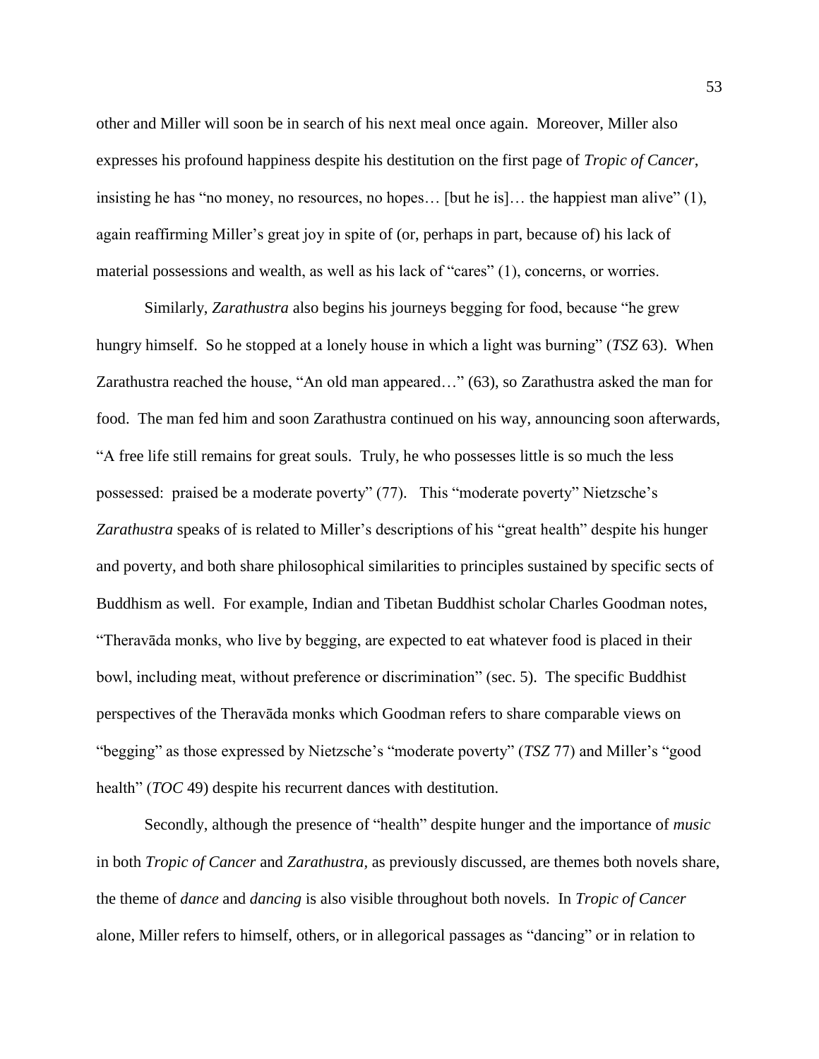other and Miller will soon be in search of his next meal once again. Moreover, Miller also expresses his profound happiness despite his destitution on the first page of *Tropic of Cancer*, insisting he has "no money, no resources, no hopes… [but he is]… the happiest man alive" (1), again reaffirming Miller's great joy in spite of (or, perhaps in part, because of) his lack of material possessions and wealth, as well as his lack of "cares" (1), concerns, or worries.

Similarly, *Zarathustra* also begins his journeys begging for food, because "he grew hungry himself. So he stopped at a lonely house in which a light was burning" (*TSZ* 63). When Zarathustra reached the house, "An old man appeared…" (63), so Zarathustra asked the man for food. The man fed him and soon Zarathustra continued on his way, announcing soon afterwards, "A free life still remains for great souls. Truly, he who possesses little is so much the less possessed: praised be a moderate poverty" (77). This "moderate poverty" Nietzsche's *Zarathustra* speaks of is related to Miller's descriptions of his "great health" despite his hunger and poverty, and both share philosophical similarities to principles sustained by specific sects of Buddhism as well. For example, Indian and Tibetan Buddhist scholar Charles Goodman notes, "Theravāda monks, who live by begging, are expected to eat whatever food is placed in their bowl, including meat, without preference or discrimination" (sec. 5). The specific Buddhist perspectives of the Theravāda monks which Goodman refers to share comparable views on "begging" as those expressed by Nietzsche's "moderate poverty" (*TSZ* 77) and Miller's "good health" (*TOC* 49) despite his recurrent dances with destitution.

Secondly, although the presence of "health" despite hunger and the importance of *music* in both *Tropic of Cancer* and *Zarathustra*, as previously discussed, are themes both novels share, the theme of *dance* and *dancing* is also visible throughout both novels. In *Tropic of Cancer* alone, Miller refers to himself, others, or in allegorical passages as "dancing" or in relation to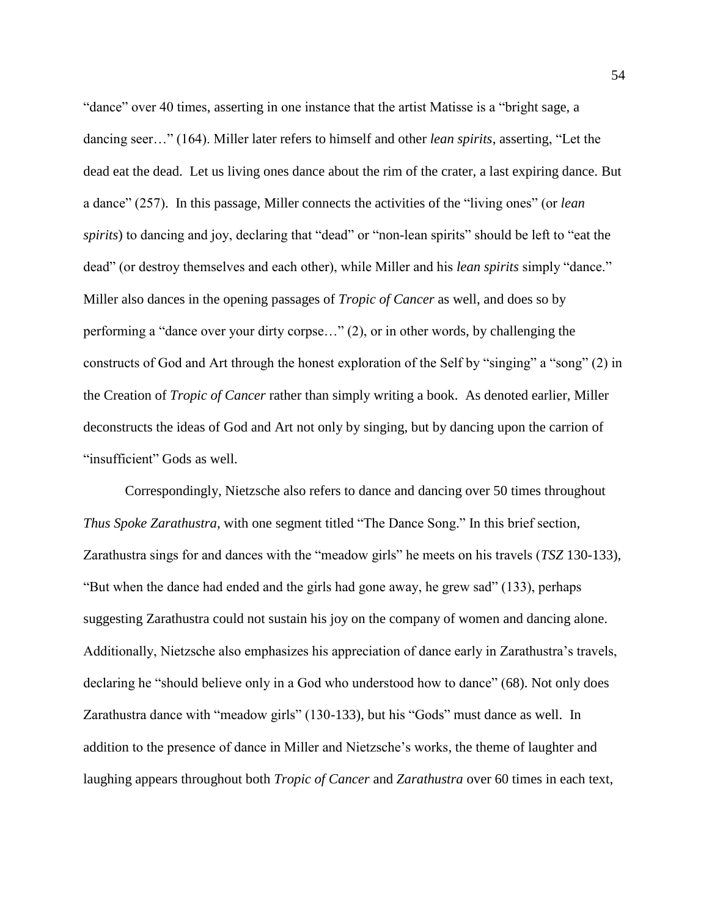"dance" over 40 times, asserting in one instance that the artist Matisse is a "bright sage, a dancing seer…" (164). Miller later refers to himself and other *lean spirits*, asserting, "Let the dead eat the dead. Let us living ones dance about the rim of the crater, a last expiring dance. But a dance" (257). In this passage, Miller connects the activities of the "living ones" (or *lean spirits*) to dancing and joy, declaring that "dead" or "non-lean spirits" should be left to "eat the dead" (or destroy themselves and each other), while Miller and his *lean spirits* simply "dance." Miller also dances in the opening passages of *Tropic of Cancer* as well, and does so by performing a "dance over your dirty corpse…" (2), or in other words, by challenging the constructs of God and Art through the honest exploration of the Self by "singing" a "song" (2) in the Creation of *Tropic of Cancer* rather than simply writing a book. As denoted earlier, Miller deconstructs the ideas of God and Art not only by singing, but by dancing upon the carrion of "insufficient" Gods as well.

Correspondingly, Nietzsche also refers to dance and dancing over 50 times throughout *Thus Spoke Zarathustra*, with one segment titled "The Dance Song." In this brief section, Zarathustra sings for and dances with the "meadow girls" he meets on his travels (*TSZ* 130-133), "But when the dance had ended and the girls had gone away, he grew sad" (133), perhaps suggesting Zarathustra could not sustain his joy on the company of women and dancing alone. Additionally, Nietzsche also emphasizes his appreciation of dance early in Zarathustra's travels, declaring he "should believe only in a God who understood how to dance" (68). Not only does Zarathustra dance with "meadow girls" (130-133), but his "Gods" must dance as well. In addition to the presence of dance in Miller and Nietzsche's works, the theme of laughter and laughing appears throughout both *Tropic of Cancer* and *Zarathustra* over 60 times in each text,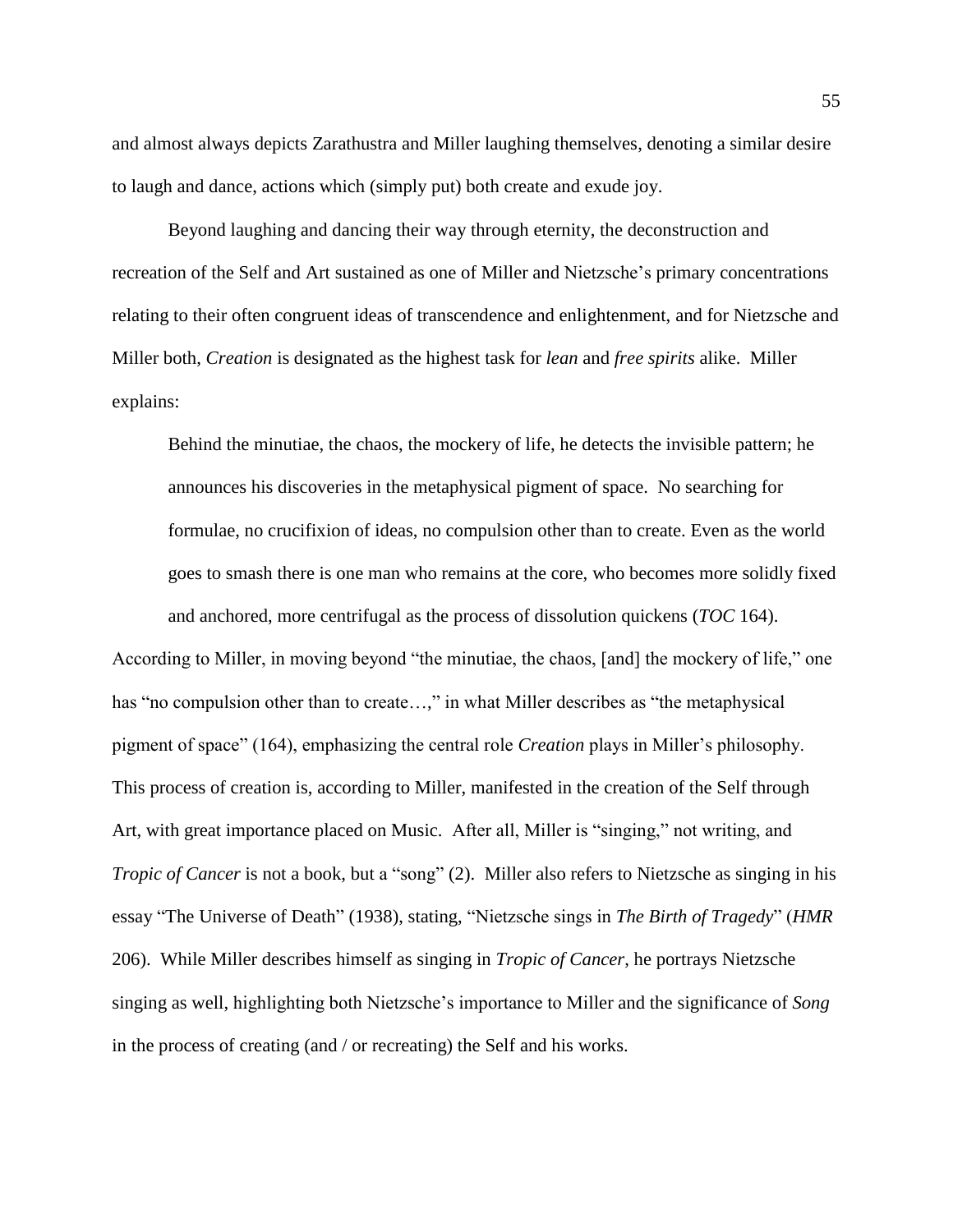and almost always depicts Zarathustra and Miller laughing themselves, denoting a similar desire to laugh and dance, actions which (simply put) both create and exude joy.

Beyond laughing and dancing their way through eternity, the deconstruction and recreation of the Self and Art sustained as one of Miller and Nietzsche's primary concentrations relating to their often congruent ideas of transcendence and enlightenment, and for Nietzsche and Miller both, *Creation* is designated as the highest task for *lean* and *free spirits* alike. Miller explains:

> Behind the minutiae, the chaos, the mockery of life, he detects the invisible pattern; he announces his discoveries in the metaphysical pigment of space. No searching for formulae, no crucifixion of ideas, no compulsion other than to create. Even as the world goes to smash there is one man who remains at the core, who becomes more solidly fixed and anchored, more centrifugal as the process of dissolution quickens (*TOC* 164).

According to Miller, in moving beyond "the minutiae, the chaos, [and] the mockery of life," one has "no compulsion other than to create…," in what Miller describes as "the metaphysical pigment of space" (164), emphasizing the central role *Creation* plays in Miller's philosophy. This process of creation is, according to Miller, manifested in the creation of the Self through Art, with great importance placed on Music. After all, Miller is "singing," not writing, and *Tropic of Cancer* is not a book, but a "song" (2). Miller also refers to Nietzsche as singing in his essay "The Universe of Death" (1938), stating, "Nietzsche sings in *The Birth of Tragedy*" (*HMR* 206). While Miller describes himself as singing in *Tropic of Cancer*, he portrays Nietzsche singing as well, highlighting both Nietzsche's importance to Miller and the significance of *Song* in the process of creating (and / or recreating) the Self and his works.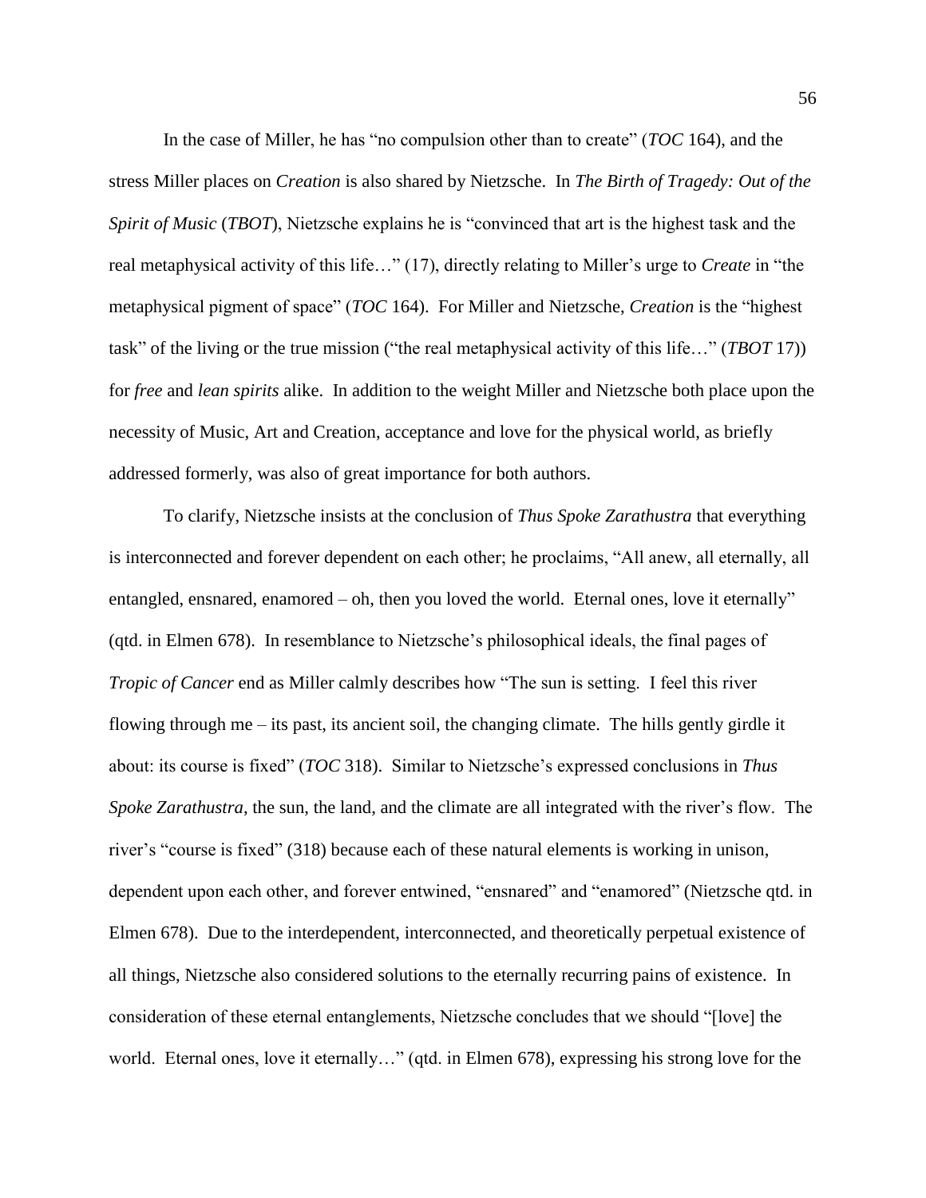In the case of Miller, he has "no compulsion other than to create" (*TOC* 164), and the stress Miller places on *Creation* is also shared by Nietzsche. In *The Birth of Tragedy: Out of the Spirit of Music* (*TBOT*), Nietzsche explains he is "convinced that art is the highest task and the real metaphysical activity of this life…" (17), directly relating to Miller's urge to *Create* in "the metaphysical pigment of space" (*TOC* 164). For Miller and Nietzsche, *Creation* is the "highest task" of the living or the true mission ("the real metaphysical activity of this life…" (*TBOT* 17)) for *free* and *lean spirits* alike. In addition to the weight Miller and Nietzsche both place upon the necessity of Music, Art and Creation, acceptance and love for the physical world, as briefly addressed formerly, was also of great importance for both authors.

To clarify, Nietzsche insists at the conclusion of *Thus Spoke Zarathustra* that everything is interconnected and forever dependent on each other; he proclaims, "All anew, all eternally, all entangled, ensnared, enamored – oh, then you loved the world. Eternal ones, love it eternally" (qtd. in Elmen 678). In resemblance to Nietzsche's philosophical ideals, the final pages of *Tropic of Cancer* end as Miller calmly describes how "The sun is setting. I feel this river flowing through me – its past, its ancient soil, the changing climate. The hills gently girdle it about: its course is fixed" (*TOC* 318). Similar to Nietzsche's expressed conclusions in *Thus Spoke Zarathustra*, the sun, the land, and the climate are all integrated with the river's flow. The river's "course is fixed" (318) because each of these natural elements is working in unison, dependent upon each other, and forever entwined, "ensnared" and "enamored" (Nietzsche qtd. in Elmen 678). Due to the interdependent, interconnected, and theoretically perpetual existence of all things, Nietzsche also considered solutions to the eternally recurring pains of existence. In consideration of these eternal entanglements, Nietzsche concludes that we should "[love] the world. Eternal ones, love it eternally…" (qtd. in Elmen 678), expressing his strong love for the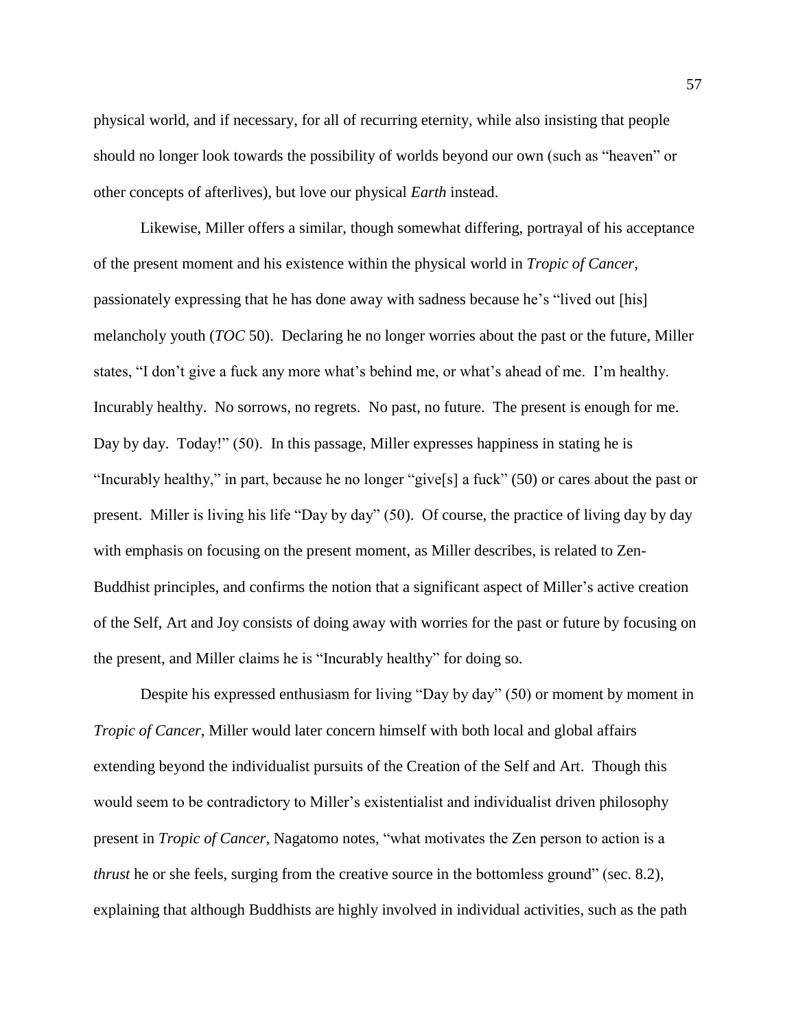physical world, and if necessary, for all of recurring eternity, while also insisting that people should no longer look towards the possibility of worlds beyond our own (such as "heaven" or other concepts of afterlives), but love our physical *Earth* instead.

Likewise, Miller offers a similar, though somewhat differing, portrayal of his acceptance of the present moment and his existence within the physical world in *Tropic of Cancer*, passionately expressing that he has done away with sadness because he's "lived out [his] melancholy youth (*TOC* 50). Declaring he no longer worries about the past or the future, Miller states, "I don't give a fuck any more what's behind me, or what's ahead of me. I'm healthy. Incurably healthy. No sorrows, no regrets. No past, no future. The present is enough for me. Day by day. Today!" (50). In this passage, Miller expresses happiness in stating he is "Incurably healthy," in part, because he no longer "give[s] a fuck" (50) or cares about the past or present. Miller is living his life "Day by day" (50). Of course, the practice of living day by day with emphasis on focusing on the present moment, as Miller describes, is related to Zen-Buddhist principles, and confirms the notion that a significant aspect of Miller's active creation of the Self, Art and Joy consists of doing away with worries for the past or future by focusing on the present, and Miller claims he is "Incurably healthy" for doing so.

Despite his expressed enthusiasm for living "Day by day" (50) or moment by moment in *Tropic of Cancer*, Miller would later concern himself with both local and global affairs extending beyond the individualist pursuits of the Creation of the Self and Art. Though this would seem to be contradictory to Miller's existentialist and individualist driven philosophy present in *Tropic of Cancer*, Nagatomo notes, "what motivates the Zen person to action is a *thrust* he or she feels, surging from the creative source in the bottomless ground" (sec. 8.2), explaining that although Buddhists are highly involved in individual activities, such as the path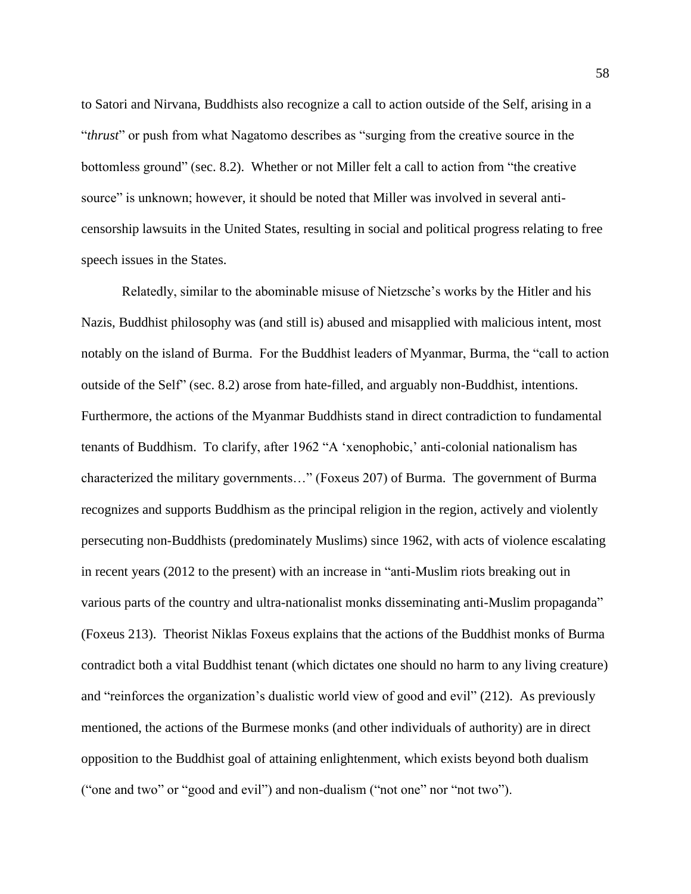to Satori and Nirvana, Buddhists also recognize a call to action outside of the Self, arising in a "*thrust*" or push from what Nagatomo describes as "surging from the creative source in the bottomless ground" (sec. 8.2). Whether or not Miller felt a call to action from "the creative source" is unknown; however, it should be noted that Miller was involved in several anti-censorship lawsuits in the United States, resulting in social and political progress relating to free speech issues in the States.

Relatedly, similar to the abominable misuse of Nietzsche's works by the Hitler and his Nazis, Buddhist philosophy was (and still is) abused and misapplied with malicious intent, most notably on the island of Burma. For the Buddhist leaders of Myanmar, Burma, the "call to action outside of the Self" (sec. 8.2) arose from hate-filled, and arguably non-Buddhist, intentions. Furthermore, the actions of the Myanmar Buddhists stand in direct contradiction to fundamental tenants of Buddhism. To clarify, after 1962 "A 'xenophobic,' anti-colonial nationalism has characterized the military governments…" (Foxeus 207) of Burma. The government of Burma recognizes and supports Buddhism as the principal religion in the region, actively and violently persecuting non-Buddhists (predominately Muslims) since 1962, with acts of violence escalating in recent years (2012 to the present) with an increase in "anti-Muslim riots breaking out in various parts of the country and ultra-nationalist monks disseminating anti-Muslim propaganda" (Foxeus 213). Theorist Niklas Foxeus explains that the actions of the Buddhist monks of Burma contradict both a vital Buddhist tenant (which dictates one should no harm to any living creature) and "reinforces the organization's dualistic world view of good and evil" (212). As previously mentioned, the actions of the Burmese monks (and other individuals of authority) are in direct opposition to the Buddhist goal of attaining enlightenment, which exists beyond both dualism ("one and two" or "good and evil") and non-dualism ("not one" nor "not two").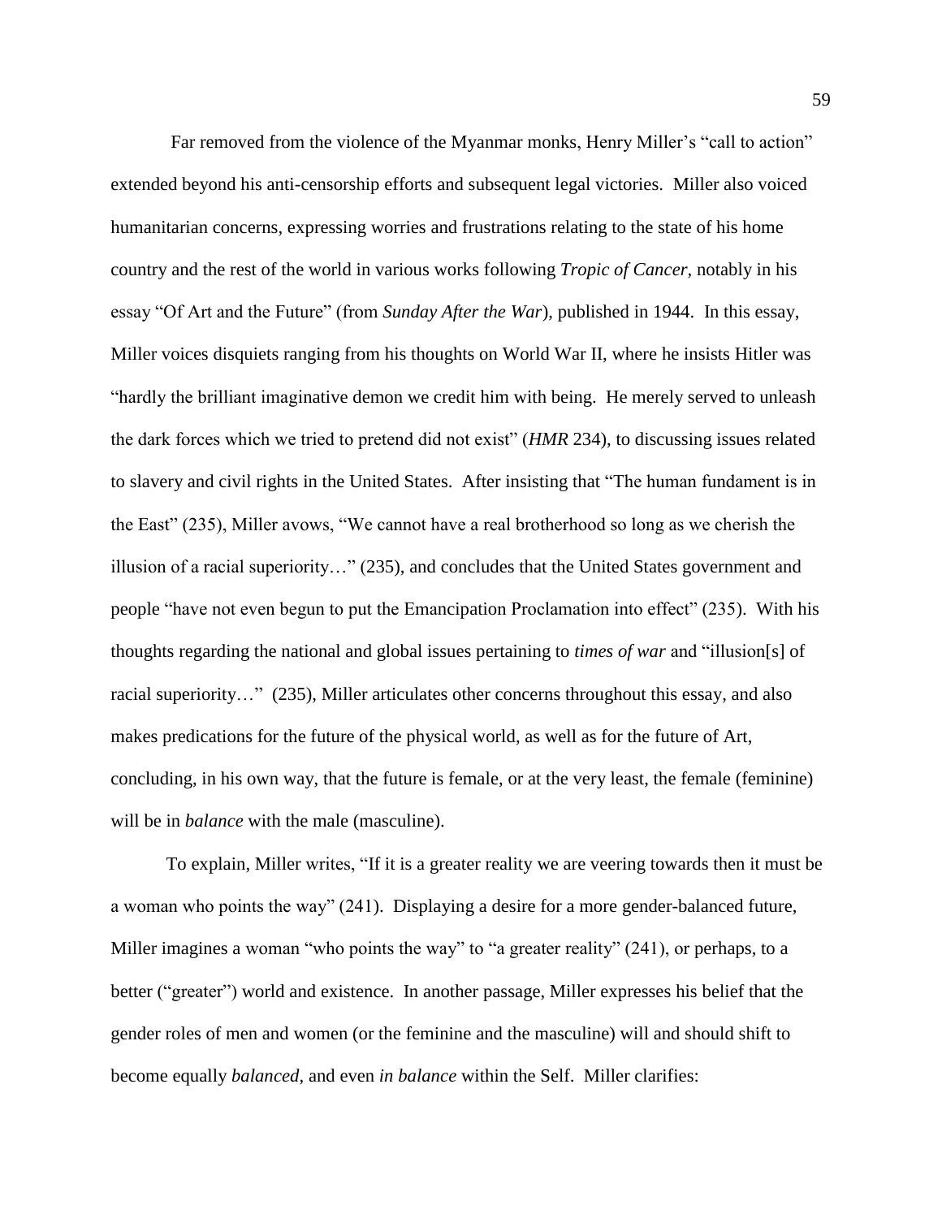Far removed from the violence of the Myanmar monks, Henry Miller's "call to action" extended beyond his anti-censorship efforts and subsequent legal victories. Miller also voiced humanitarian concerns, expressing worries and frustrations relating to the state of his home country and the rest of the world in various works following *Tropic of Cancer*, notably in his essay "Of Art and the Future" (from *Sunday After the War*), published in 1944. In this essay, Miller voices disquiets ranging from his thoughts on World War II, where he insists Hitler was "hardly the brilliant imaginative demon we credit him with being. He merely served to unleash the dark forces which we tried to pretend did not exist" (*HMR* 234), to discussing issues related to slavery and civil rights in the United States. After insisting that "The human fundament is in the East" (235), Miller avows, "We cannot have a real brotherhood so long as we cherish the illusion of a racial superiority…" (235), and concludes that the United States government and people "have not even begun to put the Emancipation Proclamation into effect" (235). With his thoughts regarding the national and global issues pertaining to *times of war* and "illusion[s] of racial superiority…" (235), Miller articulates other concerns throughout this essay, and also makes predications for the future of the physical world, as well as for the future of Art, concluding, in his own way, that the future is female, or at the very least, the female (feminine) will be in *balance* with the male (masculine).

To explain, Miller writes, "If it is a greater reality we are veering towards then it must be a woman who points the way" (241). Displaying a desire for a more gender-balanced future, Miller imagines a woman "who points the way" to "a greater reality" (241), or perhaps, to a better ("greater") world and existence. In another passage, Miller expresses his belief that the gender roles of men and women (or the feminine and the masculine) will and should shift to become equally *balanced*, and even *in balance* within the Self. Miller clarifies: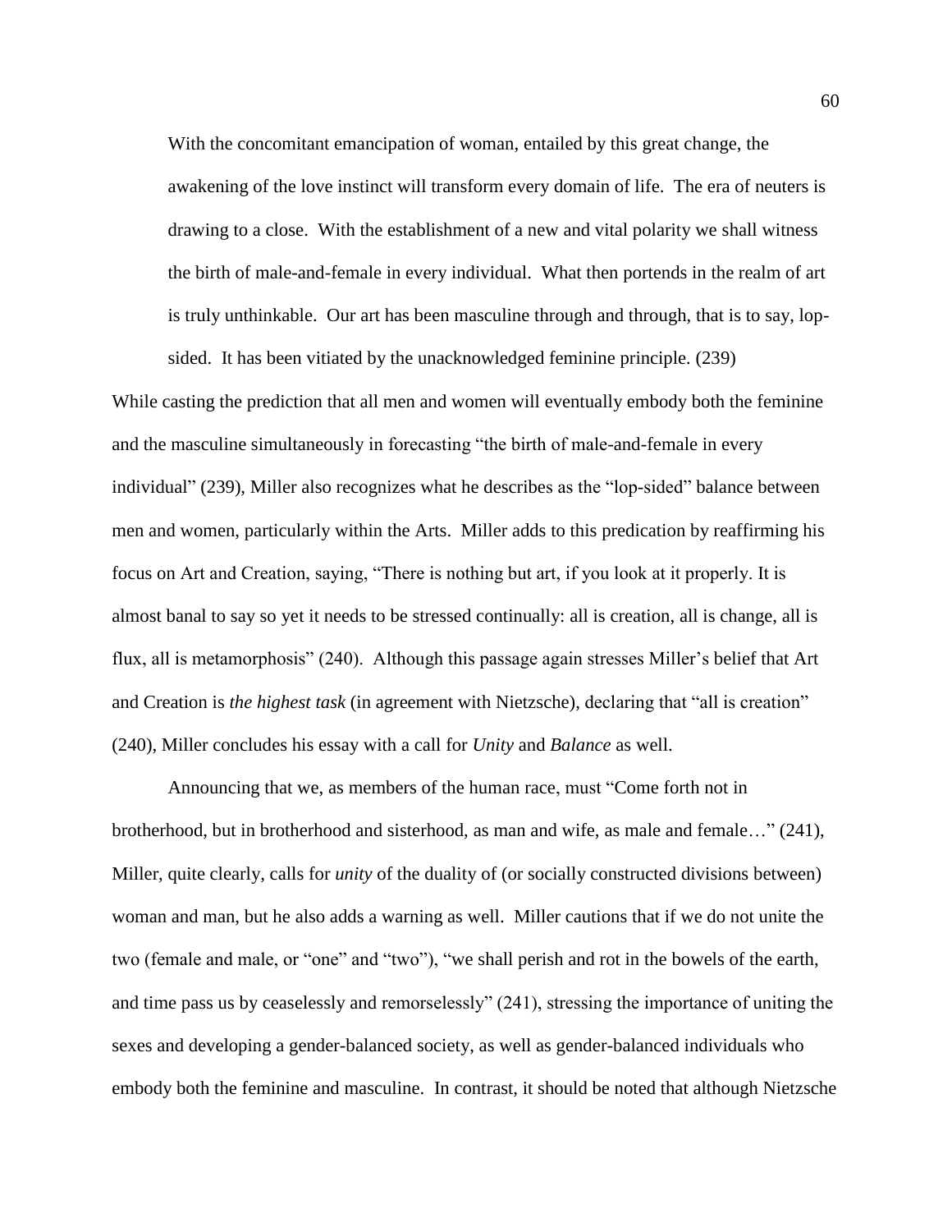> With the concomitant emancipation of woman, entailed by this great change, the awakening of the love instinct will transform every domain of life. The era of neuters is drawing to a close. With the establishment of a new and vital polarity we shall witness the birth of male-and-female in every individual. What then portends in the realm of art is truly unthinkable. Our art has been masculine through and through, that is to say, lop-sided. It has been vitiated by the unacknowledged feminine principle. (239)

While casting the prediction that all men and women will eventually embody both the feminine and the masculine simultaneously in forecasting "the birth of male-and-female in every individual" (239), Miller also recognizes what he describes as the "lop-sided" balance between men and women, particularly within the Arts. Miller adds to this predication by reaffirming his focus on Art and Creation, saying, "There is nothing but art, if you look at it properly. It is almost banal to say so yet it needs to be stressed continually: all is creation, all is change, all is flux, all is metamorphosis" (240). Although this passage again stresses Miller's belief that Art and Creation is *the highest task* (in agreement with Nietzsche), declaring that "all is creation" (240), Miller concludes his essay with a call for *Unity* and *Balance* as well.

Announcing that we, as members of the human race, must "Come forth not in brotherhood, but in brotherhood and sisterhood, as man and wife, as male and female…" (241), Miller, quite clearly, calls for *unity* of the duality of (or socially constructed divisions between) woman and man, but he also adds a warning as well. Miller cautions that if we do not unite the two (female and male, or "one" and "two"), "we shall perish and rot in the bowels of the earth, and time pass us by ceaselessly and remorselessly" (241), stressing the importance of uniting the sexes and developing a gender-balanced society, as well as gender-balanced individuals who embody both the feminine and masculine. In contrast, it should be noted that although Nietzsche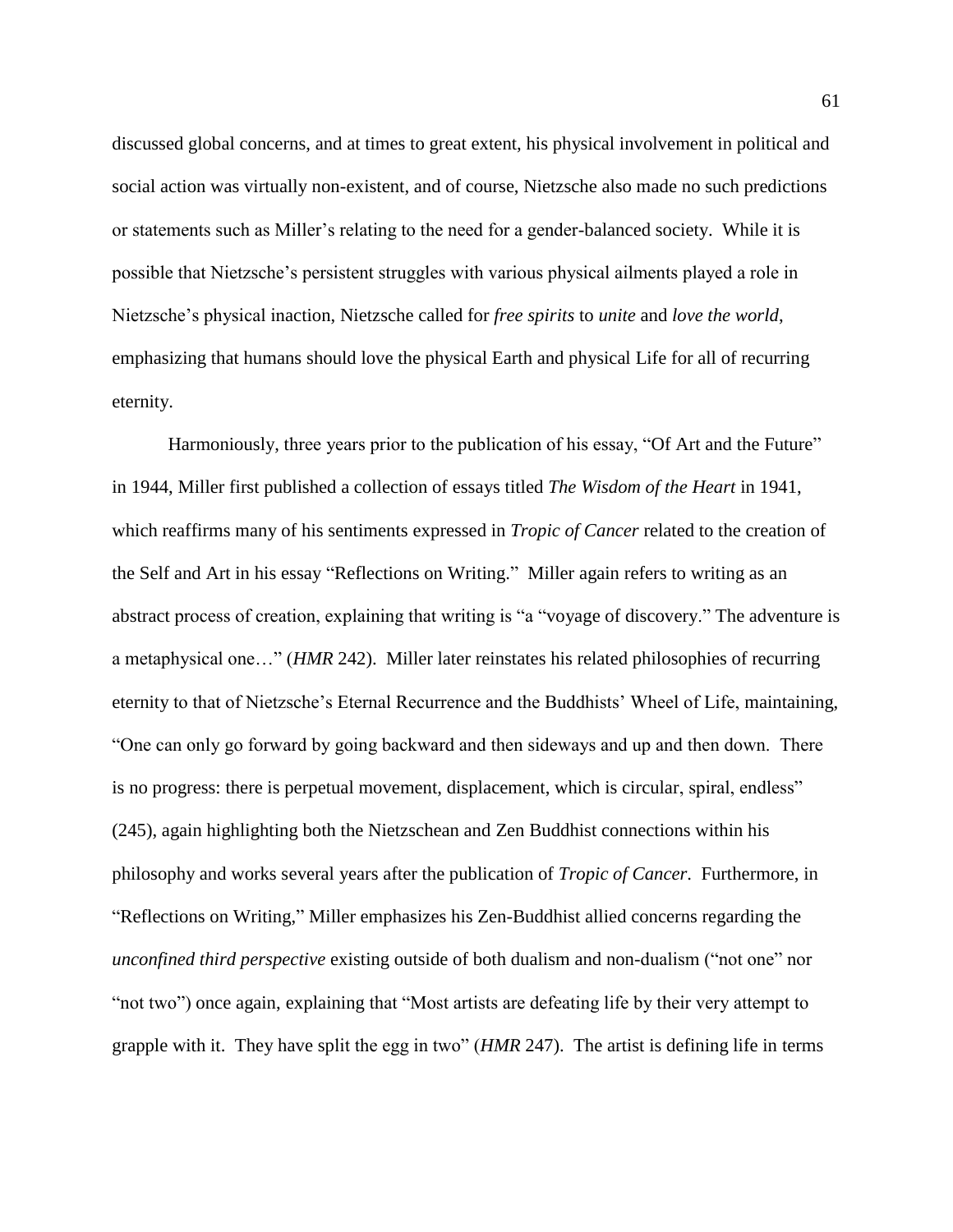discussed global concerns, and at times to great extent, his physical involvement in political and social action was virtually non-existent, and of course, Nietzsche also made no such predictions or statements such as Miller's relating to the need for a gender-balanced society. While it is possible that Nietzsche's persistent struggles with various physical ailments played a role in Nietzsche's physical inaction, Nietzsche called for *free spirits* to *unite* and *love the world*, emphasizing that humans should love the physical Earth and physical Life for all of recurring eternity.

Harmoniously, three years prior to the publication of his essay, "Of Art and the Future" in 1944, Miller first published a collection of essays titled *The Wisdom of the Heart* in 1941, which reaffirms many of his sentiments expressed in *Tropic of Cancer* related to the creation of the Self and Art in his essay "Reflections on Writing." Miller again refers to writing as an abstract process of creation, explaining that writing is "a "voyage of discovery." The adventure is a metaphysical one…" (*HMR* 242). Miller later reinstates his related philosophies of recurring eternity to that of Nietzsche's Eternal Recurrence and the Buddhists' Wheel of Life, maintaining, "One can only go forward by going backward and then sideways and up and then down. There is no progress: there is perpetual movement, displacement, which is circular, spiral, endless" (245), again highlighting both the Nietzschean and Zen Buddhist connections within his philosophy and works several years after the publication of *Tropic of Cancer*. Furthermore, in "Reflections on Writing," Miller emphasizes his Zen-Buddhist allied concerns regarding the *unconfined third perspective* existing outside of both dualism and non-dualism ("not one" nor "not two") once again, explaining that "Most artists are defeating life by their very attempt to grapple with it. They have split the egg in two" (*HMR* 247). The artist is defining life in terms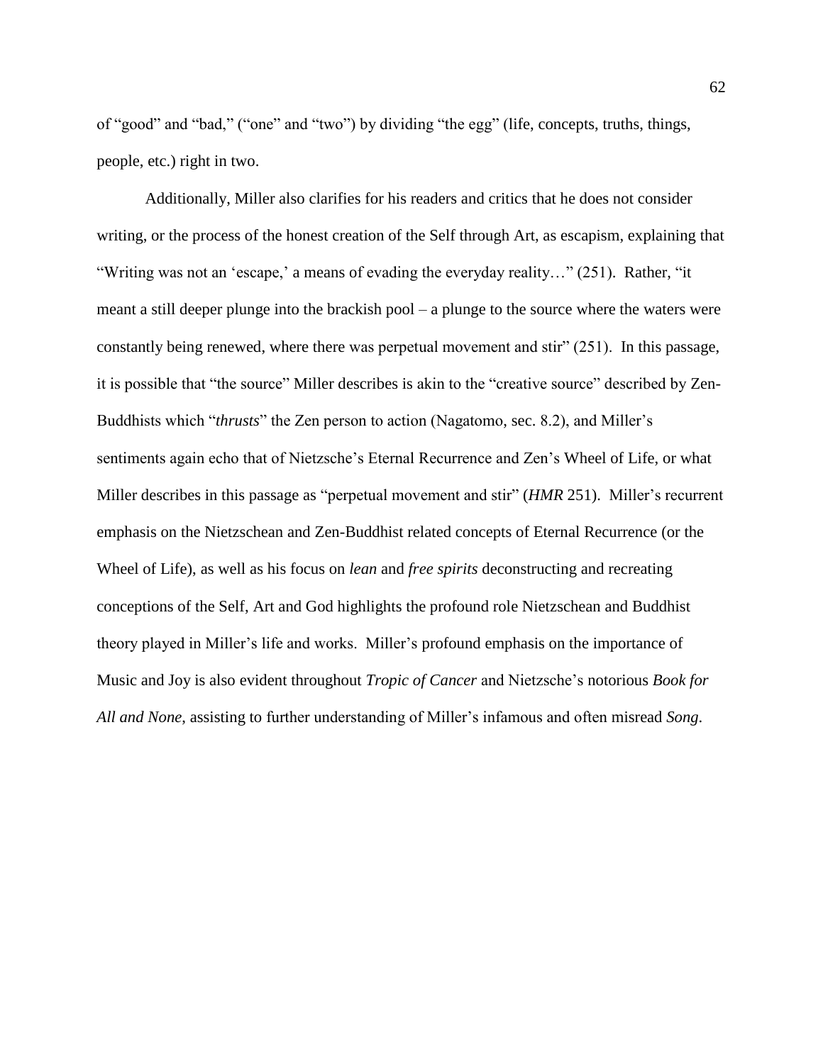of "good" and "bad," ("one" and "two") by dividing "the egg" (life, concepts, truths, things, people, etc.) right in two.

Additionally, Miller also clarifies for his readers and critics that he does not consider writing, or the process of the honest creation of the Self through Art, as escapism, explaining that "Writing was not an 'escape,' a means of evading the everyday reality…" (251). Rather, "it meant a still deeper plunge into the brackish pool – a plunge to the source where the waters were constantly being renewed, where there was perpetual movement and stir" (251). In this passage, it is possible that "the source" Miller describes is akin to the "creative source" described by Zen-Buddhists which "*thrusts*" the Zen person to action (Nagatomo, sec. 8.2), and Miller's sentiments again echo that of Nietzsche's Eternal Recurrence and Zen's Wheel of Life, or what Miller describes in this passage as "perpetual movement and stir" (*HMR* 251). Miller's recurrent emphasis on the Nietzschean and Zen-Buddhist related concepts of Eternal Recurrence (or the Wheel of Life), as well as his focus on *lean* and *free spirits* deconstructing and recreating conceptions of the Self, Art and God highlights the profound role Nietzschean and Buddhist theory played in Miller's life and works. Miller's profound emphasis on the importance of Music and Joy is also evident throughout *Tropic of Cancer* and Nietzsche's notorious *Book for All and None*, assisting to further understanding of Miller's infamous and often misread *Song*.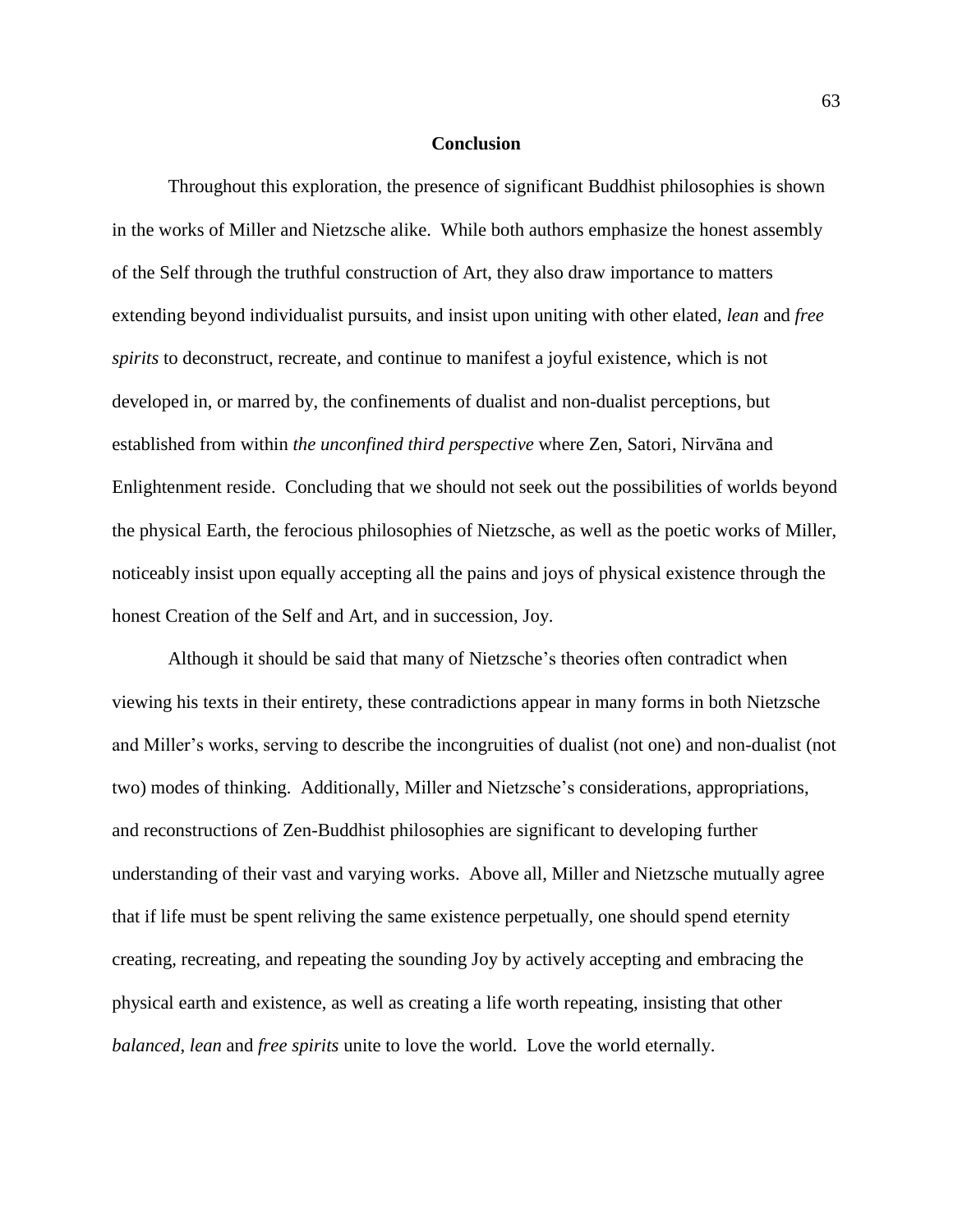## Conclusion

Throughout this exploration, the presence of significant Buddhist philosophies is shown in the works of Miller and Nietzsche alike. While both authors emphasize the honest assembly of the Self through the truthful construction of Art, they also draw importance to matters extending beyond individualist pursuits, and insist upon uniting with other elated, *lean* and *free spirits* to deconstruct, recreate, and continue to manifest a joyful existence, which is not developed in, or marred by, the confinements of dualist and non-dualist perceptions, but established from within *the unconfined third perspective* where Zen, Satori, Nirvāna and Enlightenment reside. Concluding that we should not seek out the possibilities of worlds beyond the physical Earth, the ferocious philosophies of Nietzsche, as well as the poetic works of Miller, noticeably insist upon equally accepting all the pains and joys of physical existence through the honest Creation of the Self and Art, and in succession, Joy.

Although it should be said that many of Nietzsche's theories often contradict when viewing his texts in their entirety, these contradictions appear in many forms in both Nietzsche and Miller's works, serving to describe the incongruities of dualist (not one) and non-dualist (not two) modes of thinking. Additionally, Miller and Nietzsche's considerations, appropriations, and reconstructions of Zen-Buddhist philosophies are significant to developing further understanding of their vast and varying works. Above all, Miller and Nietzsche mutually agree that if life must be spent reliving the same existence perpetually, one should spend eternity creating, recreating, and repeating the sounding Joy by actively accepting and embracing the physical earth and existence, as well as creating a life worth repeating, insisting that other *balanced*, *lean* and *free spirits* unite to love the world. Love the world eternally.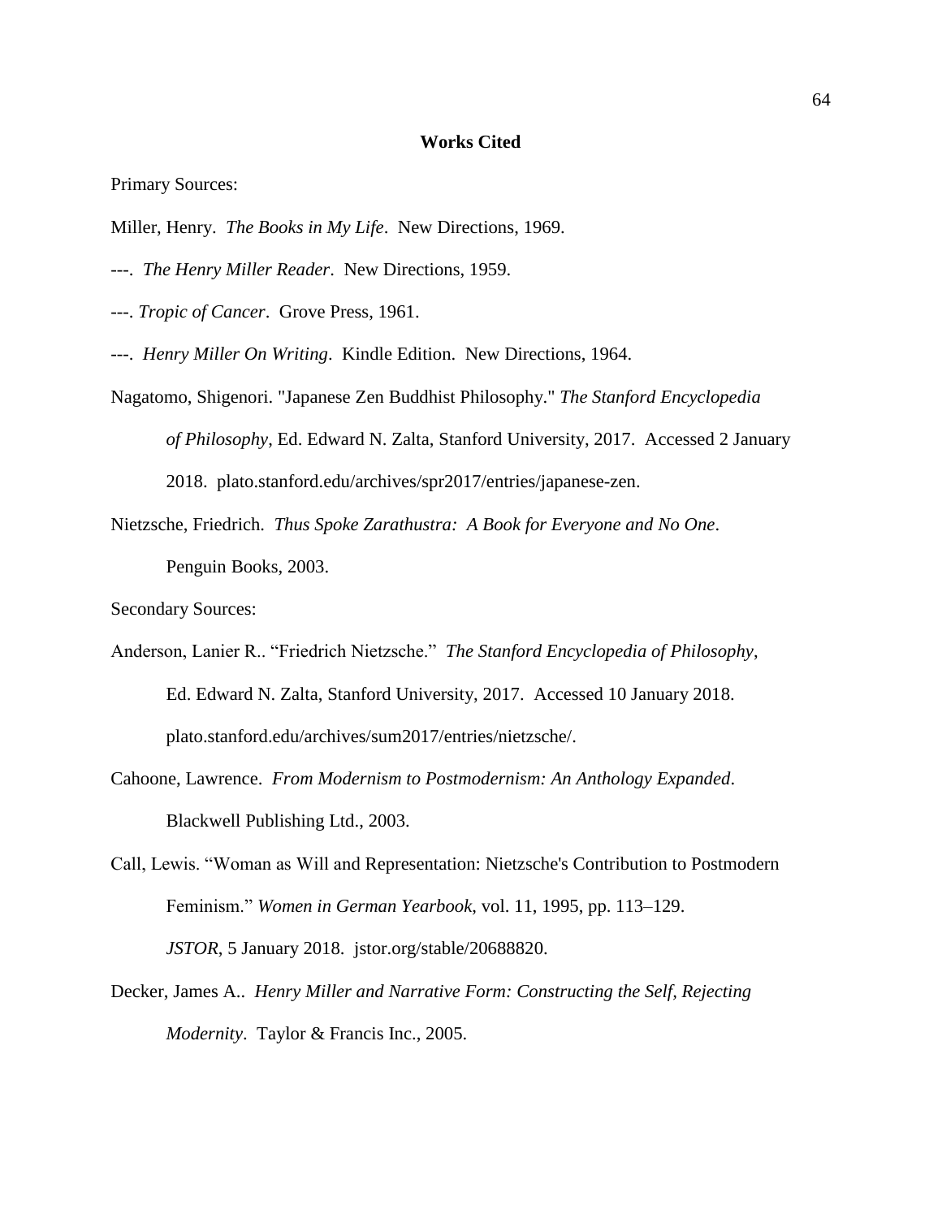## Works Cited

Primary Sources:

Miller, Henry. *The Books in My Life*. New Directions, 1969.

---. *The Henry Miller Reader*. New Directions, 1959.

---. *Tropic of Cancer*. Grove Press, 1961.

---. *Henry Miller On Writing*. Kindle Edition. New Directions, 1964.

Nagatomo, Shigenori. "Japanese Zen Buddhist Philosophy." *The Stanford Encyclopedia of Philosophy*, Ed. Edward N. Zalta, Stanford University, 2017. Accessed 2 January 2018. plato.stanford.edu/archives/spr2017/entries/japanese-zen.

Nietzsche, Friedrich. *Thus Spoke Zarathustra: A Book for Everyone and No One*. Penguin Books, 2003.

Secondary Sources:

Anderson, Lanier R.. "Friedrich Nietzsche." *The Stanford Encyclopedia of Philosophy*, Ed. Edward N. Zalta, Stanford University, 2017. Accessed 10 January 2018. plato.stanford.edu/archives/sum2017/entries/nietzsche/.

Cahoone, Lawrence. *From Modernism to Postmodernism: An Anthology Expanded*. Blackwell Publishing Ltd., 2003.

Call, Lewis. "Woman as Will and Representation: Nietzsche's Contribution to Postmodern Feminism." *Women in German Yearbook*, vol. 11, 1995, pp. 113–129. *JSTOR*, 5 January 2018. jstor.org/stable/20688820.

Decker, James A.. *Henry Miller and Narrative Form: Constructing the Self, Rejecting Modernity*. Taylor & Francis Inc., 2005.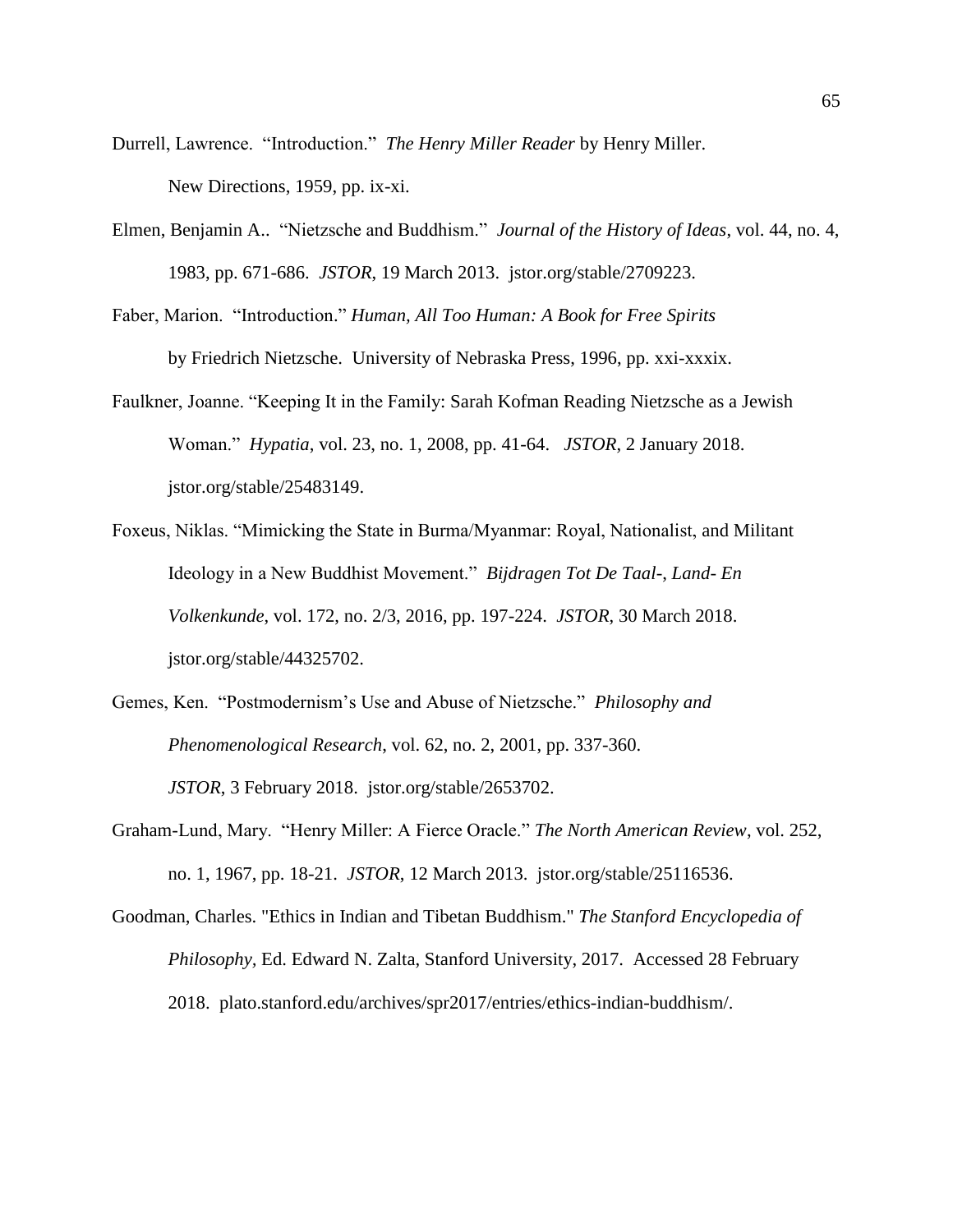Durrell, Lawrence. "Introduction." *The Henry Miller Reader* by Henry Miller. New Directions, 1959, pp. ix-xi.

Elmen, Benjamin A.. "Nietzsche and Buddhism." *Journal of the History of Ideas*, vol. 44, no. 4, 1983, pp. 671-686. *JSTOR*, 19 March 2013. jstor.org/stable/2709223.

Faber, Marion. "Introduction." *Human, All Too Human: A Book for Free Spirits* by Friedrich Nietzsche. University of Nebraska Press, 1996, pp. xxi-xxxix.

Faulkner, Joanne. "Keeping It in the Family: Sarah Kofman Reading Nietzsche as a Jewish Woman." *Hypatia*, vol. 23, no. 1, 2008, pp. 41-64. *JSTOR*, 2 January 2018. jstor.org/stable/25483149.

Foxeus, Niklas. "Mimicking the State in Burma/Myanmar: Royal, Nationalist, and Militant Ideology in a New Buddhist Movement." *Bijdragen Tot De Taal-, Land- En Volkenkunde*, vol. 172, no. 2/3, 2016, pp. 197-224. *JSTOR*, 30 March 2018. jstor.org/stable/44325702.

Gemes, Ken. "Postmodernism's Use and Abuse of Nietzsche." *Philosophy and Phenomenological Research*, vol. 62, no. 2, 2001, pp. 337-360. *JSTOR*, 3 February 2018. jstor.org/stable/2653702.

Graham-Lund, Mary. "Henry Miller: A Fierce Oracle." *The North American Review*, vol. 252, no. 1, 1967, pp. 18-21. *JSTOR*, 12 March 2013. jstor.org/stable/25116536.

Goodman, Charles. "Ethics in Indian and Tibetan Buddhism." *The Stanford Encyclopedia of Philosophy*, Ed. Edward N. Zalta, Stanford University, 2017. Accessed 28 February 2018. plato.stanford.edu/archives/spr2017/entries/ethics-indian-buddhism/.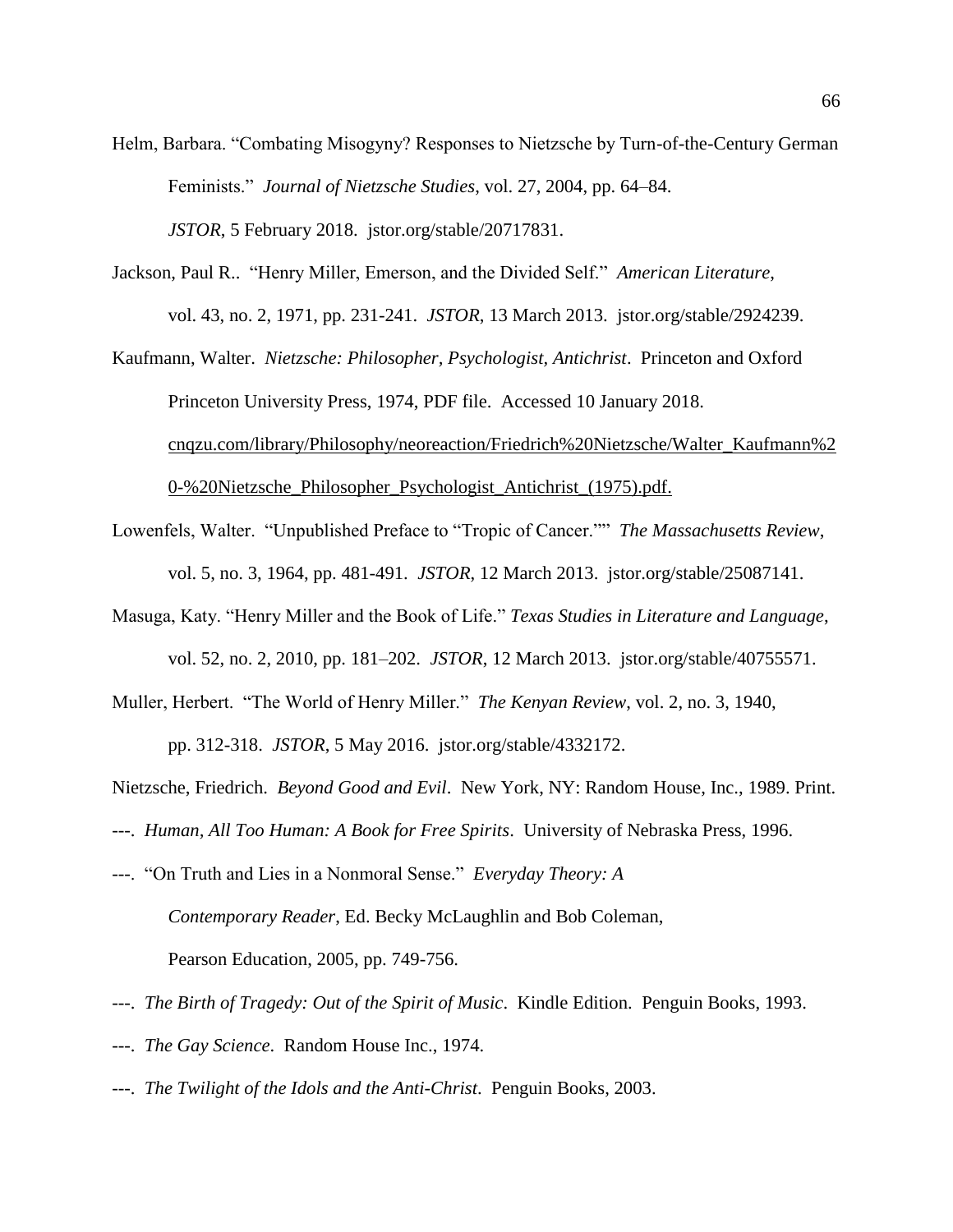Helm, Barbara. "Combating Misogyny? Responses to Nietzsche by Turn-of-the-Century German Feminists." *Journal of Nietzsche Studies*, vol. 27, 2004, pp. 64–84. *JSTOR*, 5 February 2018. jstor.org/stable/20717831.

Jackson, Paul R.. "Henry Miller, Emerson, and the Divided Self." *American Literature*, vol. 43, no. 2, 1971, pp. 231-241. *JSTOR*, 13 March 2013. jstor.org/stable/2924239.

Kaufmann, Walter. *Nietzsche: Philosopher, Psychologist, Antichrist*. Princeton and Oxford Princeton University Press, 1974, PDF file. Accessed 10 January 2018. cnqzu.com/library/Philosophy/neoreaction/Friedrich%20Nietzsche/Walter_Kaufmann%20-%20Nietzsche_Philosopher_Psychologist_Antichrist_(1975).pdf.

Lowenfels, Walter. "Unpublished Preface to "Tropic of Cancer."" *The Massachusetts Review*, vol. 5, no. 3, 1964, pp. 481-491. *JSTOR*, 12 March 2013. jstor.org/stable/25087141.

Masuga, Katy. "Henry Miller and the Book of Life." *Texas Studies in Literature and Language*, vol. 52, no. 2, 2010, pp. 181–202. *JSTOR*, 12 March 2013. jstor.org/stable/40755571.

Muller, Herbert. "The World of Henry Miller." *The Kenyan Review*, vol. 2, no. 3, 1940, pp. 312-318. *JSTOR*, 5 May 2016. jstor.org/stable/4332172.

Nietzsche, Friedrich. *Beyond Good and Evil*. New York, NY: Random House, Inc., 1989. Print.

---. *Human, All Too Human: A Book for Free Spirits*. University of Nebraska Press, 1996.

---. "On Truth and Lies in a Nonmoral Sense." *Everyday Theory: A Contemporary Reader*, Ed. Becky McLaughlin and Bob Coleman, Pearson Education, 2005, pp. 749-756.

---. *The Birth of Tragedy: Out of the Spirit of Music*. Kindle Edition. Penguin Books, 1993.

---. *The Gay Science*. Random House Inc., 1974.

---. *The Twilight of the Idols and the Anti-Christ*. Penguin Books, 2003.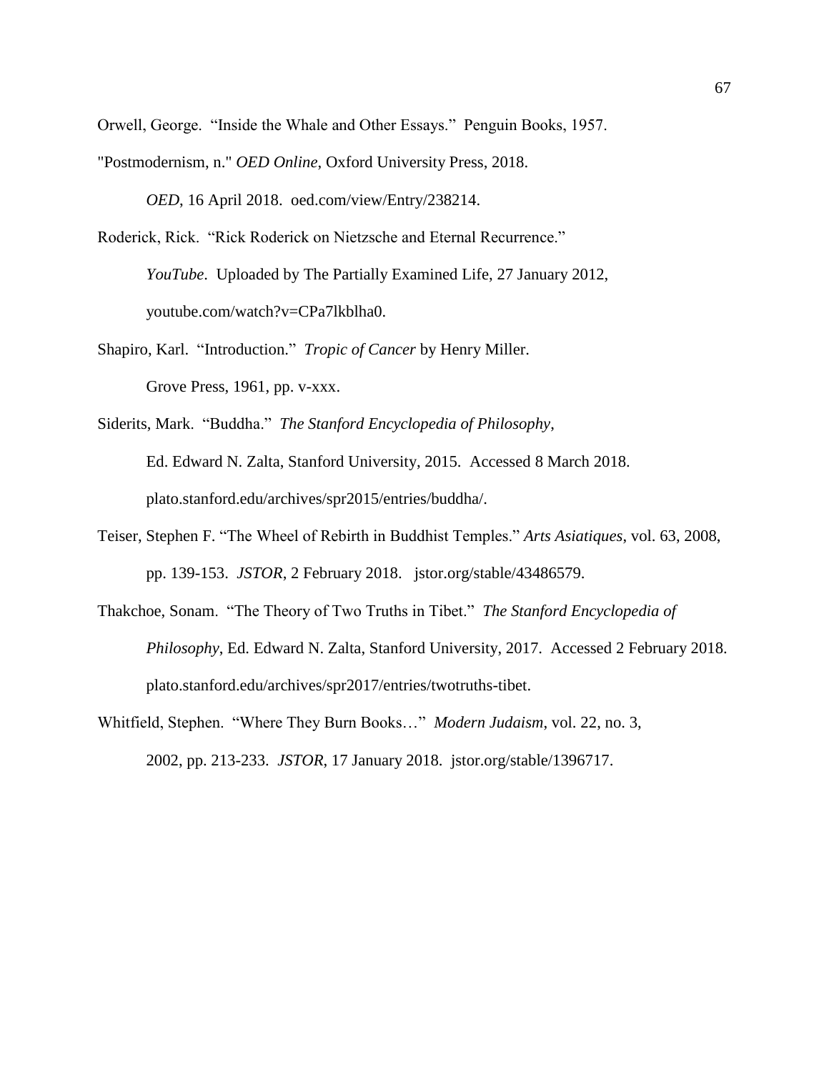Orwell, George. "Inside the Whale and Other Essays." Penguin Books, 1957.

"Postmodernism, n." *OED Online*, Oxford University Press, 2018. *OED*, 16 April 2018. oed.com/view/Entry/238214.

Roderick, Rick. "Rick Roderick on Nietzsche and Eternal Recurrence." *YouTube*. Uploaded by The Partially Examined Life, 27 January 2012, youtube.com/watch?v=CPa7lkblha0.

Shapiro, Karl. "Introduction." *Tropic of Cancer* by Henry Miller. Grove Press, 1961, pp. v-xxx.

Siderits, Mark. "Buddha." *The Stanford Encyclopedia of Philosophy*, Ed. Edward N. Zalta, Stanford University, 2015. Accessed 8 March 2018. plato.stanford.edu/archives/spr2015/entries/buddha/.

Teiser, Stephen F. "The Wheel of Rebirth in Buddhist Temples." *Arts Asiatiques*, vol. 63, 2008, pp. 139-153. *JSTOR*, 2 February 2018. jstor.org/stable/43486579.

Thakchoe, Sonam. "The Theory of Two Truths in Tibet." *The Stanford Encyclopedia of Philosophy*, Ed. Edward N. Zalta, Stanford University, 2017. Accessed 2 February 2018. plato.stanford.edu/archives/spr2017/entries/twotruths-tibet.

Whitfield, Stephen. "Where They Burn Books…" *Modern Judaism*, vol. 22, no. 3, 2002, pp. 213-233. *JSTOR*, 17 January 2018. jstor.org/stable/1396717.